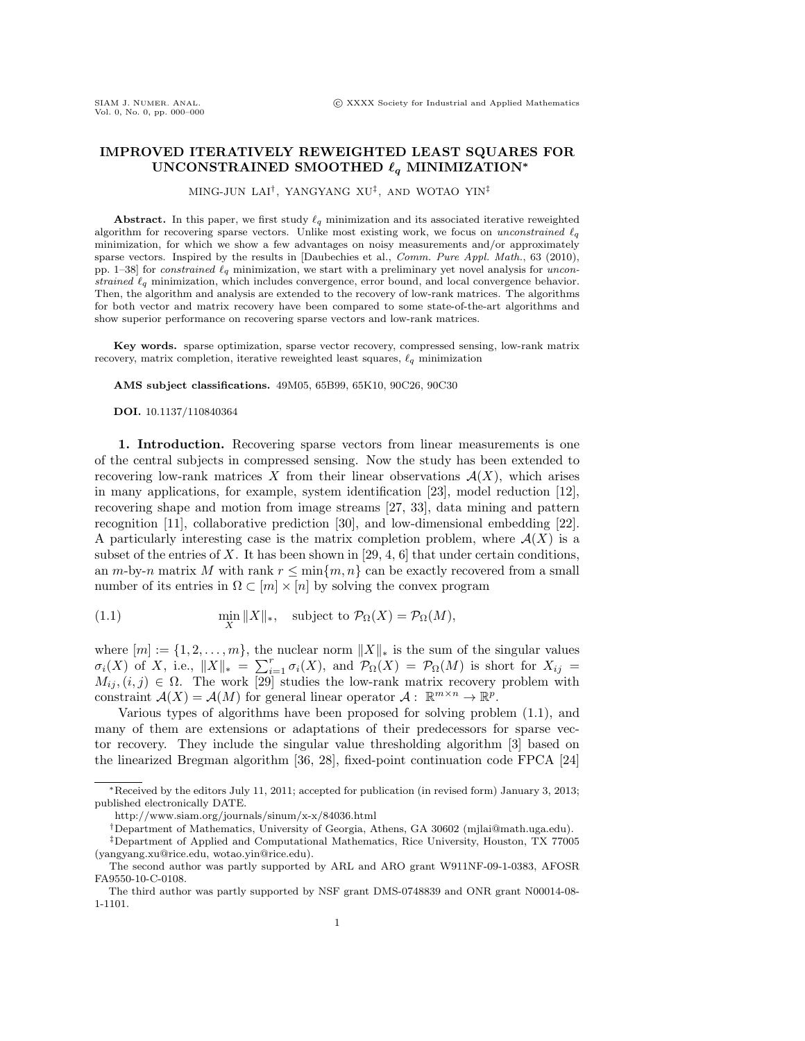# IMPROVED ITERATIVELY REWEIGHTED LEAST SQUARES FOR UNCONSTRAINED SMOOTHED $\ell_q$ MINIMIZATION*

MING-JUN LAI[†], YANGYANG XU[‡], AND WOTAO YIN[‡]

**Abstract.** In this paper, we first study $\ell_q$ minimization and its associated iterative reweighted algorithm for recovering sparse vectors. Unlike most existing work, we focus on *unconstrained* $\ell_q$ minimization, for which we show a few advantages on noisy measurements and/or approximately sparse vectors. Inspired by the results in [Daubechies et al., *Comm. Pure Appl. Math.*, 63 (2010), pp. 1–38] for *constrained* $\ell_q$ minimization, we start with a preliminary yet novel analysis for *unconstrained* $\ell_q$ minimization, which includes convergence, error bound, and local convergence behavior. Then, the algorithm and analysis are extended to the recovery of low-rank matrices. The algorithms for both vector and matrix recovery have been compared to some state-of-the-art algorithms and show superior performance on recovering sparse vectors and low-rank matrices.

**Key words.** sparse optimization, sparse vector recovery, compressed sensing, low-rank matrix recovery, matrix completion, iterative reweighted least squares, $\ell_q$ minimization

**AMS subject classifications.** 49M05, 65B99, 65K10, 90C26, 90C30

**DOI.** 10.1137/110840364

## 1. Introduction.

Recovering sparse vectors from linear measurements is one of the central subjects in compressed sensing. Now the study has been extended to recovering low-rank matrices $X$ from their linear observations $\mathcal{A}(X)$, which arises in many applications, for example, system identification [23], model reduction [12], recovering shape and motion from image streams [27, 33], data mining and pattern recognition [11], collaborative prediction [30], and low-dimensional embedding [22]. A particularly interesting case is the matrix completion problem, where $\mathcal{A}(X)$ is a subset of the entries of $X$. It has been shown in [29, 4, 6] that under certain conditions, an $m$-by-$n$ matrix $M$ with rank $r \leq \min\{m, n\}$ can be exactly recovered from a small number of its entries in $\Omega \subset [m] \times [n]$ by solving the convex program

$$\min_X \|X\|_*, \quad \text{subject to } \mathcal{P}_\Omega(X) = \mathcal{P}_\Omega(M), \tag{1.1}$$

where $[m] := \{1, 2, \ldots, m\}$, the nuclear norm $\|X\|_*$ is the sum of the singular values $\sigma_i(X)$ of $X$, i.e., $\|X\|_* = \sum_{i=1}^r \sigma_i(X)$, and $\mathcal{P}_\Omega(X) = \mathcal{P}_\Omega(M)$ is short for $X_{ij} = M_{ij}, (i,j) \in \Omega$. The work [29] studies the low-rank matrix recovery problem with constraint $\mathcal{A}(X) = \mathcal{A}(M)$ for general linear operator $\mathcal{A}: \mathbb{R}^{m\times n} \to \mathbb{R}^p$.

Various types of algorithms have been proposed for solving problem (1.1), and many of them are extensions or adaptations of their predecessors for sparse vector recovery. They include the singular value thresholding algorithm [3] based on the linearized Bregman algorithm [36, 28], fixed-point continuation code FPCA [24]

---

*Received by the editors July 11, 2011; accepted for publication (in revised form) January 3, 2013; published electronically DATE.

http://www.siam.org/journals/sinum/x-x/84036.html

[†]Department of Mathematics, University of Georgia, Athens, GA 30602 (mjlai@math.uga.edu).

[‡]Department of Applied and Computational Mathematics, Rice University, Houston, TX 77005 (yangyang.xu@rice.edu, wotao.yin@rice.edu).

The second author was partly supported by ARL and ARO grant W911NF-09-1-0383, AFOSR FA9550-10-C-0108.

The third author was partly supported by NSF grant DMS-0748839 and ONR grant N00014-08-1-1101.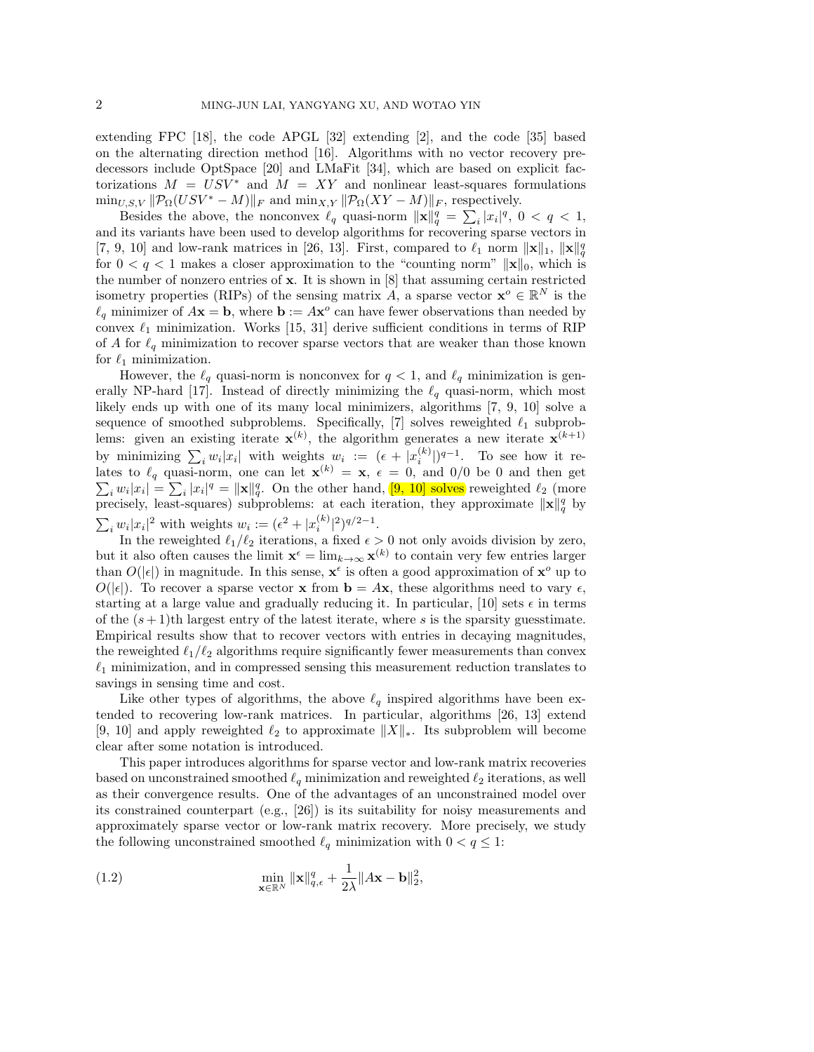extending FPC [18], the code APGL [32] extending [2], and the code [35] based on the alternating direction method [16]. Algorithms with no vector recovery predecessors include OptSpace [20] and LMaFit [34], which are based on explicit factorizations $M = USV^*$ and $M = XY$ and nonlinear least-squares formulations $\min_{U,S,V} \|\mathcal{P}_\Omega(USV^* - M)\|_F$ and $\min_{X,Y} \|\mathcal{P}_\Omega(XY - M)\|_F$, respectively.

Besides the above, the nonconvex $\ell_q$ quasi-norm $\|\mathbf{x}\|_q^q = \sum_i |x_i|^q$, $0 < q < 1$, and its variants have been used to develop algorithms for recovering sparse vectors in [7, 9, 10] and low-rank matrices in [26, 13]. First, compared to $\ell_1$ norm $\|\mathbf{x}\|_1$, $\|\mathbf{x}\|_q^q$ for $0 < q < 1$ makes a closer approximation to the "counting norm" $\|\mathbf{x}\|_0$, which is the number of nonzero entries of $\mathbf{x}$. It is shown in [8] that assuming certain restricted isometry properties (RIPs) of the sensing matrix $A$, a sparse vector $\mathbf{x}^o \in \mathbb{R}^N$ is the $\ell_q$ minimizer of $A\mathbf{x} = \mathbf{b}$, where $\mathbf{b} := A\mathbf{x}^o$ can have fewer observations than needed by convex $\ell_1$ minimization. Works [15, 31] derive sufficient conditions in terms of RIP of $A$ for $\ell_q$ minimization to recover sparse vectors that are weaker than those known for $\ell_1$ minimization.

However, the $\ell_q$ quasi-norm is nonconvex for $q < 1$, and $\ell_q$ minimization is generally NP-hard [17]. Instead of directly minimizing the $\ell_q$ quasi-norm, which most likely ends up with one of its many local minimizers, algorithms [7, 9, 10] solve a sequence of smoothed subproblems. Specifically, [7] solves reweighted $\ell_1$ subproblems: given an existing iterate $\mathbf{x}^{(k)}$, the algorithm generates a new iterate $\mathbf{x}^{(k+1)}$ by minimizing $\sum_i w_i|x_i|$ with weights $w_i := (\epsilon + |x_i^{(k)}|)^{q-1}$. To see how it relates to $\ell_q$ quasi-norm, one can let $\mathbf{x}^{(k)} = \mathbf{x}$, $\epsilon = 0$, and $0/0$ be 0 and then get $\sum_i w_i|x_i| = \sum_i |x_i|^q = \|\mathbf{x}\|_q^q$. On the other hand, [9, 10] solves reweighted $\ell_2$ (more precisely, least-squares) subproblems: at each iteration, they approximate $\|\mathbf{x}\|_q^q$ by $\sum_i w_i|x_i|^2$ with weights $w_i := (\epsilon^2 + |x_i^{(k)}|^2)^{q/2-1}$.

In the reweighted $\ell_1/\ell_2$ iterations, a fixed $\epsilon > 0$ not only avoids division by zero, but it also often causes the limit $\mathbf{x}^\epsilon = \lim_{k\to\infty} \mathbf{x}^{(k)}$ to contain very few entries larger than $O(|\epsilon|)$ in magnitude. In this sense, $\mathbf{x}^\epsilon$ is often a good approximation of $\mathbf{x}^o$ up to $O(|\epsilon|)$. To recover a sparse vector $\mathbf{x}$ from $\mathbf{b} = A\mathbf{x}$, these algorithms need to vary $\epsilon$, starting at a large value and gradually reducing it. In particular, [10] sets $\epsilon$ in terms of the $(s+1)$th largest entry of the latest iterate, where $s$ is the sparsity guesstimate. Empirical results show that to recover vectors with entries in decaying magnitudes, the reweighted $\ell_1/\ell_2$ algorithms require significantly fewer measurements than convex $\ell_1$ minimization, and in compressed sensing this measurement reduction translates to savings in sensing time and cost.

Like other types of algorithms, the above $\ell_q$ inspired algorithms have been extended to recovering low-rank matrices. In particular, algorithms [26, 13] extend [9, 10] and apply reweighted $\ell_2$ to approximate $\|X\|_*$. Its subproblem will become clear after some notation is introduced.

This paper introduces algorithms for sparse vector and low-rank matrix recoveries based on unconstrained smoothed $\ell_q$ minimization and reweighted $\ell_2$ iterations, as well as their convergence results. One of the advantages of an unconstrained model over its constrained counterpart (e.g., [26]) is its suitability for noisy measurements and approximately sparse vector or low-rank matrix recovery. More precisely, we study the following unconstrained smoothed $\ell_q$ minimization with $0 < q \le 1$:

$$\min_{\mathbf{x}\in\mathbb{R}^N} \|\mathbf{x}\|_{q,\epsilon}^q + \frac{1}{2\lambda}\|A\mathbf{x} - \mathbf{b}\|_2^2, \tag{1.2}$$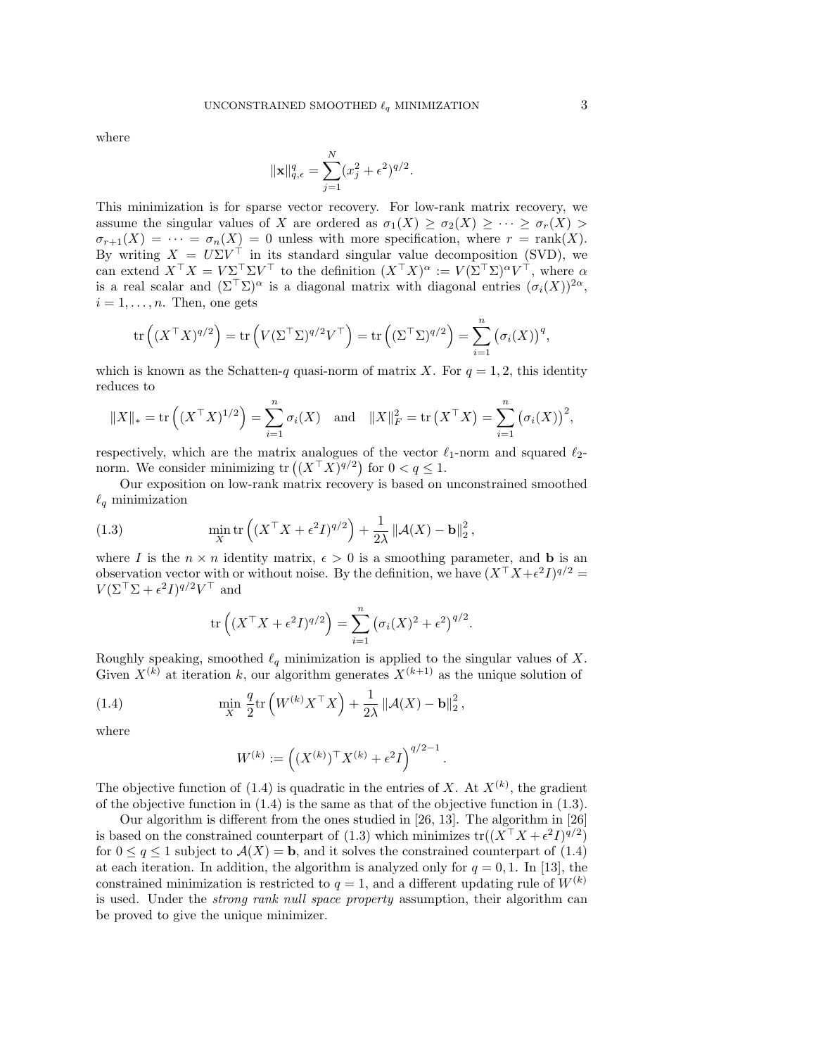where

$$\|\mathbf{x}\|_{q,\epsilon}^q = \sum_{j=1}^N (x_j^2 + \epsilon^2)^{q/2}.$$

This minimization is for sparse vector recovery. For low-rank matrix recovery, we assume the singular values of $X$ are ordered as $\sigma_1(X) \geq \sigma_2(X) \geq \cdots \geq \sigma_r(X) > \sigma_{r+1}(X) = \cdots = \sigma_n(X) = 0$ unless with more specification, where $r = \text{rank}(X)$. By writing $X = U\Sigma V^\top$ in its standard singular value decomposition (SVD), we can extend $X^\top X = V\Sigma^\top \Sigma V^\top$ to the definition $(X^\top X)^\alpha := V(\Sigma^\top \Sigma)^\alpha V^\top$, where $\alpha$ is a real scalar and $(\Sigma^\top \Sigma)^\alpha$ is a diagonal matrix with diagonal entries $(\sigma_i(X))^{2\alpha}$, $i = 1, \ldots, n$. Then, one gets

$$\operatorname{tr}\left((X^\top X)^{q/2}\right) = \operatorname{tr}\left(V(\Sigma^\top \Sigma)^{q/2} V^\top\right) = \operatorname{tr}\left((\Sigma^\top \Sigma)^{q/2}\right) = \sum_{i=1}^n \left(\sigma_i(X)\right)^q,$$

which is known as the Schatten-$q$ quasi-norm of matrix $X$. For $q = 1, 2$, this identity reduces to

$$\|X\|_* = \operatorname{tr}\left((X^\top X)^{1/2}\right) = \sum_{i=1}^n \sigma_i(X) \quad \text{and} \quad \|X\|_F^2 = \operatorname{tr}\left(X^\top X\right) = \sum_{i=1}^n \left(\sigma_i(X)\right)^2,$$

respectively, which are the matrix analogues of the vector $\ell_1$-norm and squared $\ell_2$-norm. We consider minimizing $\operatorname{tr}\left((X^\top X)^{q/2}\right)$ for $0 < q \leq 1$.

Our exposition on low-rank matrix recovery is based on unconstrained smoothed $\ell_q$ minimization

$$\min_X \operatorname{tr}\left((X^\top X + \epsilon^2 I)^{q/2}\right) + \frac{1}{2\lambda} \|\mathcal{A}(X) - \mathbf{b}\|_2^2, \tag{1.3}$$

where $I$ is the $n \times n$ identity matrix, $\epsilon > 0$ is a smoothing parameter, and $\mathbf{b}$ is an observation vector with or without noise. By the definition, we have $(X^\top X + \epsilon^2 I)^{q/2} = V(\Sigma^\top \Sigma + \epsilon^2 I)^{q/2} V^\top$ and

$$\operatorname{tr}\left((X^\top X + \epsilon^2 I)^{q/2}\right) = \sum_{i=1}^n \left(\sigma_i(X)^2 + \epsilon^2\right)^{q/2}.$$

Roughly speaking, smoothed $\ell_q$ minimization is applied to the singular values of $X$. Given $X^{(k)}$ at iteration $k$, our algorithm generates $X^{(k+1)}$ as the unique solution of

$$\min_X \frac{q}{2} \operatorname{tr}\left(W^{(k)} X^\top X\right) + \frac{1}{2\lambda} \|\mathcal{A}(X) - \mathbf{b}\|_2^2, \tag{1.4}$$

where

$$W^{(k)} := \left((X^{(k)})^\top X^{(k)} + \epsilon^2 I\right)^{q/2-1}.$$

The objective function of (1.4) is quadratic in the entries of $X$. At $X^{(k)}$, the gradient of the objective function in (1.4) is the same as that of the objective function in (1.3).

Our algorithm is different from the ones studied in [26, 13]. The algorithm in [26] is based on the constrained counterpart of (1.3) which minimizes $\operatorname{tr}((X^\top X + \epsilon^2 I)^{q/2})$ for $0 \leq q \leq 1$ subject to $\mathcal{A}(X) = \mathbf{b}$, and it solves the constrained counterpart of (1.4) at each iteration. In addition, the algorithm is analyzed only for $q = 0, 1$. In [13], the constrained minimization is restricted to $q = 1$, and a different updating rule of $W^{(k)}$ is used. Under the *strong rank null space property* assumption, their algorithm can be proved to give the unique minimizer.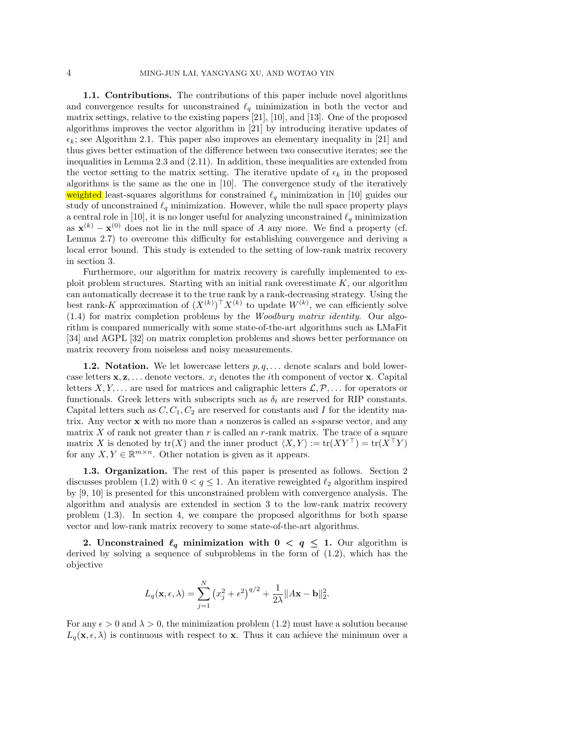**1.1. Contributions.** The contributions of this paper include novel algorithms and convergence results for unconstrained $\ell_q$ minimization in both the vector and matrix settings, relative to the existing papers [21], [10], and [13]. One of the proposed algorithms improves the vector algorithm in [21] by introducing iterative updates of $\epsilon_k$; see Algorithm 2.1. This paper also improves an elementary inequality in [21] and thus gives better estimation of the difference between two consecutive iterates; see the inequalities in Lemma 2.3 and (2.11). In addition, these inequalities are extended from the vector setting to the matrix setting. The iterative update of $\epsilon_k$ in the proposed algorithms is the same as the one in [10]. The convergence study of the iteratively weighted least-squares algorithms for constrained $\ell_q$ minimization in [10] guides our study of unconstrained $\ell_q$ minimization. However, while the null space property plays a central role in [10], it is no longer useful for analyzing unconstrained $\ell_q$ minimization as $\mathbf{x}^{(k)} - \mathbf{x}^{(0)}$ does not lie in the null space of $A$ any more. We find a property (cf. Lemma 2.7) to overcome this difficulty for establishing convergence and deriving a local error bound. This study is extended to the setting of low-rank matrix recovery in section 3.

Furthermore, our algorithm for matrix recovery is carefully implemented to exploit problem structures. Starting with an initial rank overestimate $K$, our algorithm can automatically decrease it to the true rank by a rank-decreasing strategy. Using the best rank-$K$ approximation of $(X^{(k)})^\top X^{(k)}$ to update $W^{(k)}$, we can efficiently solve (1.4) for matrix completion problems by the *Woodbury matrix identity*. Our algorithm is compared numerically with some state-of-the-art algorithms such as LMaFit [34] and AGPL [32] on matrix completion problems and shows better performance on matrix recovery from noiseless and noisy measurements.

**1.2. Notation.** We let lowercase letters $p, q, \ldots$ denote scalars and bold lowercase letters $\mathbf{x}, \mathbf{z}, \ldots$ denote vectors. $x_i$ denotes the $i$th component of vector $\mathbf{x}$. Capital letters $X, Y, \ldots$ are used for matrices and caligraphic letters $\mathcal{L}, \mathcal{P}, \ldots$ for operators or functionals. Greek letters with subscripts such as $\delta_t$ are reserved for RIP constants. Capital letters such as $C, C_1, C_2$ are reserved for constants and $I$ for the identity matrix. Any vector $\mathbf{x}$ with no more than $s$ nonzeros is called an $s$-sparse vector, and any matrix $X$ of rank not greater than $r$ is called an $r$-rank matrix. The trace of a square matrix $X$ is denoted by $\mathrm{tr}(X)$ and the inner product $\langle X, Y\rangle := \mathrm{tr}(XY^\top) = \mathrm{tr}(X^\top Y)$ for any $X, Y \in \mathbb{R}^{m\times n}$. Other notation is given as it appears.

**1.3. Organization.** The rest of this paper is presented as follows. Section 2 discusses problem (1.2) with $0 < q \leq 1$. An iterative reweighted $\ell_2$ algorithm inspired by [9, 10] is presented for this unconstrained problem with convergence analysis. The algorithm and analysis are extended in section 3 to the low-rank matrix recovery problem (1.3). In section 4, we compare the proposed algorithms for both sparse vector and low-rank matrix recovery to some state-of-the-art algorithms.

## 2. Unconstrained $\ell_q$ minimization with $0 < q \leq 1$.

Our algorithm is derived by solving a sequence of subproblems in the form of (1.2), which has the objective

$$L_q(\mathbf{x}, \epsilon, \lambda) = \sum_{j=1}^{N} \left(x_j^2 + \epsilon^2\right)^{q/2} + \frac{1}{2\lambda}\|A\mathbf{x} - \mathbf{b}\|_2^2.$$

For any $\epsilon > 0$ and $\lambda > 0$, the minimization problem (1.2) must have a solution because $L_q(\mathbf{x}, \epsilon, \lambda)$ is continuous with respect to $\mathbf{x}$. Thus it can achieve the minimum over a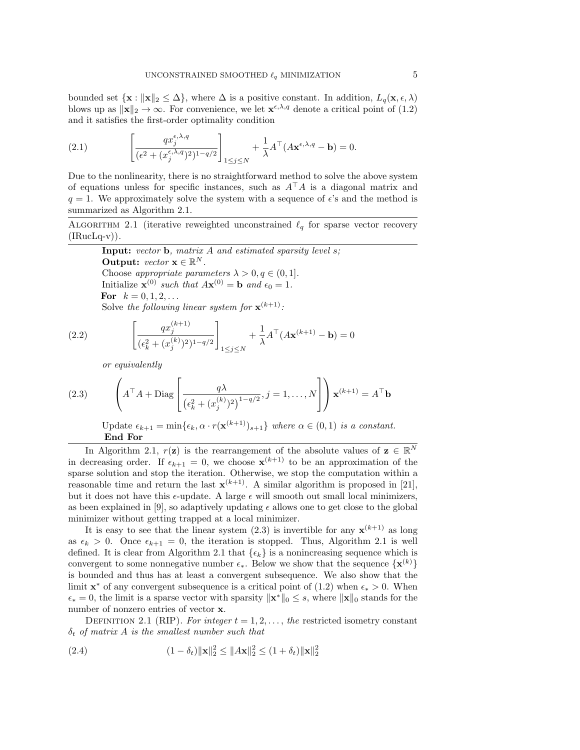bounded set $\{\mathbf{x} : \|\mathbf{x}\|_2 \leq \Delta\}$, where $\Delta$ is a positive constant. In addition, $L_q(\mathbf{x}, \epsilon, \lambda)$ blows up as $\|\mathbf{x}\|_2 \to \infty$. For convenience, we let $\mathbf{x}^{\epsilon,\lambda,q}$ denote a critical point of (1.2) and it satisfies the first-order optimality condition

$$\left[\frac{q x_j^{\epsilon,\lambda,q}}{(\epsilon^2 + (x_j^{\epsilon,\lambda,q})^2)^{1-q/2}}\right]_{1\leq j\leq N} + \frac{1}{\lambda} A^\top (A\mathbf{x}^{\epsilon,\lambda,q} - \mathbf{b}) = 0. \tag{2.1}$$

Due to the nonlinearity, there is no straightforward method to solve the above system of equations unless for specific instances, such as $A^\top A$ is a diagonal matrix and $q = 1$. We approximately solve the system with a sequence of $\epsilon$'s and the method is summarized as Algorithm 2.1.

---

ALGORITHM 2.1 (iterative reweighted unconstrained $\ell_q$ for sparse vector recovery (IRucLq-v)).

---

**Input:** *vector* $\mathbf{b}$*, matrix* $A$ *and estimated sparsity level* $s$*;*
**Output:** *vector* $\mathbf{x} \in \mathbb{R}^N$.
Choose *appropriate parameters* $\lambda > 0, q \in (0, 1]$.
Initialize $\mathbf{x}^{(0)}$ *such that* $A\mathbf{x}^{(0)} = \mathbf{b}$ *and* $\epsilon_0 = 1$.
**For** $k = 0, 1, 2, \ldots$
Solve *the following linear system for* $\mathbf{x}^{(k+1)}$*:*

$$\left[\frac{q x_j^{(k+1)}}{(\epsilon_k^2 + (x_j^{(k)})^2)^{1-q/2}}\right]_{1\leq j\leq N} + \frac{1}{\lambda} A^\top (A\mathbf{x}^{(k+1)} - \mathbf{b}) = 0 \tag{2.2}$$

*or equivalently*

$$\left(A^\top A + \mathrm{Diag}\left[\frac{q\lambda}{\left(\epsilon_k^2 + (x_j^{(k)})^2\right)^{1-q/2}}, j = 1, \ldots, N\right]\right)\mathbf{x}^{(k+1)} = A^\top \mathbf{b} \tag{2.3}$$

Update $\epsilon_{k+1} = \min\{\epsilon_k, \alpha \cdot r(\mathbf{x}^{(k+1)})_{s+1}\}$ *where* $\alpha \in (0, 1)$ *is a constant.*
**End For**

---

In Algorithm 2.1, $r(\mathbf{z})$ is the rearrangement of the absolute values of $\mathbf{z} \in \mathbb{R}^N$ in decreasing order. If $\epsilon_{k+1} = 0$, we choose $\mathbf{x}^{(k+1)}$ to be an approximation of the sparse solution and stop the iteration. Otherwise, we stop the computation within a reasonable time and return the last $\mathbf{x}^{(k+1)}$. A similar algorithm is proposed in [21], but it does not have this $\epsilon$-update. A large $\epsilon$ will smooth out small local minimizers, as been explained in [9], so adaptively updating $\epsilon$ allows one to get close to the global minimizer without getting trapped at a local minimizer.

It is easy to see that the linear system (2.3) is invertible for any $\mathbf{x}^{(k+1)}$ as long as $\epsilon_k > 0$. Once $\epsilon_{k+1} = 0$, the iteration is stopped. Thus, Algorithm 2.1 is well defined. It is clear from Algorithm 2.1 that $\{\epsilon_k\}$ is a nonincreasing sequence which is convergent to some nonnegative number $\epsilon_*$. Below we show that the sequence $\{\mathbf{x}^{(k)}\}$ is bounded and thus has at least a convergent subsequence. We also show that the limit $\mathbf{x}^*$ of any convergent subsequence is a critical point of (1.2) when $\epsilon_* > 0$. When $\epsilon_* = 0$, the limit is a sparse vector with sparsity $\|\mathbf{x}^*\|_0 \leq s$, where $\|\mathbf{x}\|_0$ stands for the number of nonzero entries of vector $\mathbf{x}$.

DEFINITION 2.1 (RIP). *For integer* $t = 1, 2, \ldots,$ *the* restricted isometry constant $\delta_t$ *of matrix* $A$ *is the smallest number such that*

$$(1 - \delta_t)\|\mathbf{x}\|_2^2 \leq \|A\mathbf{x}\|_2^2 \leq (1 + \delta_t)\|\mathbf{x}\|_2^2 \tag{2.4}$$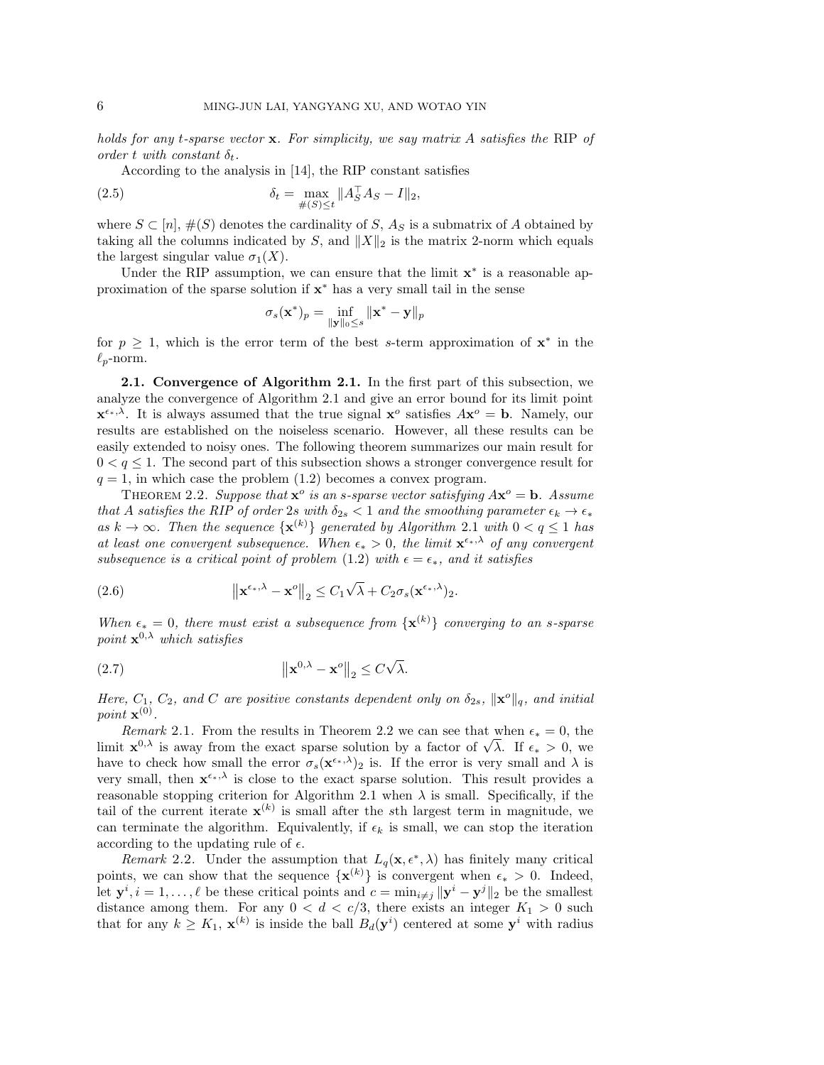*holds for any $t$-sparse vector $\mathbf{x}$. For simplicity, we say matrix $A$ satisfies the* RIP *of order $t$ with constant $\delta_t$.*

According to the analysis in [14], the RIP constant satisfies

$$\delta_t = \max_{\#(S)\leq t} \|A_S^\top A_S - I\|_2, \tag{2.5}$$

where $S \subset [n]$, $\#(S)$ denotes the cardinality of $S$, $A_S$ is a submatrix of $A$ obtained by taking all the columns indicated by $S$, and $\|X\|_2$ is the matrix 2-norm which equals the largest singular value $\sigma_1(X)$.

Under the RIP assumption, we can ensure that the limit $\mathbf{x}^*$ is a reasonable approximation of the sparse solution if $\mathbf{x}^*$ has a very small tail in the sense

$$\sigma_s(\mathbf{x}^*)_p = \inf_{\|\mathbf{y}\|_0 \leq s} \|\mathbf{x}^* - \mathbf{y}\|_p$$

for $p \geq 1$, which is the error term of the best $s$-term approximation of $\mathbf{x}^*$ in the $\ell_p$-norm.

**2.1. Convergence of Algorithm 2.1.** In the first part of this subsection, we analyze the convergence of Algorithm 2.1 and give an error bound for its limit point $\mathbf{x}^{\epsilon_*,\lambda}$. It is always assumed that the true signal $\mathbf{x}^o$ satisfies $A\mathbf{x}^o = \mathbf{b}$. Namely, our results are established on the noiseless scenario. However, all these results can be easily extended to noisy ones. The following theorem summarizes our main result for $0 < q \leq 1$. The second part of this subsection shows a stronger convergence result for $q = 1$, in which case the problem (1.2) becomes a convex program.

THEOREM 2.2. *Suppose that $\mathbf{x}^o$ is an $s$-sparse vector satisfying $A\mathbf{x}^o = \mathbf{b}$. Assume that $A$ satisfies the RIP of order $2s$ with $\delta_{2s} < 1$ and the smoothing parameter $\epsilon_k \to \epsilon_*$ as $k \to \infty$. Then the sequence $\{\mathbf{x}^{(k)}\}$ generated by Algorithm 2.1 with $0 < q \leq 1$ has at least one convergent subsequence. When $\epsilon_* > 0$, the limit $\mathbf{x}^{\epsilon_*,\lambda}$ of any convergent subsequence is a critical point of problem (1.2) with $\epsilon = \epsilon_*$, and it satisfies*

$$\left\|\mathbf{x}^{\epsilon_*,\lambda} - \mathbf{x}^o\right\|_2 \leq C_1\sqrt{\lambda} + C_2\sigma_s(\mathbf{x}^{\epsilon_*,\lambda})_2. \tag{2.6}$$

*When $\epsilon_* = 0$, there must exist a subsequence from $\{\mathbf{x}^{(k)}\}$ converging to an $s$-sparse point $\mathbf{x}^{0,\lambda}$ which satisfies*

$$\left\|\mathbf{x}^{0,\lambda} - \mathbf{x}^o\right\|_2 \leq C\sqrt{\lambda}. \tag{2.7}$$

*Here, $C_1$, $C_2$, and $C$ are positive constants dependent only on $\delta_{2s}$, $\|\mathbf{x}^o\|_q$, and initial point $\mathbf{x}^{(0)}$.*

*Remark* 2.1. From the results in Theorem 2.2 we can see that when $\epsilon_* = 0$, the limit $\mathbf{x}^{0,\lambda}$ is away from the exact sparse solution by a factor of $\sqrt{\lambda}$. If $\epsilon_* > 0$, we have to check how small the error $\sigma_s(\mathbf{x}^{\epsilon_*,\lambda})_2$ is. If the error is very small and $\lambda$ is very small, then $\mathbf{x}^{\epsilon_*,\lambda}$ is close to the exact sparse solution. This result provides a reasonable stopping criterion for Algorithm 2.1 when $\lambda$ is small. Specifically, if the tail of the current iterate $\mathbf{x}^{(k)}$ is small after the $s$th largest term in magnitude, we can terminate the algorithm. Equivalently, if $\epsilon_k$ is small, we can stop the iteration according to the updating rule of $\epsilon$.

*Remark* 2.2. Under the assumption that $L_q(\mathbf{x}, \epsilon^*, \lambda)$ has finitely many critical points, we can show that the sequence $\{\mathbf{x}^{(k)}\}$ is convergent when $\epsilon_* > 0$. Indeed, let $\mathbf{y}^i, i = 1, \ldots, \ell$ be these critical points and $c = \min_{i\neq j} \|\mathbf{y}^i - \mathbf{y}^j\|_2$ be the smallest distance among them. For any $0 < d < c/3$, there exists an integer $K_1 > 0$ such that for any $k \geq K_1$, $\mathbf{x}^{(k)}$ is inside the ball $B_d(\mathbf{y}^i)$ centered at some $\mathbf{y}^i$ with radius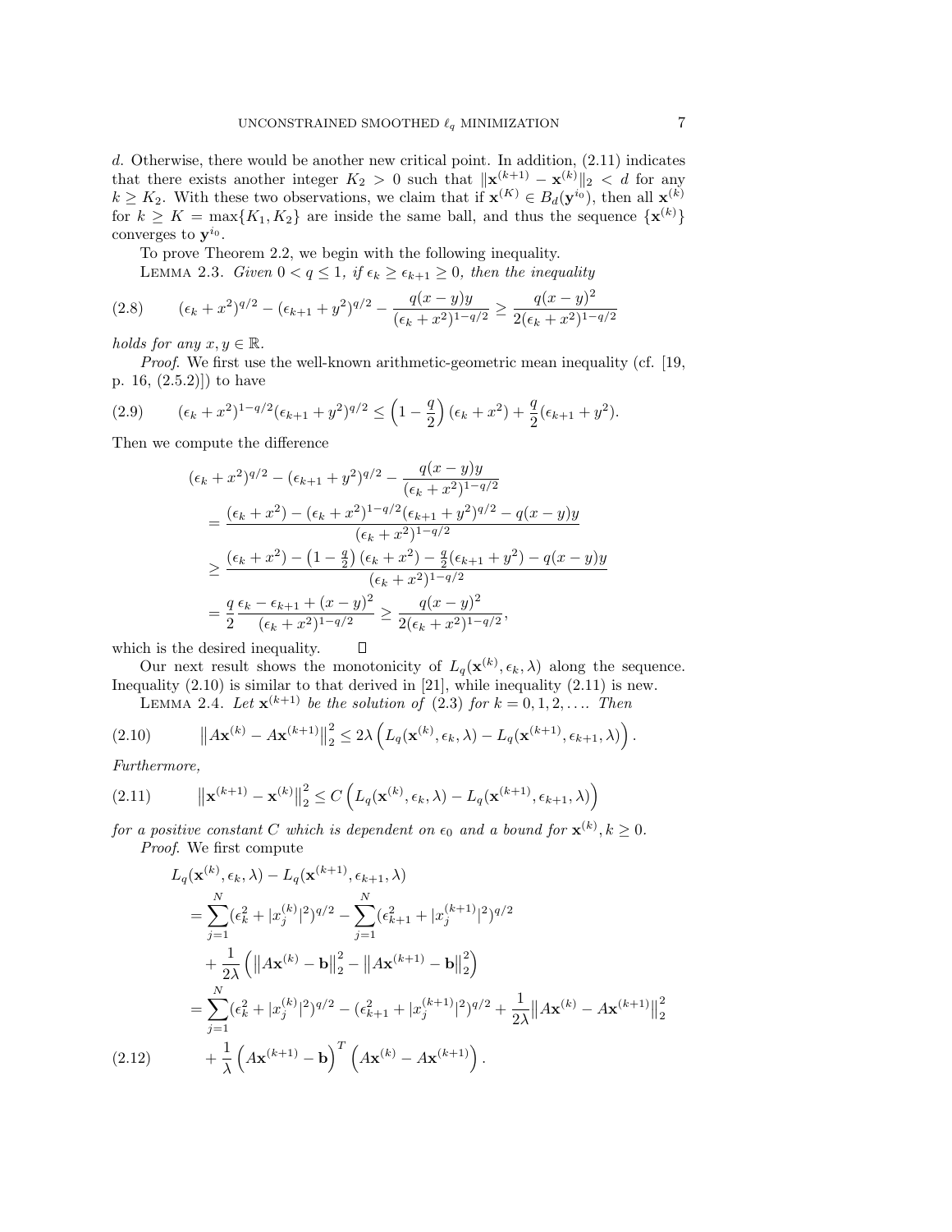$d$. Otherwise, there would be another new critical point. In addition, (2.11) indicates that there exists another integer $K_2 > 0$ such that $\|\mathbf{x}^{(k+1)} - \mathbf{x}^{(k)}\|_2 < d$ for any $k \geq K_2$. With these two observations, we claim that if $\mathbf{x}^{(K)} \in B_d(\mathbf{y}^{i_0})$, then all $\mathbf{x}^{(k)}$ for $k \geq K = \max\{K_1, K_2\}$ are inside the same ball, and thus the sequence $\{\mathbf{x}^{(k)}\}$ converges to $\mathbf{y}^{i_0}$.

To prove Theorem 2.2, we begin with the following inequality.

Lemma 2.3. *Given $0 < q \leq 1$, if $\epsilon_k \geq \epsilon_{k+1} \geq 0$, then the inequality*

$$(\epsilon_k + x^2)^{q/2} - (\epsilon_{k+1} + y^2)^{q/2} - \frac{q(x-y)y}{(\epsilon_k + x^2)^{1-q/2}} \geq \frac{q(x-y)^2}{2(\epsilon_k + x^2)^{1-q/2}} \tag{2.8}$$

*holds for any $x, y \in \mathbb{R}$.*

*Proof.* We first use the well-known arithmetic-geometric mean inequality (cf. [19, p. 16, (2.5.2)]) to have

$$(\epsilon_k + x^2)^{1-q/2}(\epsilon_{k+1} + y^2)^{q/2} \leq \left(1 - \frac{q}{2}\right)(\epsilon_k + x^2) + \frac{q}{2}(\epsilon_{k+1} + y^2). \tag{2.9}$$

Then we compute the difference

$$\begin{aligned}
&(\epsilon_k + x^2)^{q/2} - (\epsilon_{k+1} + y^2)^{q/2} - \frac{q(x-y)y}{(\epsilon_k + x^2)^{1-q/2}} \\
&= \frac{(\epsilon_k + x^2) - (\epsilon_k + x^2)^{1-q/2}(\epsilon_{k+1} + y^2)^{q/2} - q(x-y)y}{(\epsilon_k + x^2)^{1-q/2}} \\
&\geq \frac{(\epsilon_k + x^2) - \left(1 - \frac{q}{2}\right)(\epsilon_k + x^2) - \frac{q}{2}(\epsilon_{k+1} + y^2) - q(x-y)y}{(\epsilon_k + x^2)^{1-q/2}} \\
&= \frac{q}{2}\frac{\epsilon_k - \epsilon_{k+1} + (x-y)^2}{(\epsilon_k + x^2)^{1-q/2}} \geq \frac{q(x-y)^2}{2(\epsilon_k + x^2)^{1-q/2}},
\end{aligned}$$

which is the desired inequality. $\square$

Our next result shows the monotonicity of $L_q(\mathbf{x}^{(k)}, \epsilon_k, \lambda)$ along the sequence. Inequality (2.10) is similar to that derived in [21], while inequality (2.11) is new.

Lemma 2.4. *Let $\mathbf{x}^{(k+1)}$ be the solution of (2.3) for $k = 0, 1, 2, \ldots$. Then*

$$\left\|A\mathbf{x}^{(k)} - A\mathbf{x}^{(k+1)}\right\|_2^2 \leq 2\lambda\left(L_q(\mathbf{x}^{(k)}, \epsilon_k, \lambda) - L_q(\mathbf{x}^{(k+1)}, \epsilon_{k+1}, \lambda)\right). \tag{2.10}$$

*Furthermore,*

$$\left\|\mathbf{x}^{(k+1)} - \mathbf{x}^{(k)}\right\|_2^2 \leq C\left(L_q(\mathbf{x}^{(k)}, \epsilon_k, \lambda) - L_q(\mathbf{x}^{(k+1)}, \epsilon_{k+1}, \lambda)\right) \tag{2.11}$$

*for a positive constant $C$ which is dependent on $\epsilon_0$ and a bound for $\mathbf{x}^{(k)}, k \geq 0$.*

*Proof.* We first compute

$$\begin{aligned}
&L_q(\mathbf{x}^{(k)}, \epsilon_k, \lambda) - L_q(\mathbf{x}^{(k+1)}, \epsilon_{k+1}, \lambda) \\
&= \sum_{j=1}^{N}(\epsilon_k^2 + |x_j^{(k)}|^2)^{q/2} - \sum_{j=1}^{N}(\epsilon_{k+1}^2 + |x_j^{(k+1)}|^2)^{q/2} \\
&\quad + \frac{1}{2\lambda}\left(\left\|A\mathbf{x}^{(k)} - \mathbf{b}\right\|_2^2 - \left\|A\mathbf{x}^{(k+1)} - \mathbf{b}\right\|_2^2\right) \\
&= \sum_{j=1}^{N}(\epsilon_k^2 + |x_j^{(k)}|^2)^{q/2} - (\epsilon_{k+1}^2 + |x_j^{(k+1)}|^2)^{q/2} + \frac{1}{2\lambda}\left\|A\mathbf{x}^{(k)} - A\mathbf{x}^{(k+1)}\right\|_2^2 \\
&\quad + \frac{1}{\lambda}\left(A\mathbf{x}^{(k+1)} - \mathbf{b}\right)^T\left(A\mathbf{x}^{(k)} - A\mathbf{x}^{(k+1)}\right).
\end{aligned} \tag{2.12}$$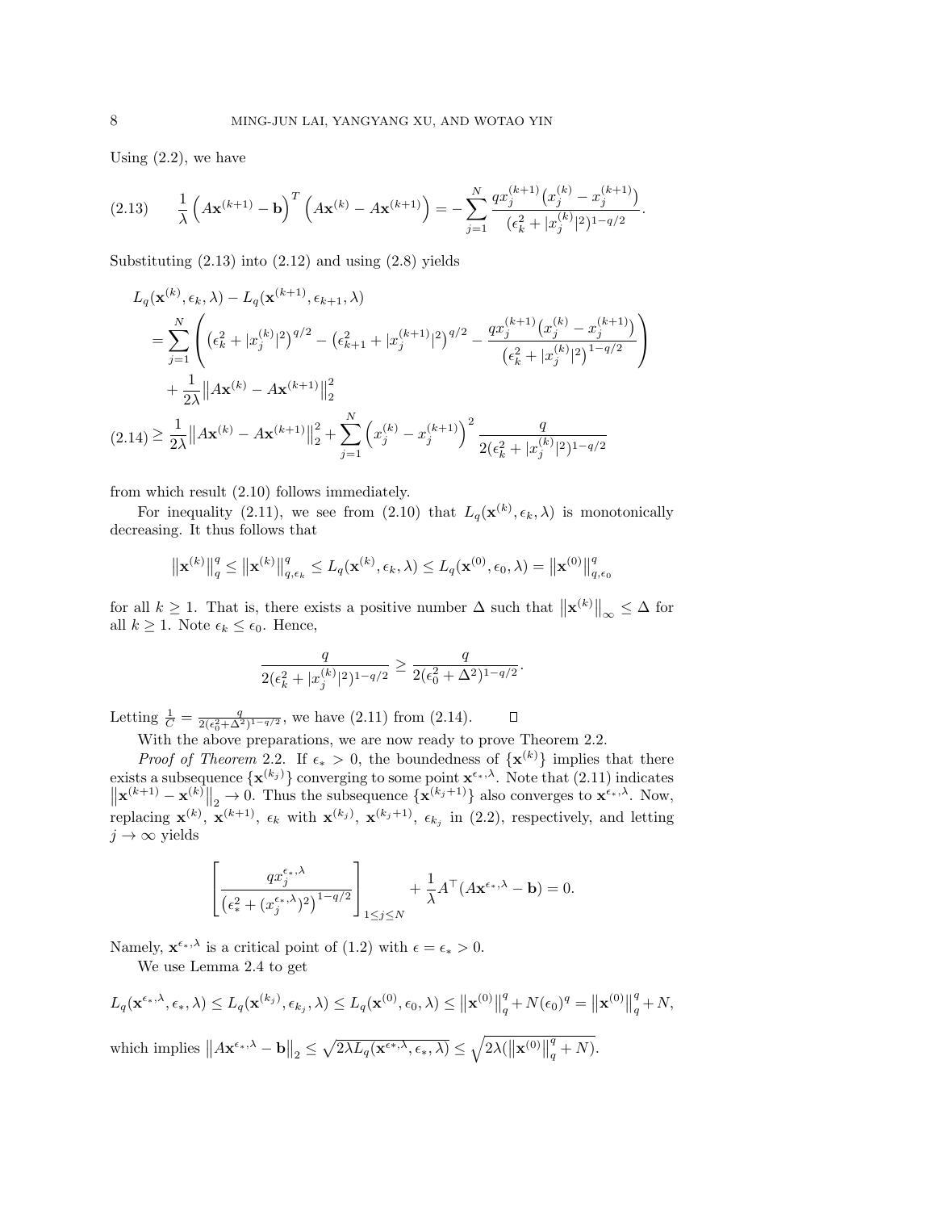Using (2.2), we have

$$
\frac{1}{\lambda}\left(A\mathbf{x}^{(k+1)}-\mathbf{b}\right)^T\left(A\mathbf{x}^{(k)}-A\mathbf{x}^{(k+1)}\right)=-\sum_{j=1}^{N}\frac{qx_j^{(k+1)}\big(x_j^{(k)}-x_j^{(k+1)}\big)}{(\epsilon_k^2+|x_j^{(k)}|^2)^{1-q/2}}. \tag{2.13}
$$

Substituting (2.13) into (2.12) and using (2.8) yields

$$
\begin{aligned}
&L_q(\mathbf{x}^{(k)},\epsilon_k,\lambda)-L_q(\mathbf{x}^{(k+1)},\epsilon_{k+1},\lambda)\\
&=\sum_{j=1}^{N}\left(\big(\epsilon_k^2+|x_j^{(k)}|^2\big)^{q/2}-\big(\epsilon_{k+1}^2+|x_j^{(k+1)}|^2\big)^{q/2}-\frac{qx_j^{(k+1)}\big(x_j^{(k)}-x_j^{(k+1)}\big)}{\big(\epsilon_k^2+|x_j^{(k)}|^2\big)^{1-q/2}}\right)\\
&\quad+\frac{1}{2\lambda}\big\|A\mathbf{x}^{(k)}-A\mathbf{x}^{(k+1)}\big\|_2^2\\
&\geq\frac{1}{2\lambda}\big\|A\mathbf{x}^{(k)}-A\mathbf{x}^{(k+1)}\big\|_2^2+\sum_{j=1}^{N}\left(x_j^{(k)}-x_j^{(k+1)}\right)^2\frac{q}{2(\epsilon_k^2+|x_j^{(k)}|^2)^{1-q/2}}
\end{aligned} \tag{2.14}
$$

from which result (2.10) follows immediately.

For inequality (2.11), we see from (2.10) that $L_q(\mathbf{x}^{(k)},\epsilon_k,\lambda)$ is monotonically decreasing. It thus follows that

$$
\big\|\mathbf{x}^{(k)}\big\|_q^q\leq\big\|\mathbf{x}^{(k)}\big\|_{q,\epsilon_k}^q\leq L_q(\mathbf{x}^{(k)},\epsilon_k,\lambda)\leq L_q(\mathbf{x}^{(0)},\epsilon_0,\lambda)=\big\|\mathbf{x}^{(0)}\big\|_{q,\epsilon_0}^q
$$

for all $k\geq 1$. That is, there exists a positive number $\Delta$ such that $\big\|\mathbf{x}^{(k)}\big\|_\infty\leq\Delta$ for all $k\geq 1$. Note $\epsilon_k\leq\epsilon_0$. Hence,

$$
\frac{q}{2(\epsilon_k^2+|x_j^{(k)}|^2)^{1-q/2}}\geq\frac{q}{2(\epsilon_0^2+\Delta^2)^{1-q/2}}.
$$

Letting $\frac{1}{C}=\frac{q}{2(\epsilon_0^2+\Delta^2)^{1-q/2}}$, we have (2.11) from (2.14). $\square$

With the above preparations, we are now ready to prove Theorem 2.2.

*Proof of Theorem* 2.2. If $\epsilon_*>0$, the boundedness of $\{\mathbf{x}^{(k)}\}$ implies that there exists a subsequence $\{\mathbf{x}^{(k_j)}\}$ converging to some point $\mathbf{x}^{\epsilon_*,\lambda}$. Note that (2.11) indicates $\big\|\mathbf{x}^{(k+1)}-\mathbf{x}^{(k)}\big\|_2\to 0$. Thus the subsequence $\{\mathbf{x}^{(k_j+1)}\}$ also converges to $\mathbf{x}^{\epsilon_*,\lambda}$. Now, replacing $\mathbf{x}^{(k)}$, $\mathbf{x}^{(k+1)}$, $\epsilon_k$ with $\mathbf{x}^{(k_j)}$, $\mathbf{x}^{(k_j+1)}$, $\epsilon_{k_j}$ in (2.2), respectively, and letting $j\to\infty$ yields

$$
\left[\frac{qx_j^{\epsilon_*,\lambda}}{\big(\epsilon_*^2+(x_j^{\epsilon_*,\lambda})^2\big)^{1-q/2}}\right]_{1\leq j\leq N}+\frac{1}{\lambda}A^\top(A\mathbf{x}^{\epsilon_*,\lambda}-\mathbf{b})=0.
$$

Namely, $\mathbf{x}^{\epsilon_*,\lambda}$ is a critical point of (1.2) with $\epsilon=\epsilon_*>0$.

We use Lemma 2.4 to get

$$
L_q(\mathbf{x}^{\epsilon_*,\lambda},\epsilon_*,\lambda)\leq L_q(\mathbf{x}^{(k_j)},\epsilon_{k_j},\lambda)\leq L_q(\mathbf{x}^{(0)},\epsilon_0,\lambda)\leq\big\|\mathbf{x}^{(0)}\big\|_q^q+N(\epsilon_0)^q=\big\|\mathbf{x}^{(0)}\big\|_q^q+N,
$$

which implies $\big\|A\mathbf{x}^{\epsilon_*,\lambda}-\mathbf{b}\big\|_2\leq\sqrt{2\lambda L_q(\mathbf{x}^{\epsilon_*,\lambda},\epsilon_*,\lambda)}\leq\sqrt{2\lambda(\big\|\mathbf{x}^{(0)}\big\|_q^q+N)}$.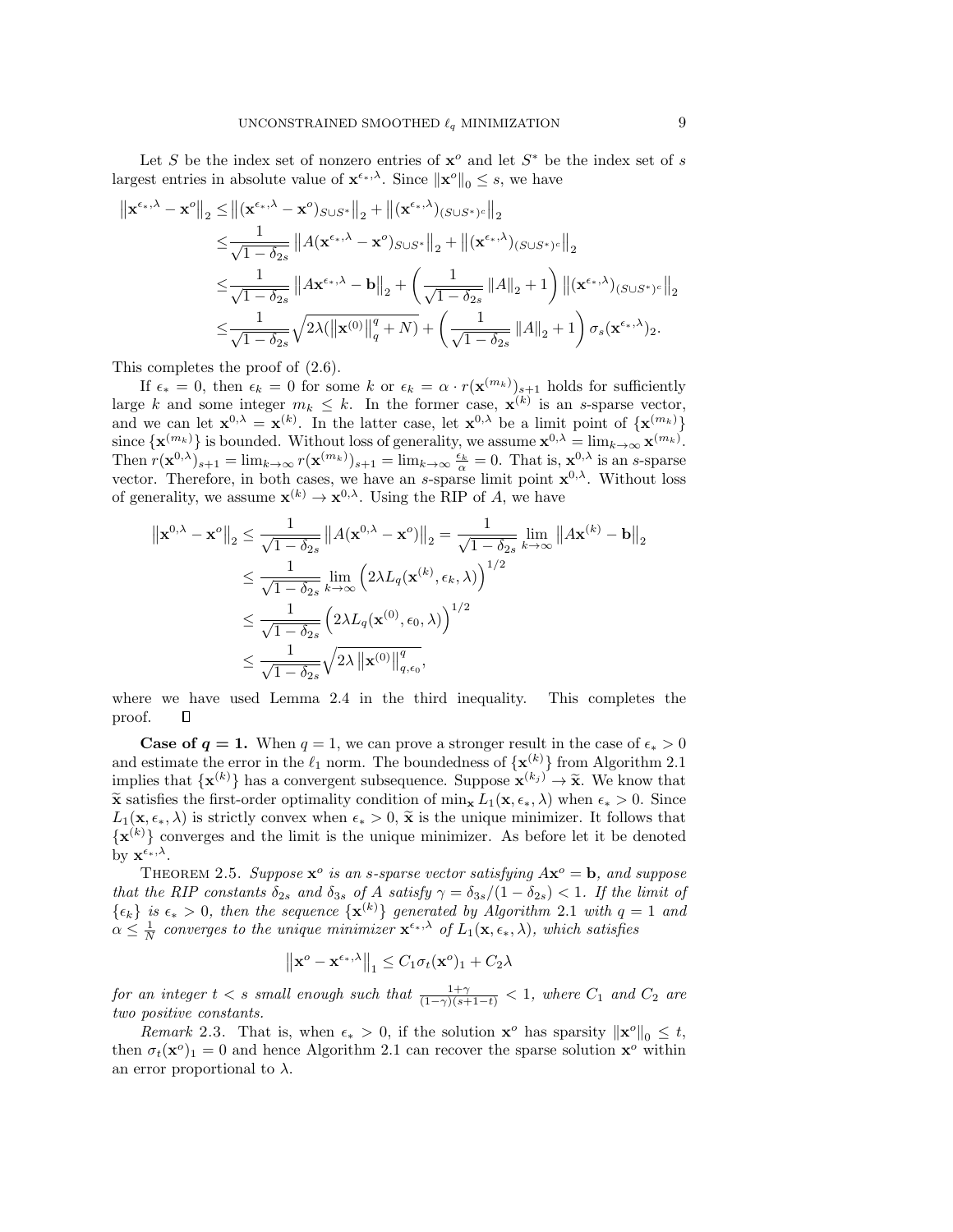Let $S$ be the index set of nonzero entries of $\mathbf{x}^o$ and let $S^*$ be the index set of $s$ largest entries in absolute value of $\mathbf{x}^{\epsilon_*,\lambda}$. Since $\|\mathbf{x}^o\|_0 \le s$, we have

$$
\begin{aligned}
\left\|\mathbf{x}^{\epsilon_*,\lambda} - \mathbf{x}^o\right\|_2 \le & \left\|(\mathbf{x}^{\epsilon_*,\lambda} - \mathbf{x}^o)_{S\cup S^*}\right\|_2 + \left\|(\mathbf{x}^{\epsilon_*,\lambda})_{(S\cup S^*)^c}\right\|_2 \\
\le & \frac{1}{\sqrt{1-\delta_{2s}}}\left\|A(\mathbf{x}^{\epsilon_*,\lambda} - \mathbf{x}^o)_{S\cup S^*}\right\|_2 + \left\|(\mathbf{x}^{\epsilon_*,\lambda})_{(S\cup S^*)^c}\right\|_2 \\
\le & \frac{1}{\sqrt{1-\delta_{2s}}}\left\|A\mathbf{x}^{\epsilon_*,\lambda} - \mathbf{b}\right\|_2 + \left(\frac{1}{\sqrt{1-\delta_{2s}}}\|A\|_2 + 1\right)\left\|(\mathbf{x}^{\epsilon_*,\lambda})_{(S\cup S^*)^c}\right\|_2 \\
\le & \frac{1}{\sqrt{1-\delta_{2s}}}\sqrt{2\lambda(\left\|\mathbf{x}^{(0)}\right\|_q^q + N)} + \left(\frac{1}{\sqrt{1-\delta_{2s}}}\|A\|_2 + 1\right)\sigma_s(\mathbf{x}^{\epsilon_*,\lambda})_2.
\end{aligned}
$$

This completes the proof of (2.6).

If $\epsilon_* = 0$, then $\epsilon_k = 0$ for some $k$ or $\epsilon_k = \alpha \cdot r(\mathbf{x}^{(m_k)})_{s+1}$ holds for sufficiently large $k$ and some integer $m_k \le k$. In the former case, $\mathbf{x}^{(k)}$ is an $s$-sparse vector, and we can let $\mathbf{x}^{0,\lambda} = \mathbf{x}^{(k)}$. In the latter case, let $\mathbf{x}^{0,\lambda}$ be a limit point of $\{\mathbf{x}^{(m_k)}\}$ since $\{\mathbf{x}^{(m_k)}\}$ is bounded. Without loss of generality, we assume $\mathbf{x}^{0,\lambda} = \lim_{k\to\infty}\mathbf{x}^{(m_k)}$. Then $r(\mathbf{x}^{0,\lambda})_{s+1} = \lim_{k\to\infty} r(\mathbf{x}^{(m_k)})_{s+1} = \lim_{k\to\infty}\frac{\epsilon_k}{\alpha} = 0$. That is, $\mathbf{x}^{0,\lambda}$ is an $s$-sparse vector. Therefore, in both cases, we have an $s$-sparse limit point $\mathbf{x}^{0,\lambda}$. Without loss of generality, we assume $\mathbf{x}^{(k)} \to \mathbf{x}^{0,\lambda}$. Using the RIP of $A$, we have

$$
\begin{aligned}
\left\|\mathbf{x}^{0,\lambda} - \mathbf{x}^o\right\|_2 &\le \frac{1}{\sqrt{1-\delta_{2s}}}\left\|A(\mathbf{x}^{0,\lambda} - \mathbf{x}^o)\right\|_2 = \frac{1}{\sqrt{1-\delta_{2s}}}\lim_{k\to\infty}\left\|A\mathbf{x}^{(k)} - \mathbf{b}\right\|_2 \\
&\le \frac{1}{\sqrt{1-\delta_{2s}}}\lim_{k\to\infty}\left(2\lambda L_q(\mathbf{x}^{(k)}, \epsilon_k, \lambda)\right)^{1/2} \\
&\le \frac{1}{\sqrt{1-\delta_{2s}}}\left(2\lambda L_q(\mathbf{x}^{(0)}, \epsilon_0, \lambda)\right)^{1/2} \\
&\le \frac{1}{\sqrt{1-\delta_{2s}}}\sqrt{2\lambda\left\|\mathbf{x}^{(0)}\right\|_{q,\epsilon_0}^q},
\end{aligned}
$$

where we have used Lemma 2.4 in the third inequality. This completes the proof. $\square$

**Case of $q = 1$.** When $q = 1$, we can prove a stronger result in the case of $\epsilon_* > 0$ and estimate the error in the $\ell_1$ norm. The boundedness of $\{\mathbf{x}^{(k)}\}$ from Algorithm 2.1 implies that $\{\mathbf{x}^{(k)}\}$ has a convergent subsequence. Suppose $\mathbf{x}^{(k_j)} \to \widetilde{\mathbf{x}}$. We know that $\widetilde{\mathbf{x}}$ satisfies the first-order optimality condition of $\min_{\mathbf{x}} L_1(\mathbf{x}, \epsilon_*, \lambda)$ when $\epsilon_* > 0$. Since $L_1(\mathbf{x}, \epsilon_*, \lambda)$ is strictly convex when $\epsilon_* > 0$, $\widetilde{\mathbf{x}}$ is the unique minimizer. It follows that $\{\mathbf{x}^{(k)}\}$ converges and the limit is the unique minimizer. As before let it be denoted by $\mathbf{x}^{\epsilon_*,\lambda}$.

THEOREM 2.5. *Suppose $\mathbf{x}^o$ is an $s$-sparse vector satisfying $A\mathbf{x}^o = \mathbf{b}$, and suppose that the RIP constants $\delta_{2s}$ and $\delta_{3s}$ of $A$ satisfy $\gamma = \delta_{3s}/(1-\delta_{2s}) < 1$. If the limit of $\{\epsilon_k\}$ is $\epsilon_* > 0$, then the sequence $\{\mathbf{x}^{(k)}\}$ generated by Algorithm 2.1 with $q = 1$ and $\alpha \le \frac{1}{N}$ converges to the unique minimizer $\mathbf{x}^{\epsilon_*,\lambda}$ of $L_1(\mathbf{x}, \epsilon_*, \lambda)$, which satisfies*

$$
\left\|\mathbf{x}^o - \mathbf{x}^{\epsilon_*,\lambda}\right\|_1 \le C_1\sigma_t(\mathbf{x}^o)_1 + C_2\lambda
$$

*for an integer $t < s$ small enough such that $\frac{1+\gamma}{(1-\gamma)(s+1-t)} < 1$, where $C_1$ and $C_2$ are two positive constants.*

*Remark* 2.3. That is, when $\epsilon_* > 0$, if the solution $\mathbf{x}^o$ has sparsity $\|\mathbf{x}^o\|_0 \le t$, then $\sigma_t(\mathbf{x}^o)_1 = 0$ and hence Algorithm 2.1 can recover the sparse solution $\mathbf{x}^o$ within an error proportional to $\lambda$.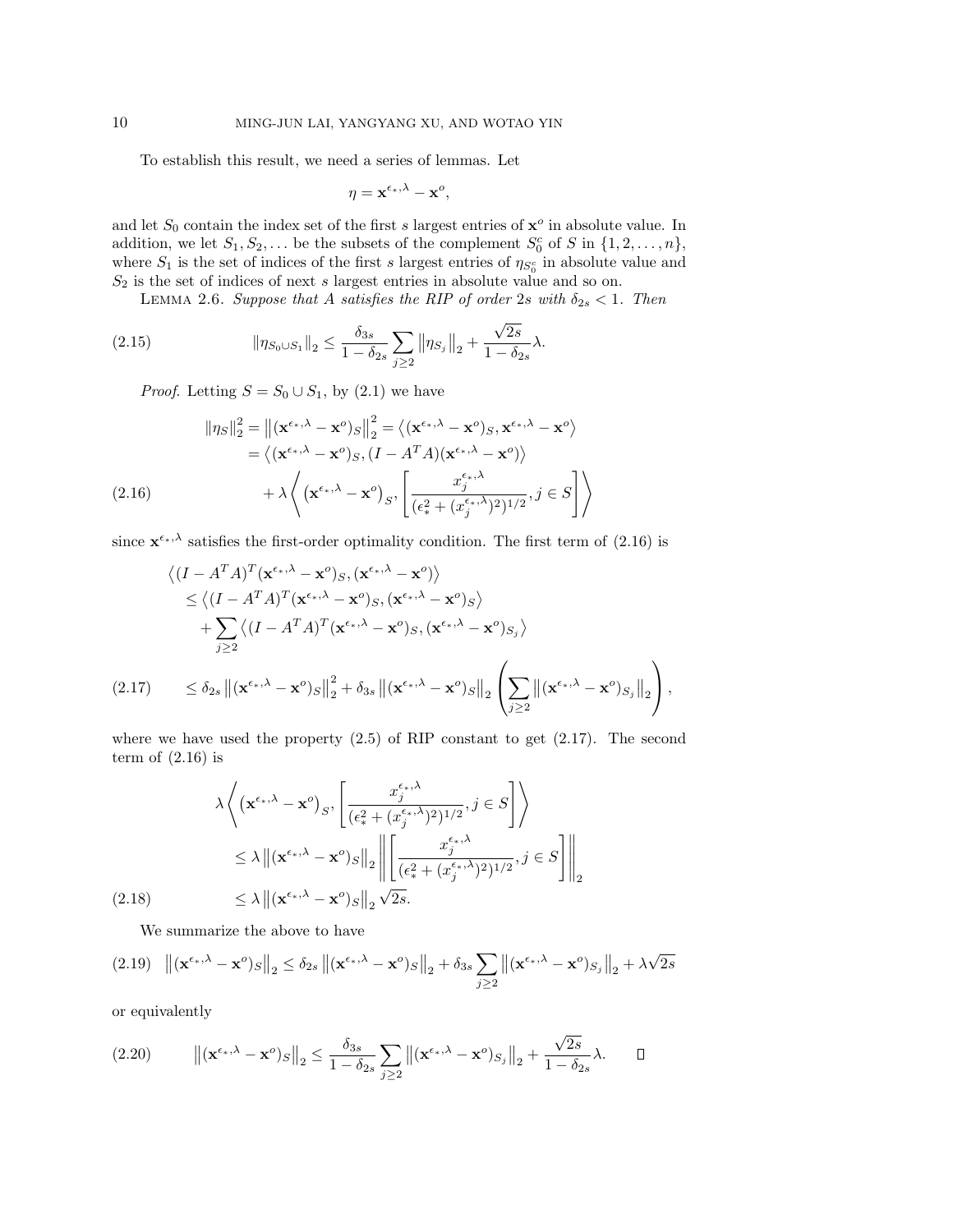To establish this result, we need a series of lemmas. Let

$$\eta = \mathbf{x}^{\epsilon_*,\lambda} - \mathbf{x}^o,$$

and let $S_0$ contain the index set of the first $s$ largest entries of $\mathbf{x}^o$ in absolute value. In addition, we let $S_1, S_2, \dots$ be the subsets of the complement $S_0^c$ of $S$ in $\{1, 2, \dots, n\}$, where $S_1$ is the set of indices of the first $s$ largest entries of $\eta_{S_0^c}$ in absolute value and $S_2$ is the set of indices of next $s$ largest entries in absolute value and so on.

LEMMA 2.6. *Suppose that $A$ satisfies the RIP of order $2s$ with $\delta_{2s} < 1$. Then*

$$\|\eta_{S_0 \cup S_1}\|_2 \le \frac{\delta_{3s}}{1-\delta_{2s}} \sum_{j \ge 2} \left\|\eta_{S_j}\right\|_2 + \frac{\sqrt{2s}}{1-\delta_{2s}} \lambda. \tag{2.15}$$

*Proof.* Letting $S = S_0 \cup S_1$, by (2.1) we have

$$\begin{aligned}
\|\eta_S\|_2^2 = \left\|(\mathbf{x}^{\epsilon_*,\lambda} - \mathbf{x}^o)_S\right\|_2^2 &= \left\langle (\mathbf{x}^{\epsilon_*,\lambda} - \mathbf{x}^o)_S, \mathbf{x}^{\epsilon_*,\lambda} - \mathbf{x}^o \right\rangle \\
&= \left\langle (\mathbf{x}^{\epsilon_*,\lambda} - \mathbf{x}^o)_S, (I - A^T A)(\mathbf{x}^{\epsilon_*,\lambda} - \mathbf{x}^o) \right\rangle \\
&\quad + \lambda \left\langle \left(\mathbf{x}^{\epsilon_*,\lambda} - \mathbf{x}^o\right)_S, \left[ \frac{x_j^{\epsilon_*,\lambda}}{(\epsilon_*^2 + (x_j^{\epsilon_*,\lambda})^2)^{1/2}}, j \in S \right] \right\rangle
\end{aligned} \tag{2.16}$$

since $\mathbf{x}^{\epsilon_*,\lambda}$ satisfies the first-order optimality condition. The first term of (2.16) is

$$\begin{aligned}
&\left\langle (I - A^T A)^T (\mathbf{x}^{\epsilon_*,\lambda} - \mathbf{x}^o)_S, (\mathbf{x}^{\epsilon_*,\lambda} - \mathbf{x}^o) \right\rangle \\
&\quad \le \left\langle (I - A^T A)^T (\mathbf{x}^{\epsilon_*,\lambda} - \mathbf{x}^o)_S, (\mathbf{x}^{\epsilon_*,\lambda} - \mathbf{x}^o)_S \right\rangle \\
&\qquad + \sum_{j \ge 2} \left\langle (I - A^T A)^T (\mathbf{x}^{\epsilon_*,\lambda} - \mathbf{x}^o)_S, (\mathbf{x}^{\epsilon_*,\lambda} - \mathbf{x}^o)_{S_j} \right\rangle \\
&\quad \le \delta_{2s} \left\|(\mathbf{x}^{\epsilon_*,\lambda} - \mathbf{x}^o)_S\right\|_2^2 + \delta_{3s} \left\|(\mathbf{x}^{\epsilon_*,\lambda} - \mathbf{x}^o)_S\right\|_2 \left( \sum_{j \ge 2} \left\|(\mathbf{x}^{\epsilon_*,\lambda} - \mathbf{x}^o)_{S_j}\right\|_2 \right),
\end{aligned} \tag{2.17}$$

where we have used the property (2.5) of RIP constant to get (2.17). The second term of (2.16) is

$$\begin{aligned}
&\lambda \left\langle \left(\mathbf{x}^{\epsilon_*,\lambda} - \mathbf{x}^o\right)_S, \left[ \frac{x_j^{\epsilon_*,\lambda}}{(\epsilon_*^2 + (x_j^{\epsilon_*,\lambda})^2)^{1/2}}, j \in S \right] \right\rangle \\
&\quad \le \lambda \left\|(\mathbf{x}^{\epsilon_*,\lambda} - \mathbf{x}^o)_S\right\|_2 \left\| \left[ \frac{x_j^{\epsilon_*,\lambda}}{(\epsilon_*^2 + (x_j^{\epsilon_*,\lambda})^2)^{1/2}}, j \in S \right] \right\|_2 \\
&\quad \le \lambda \left\|(\mathbf{x}^{\epsilon_*,\lambda} - \mathbf{x}^o)_S\right\|_2 \sqrt{2s}.
\end{aligned} \tag{2.18}$$

We summarize the above to have

$$\left\|(\mathbf{x}^{\epsilon_*,\lambda} - \mathbf{x}^o)_S\right\|_2 \le \delta_{2s} \left\|(\mathbf{x}^{\epsilon_*,\lambda} - \mathbf{x}^o)_S\right\|_2 + \delta_{3s} \sum_{j \ge 2} \left\|(\mathbf{x}^{\epsilon_*,\lambda} - \mathbf{x}^o)_{S_j}\right\|_2 + \lambda\sqrt{2s} \tag{2.19}$$

or equivalently

$$\left\|(\mathbf{x}^{\epsilon_*,\lambda} - \mathbf{x}^o)_S\right\|_2 \le \frac{\delta_{3s}}{1-\delta_{2s}} \sum_{j \ge 2} \left\|(\mathbf{x}^{\epsilon_*,\lambda} - \mathbf{x}^o)_{S_j}\right\|_2 + \frac{\sqrt{2s}}{1-\delta_{2s}} \lambda. \tag{2.20}$$

$\square$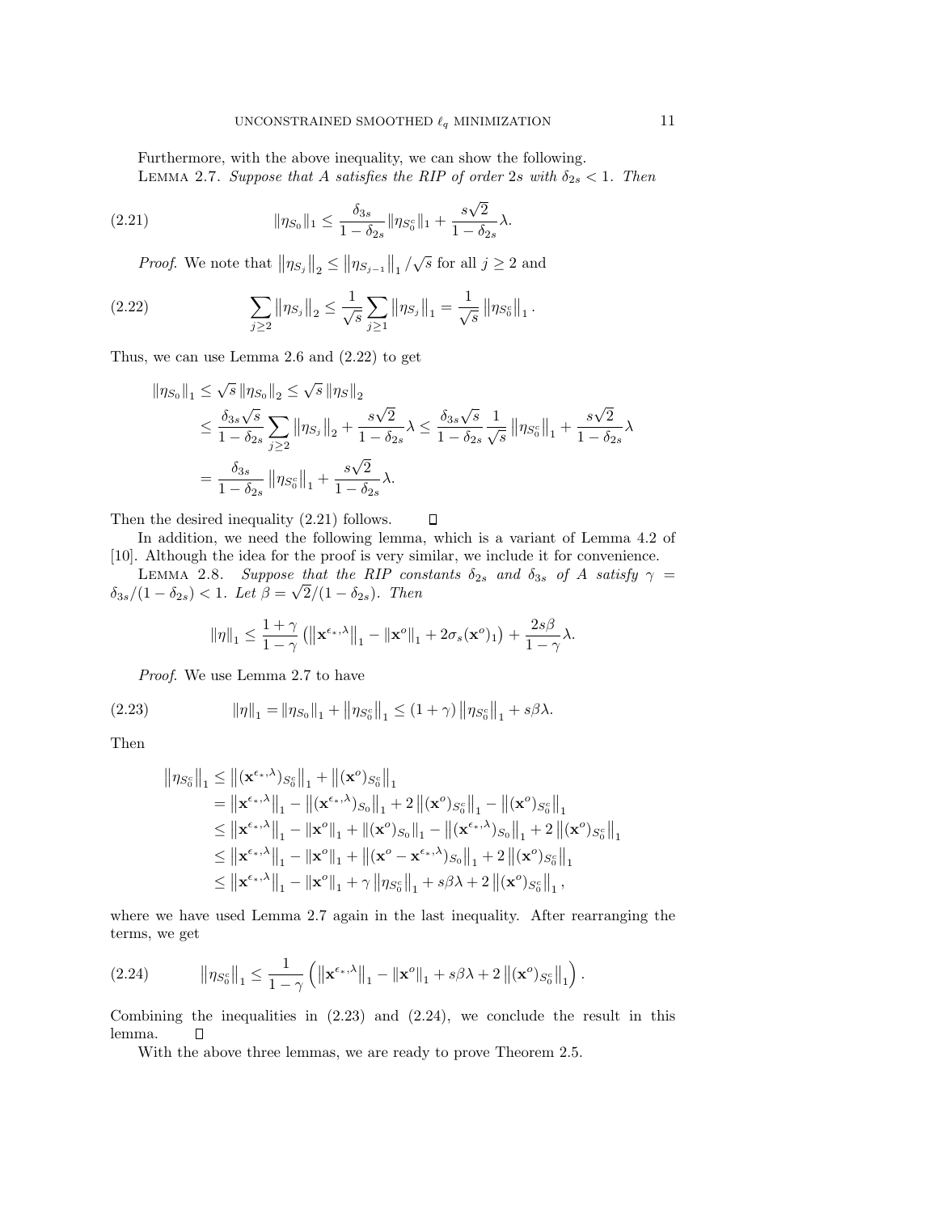Furthermore, with the above inequality, we can show the following.

LEMMA 2.7. *Suppose that $A$ satisfies the RIP of order $2s$ with $\delta_{2s} < 1$. Then*

$$\|\eta_{S_0}\|_1 \leq \frac{\delta_{3s}}{1-\delta_{2s}} \|\eta_{S_0^c}\|_1 + \frac{s\sqrt{2}}{1-\delta_{2s}}\lambda. \tag{2.21}$$

*Proof.* We note that $\left\|\eta_{S_j}\right\|_2 \leq \left\|\eta_{S_{j-1}}\right\|_1/\sqrt{s}$ for all $j \geq 2$ and

$$\sum_{j\geq 2} \left\|\eta_{S_j}\right\|_2 \leq \frac{1}{\sqrt{s}} \sum_{j\geq 1} \left\|\eta_{S_j}\right\|_1 = \frac{1}{\sqrt{s}} \left\|\eta_{S_0^c}\right\|_1. \tag{2.22}$$

Thus, we can use Lemma 2.6 and (2.22) to get

$$\begin{aligned}
\|\eta_{S_0}\|_1 &\leq \sqrt{s}\,\|\eta_{S_0}\|_2 \leq \sqrt{s}\,\|\eta_S\|_2 \\
&\leq \frac{\delta_{3s}\sqrt{s}}{1-\delta_{2s}} \sum_{j\geq 2} \left\|\eta_{S_j}\right\|_2 + \frac{s\sqrt{2}}{1-\delta_{2s}}\lambda \leq \frac{\delta_{3s}\sqrt{s}}{1-\delta_{2s}} \frac{1}{\sqrt{s}} \left\|\eta_{S_0^c}\right\|_1 + \frac{s\sqrt{2}}{1-\delta_{2s}}\lambda \\
&= \frac{\delta_{3s}}{1-\delta_{2s}} \left\|\eta_{S_0^c}\right\|_1 + \frac{s\sqrt{2}}{1-\delta_{2s}}\lambda.
\end{aligned}$$

Then the desired inequality (2.21) follows. $\square$

In addition, we need the following lemma, which is a variant of Lemma 4.2 of [10]. Although the idea for the proof is very similar, we include it for convenience.

LEMMA 2.8. *Suppose that the RIP constants $\delta_{2s}$ and $\delta_{3s}$ of $A$ satisfy $\gamma = \delta_{3s}/(1-\delta_{2s}) < 1$. Let $\beta = \sqrt{2}/(1-\delta_{2s})$. Then*

$$\|\eta\|_1 \leq \frac{1+\gamma}{1-\gamma}\left(\left\|\mathbf{x}^{\epsilon_*,\lambda}\right\|_1 - \|\mathbf{x}^o\|_1 + 2\sigma_s(\mathbf{x}^o)_1\right) + \frac{2s\beta}{1-\gamma}\lambda.$$

*Proof.* We use Lemma 2.7 to have

$$\|\eta\|_1 = \|\eta_{S_0}\|_1 + \left\|\eta_{S_0^c}\right\|_1 \leq (1+\gamma)\left\|\eta_{S_0^c}\right\|_1 + s\beta\lambda. \tag{2.23}$$

Then

$$\begin{aligned}
\left\|\eta_{S_0^c}\right\|_1 &\leq \left\|(\mathbf{x}^{\epsilon_*,\lambda})_{S_0^c}\right\|_1 + \left\|(\mathbf{x}^o)_{S_0^c}\right\|_1 \\
&= \left\|\mathbf{x}^{\epsilon_*,\lambda}\right\|_1 - \left\|(\mathbf{x}^{\epsilon_*,\lambda})_{S_0}\right\|_1 + 2\left\|(\mathbf{x}^o)_{S_0^c}\right\|_1 - \left\|(\mathbf{x}^o)_{S_0^c}\right\|_1 \\
&\leq \left\|\mathbf{x}^{\epsilon_*,\lambda}\right\|_1 - \|\mathbf{x}^o\|_1 + \|(\mathbf{x}^o)_{S_0}\|_1 - \left\|(\mathbf{x}^{\epsilon_*,\lambda})_{S_0}\right\|_1 + 2\left\|(\mathbf{x}^o)_{S_0^c}\right\|_1 \\
&\leq \left\|\mathbf{x}^{\epsilon_*,\lambda}\right\|_1 - \|\mathbf{x}^o\|_1 + \left\|(\mathbf{x}^o - \mathbf{x}^{\epsilon_*,\lambda})_{S_0}\right\|_1 + 2\left\|(\mathbf{x}^o)_{S_0^c}\right\|_1 \\
&\leq \left\|\mathbf{x}^{\epsilon_*,\lambda}\right\|_1 - \|\mathbf{x}^o\|_1 + \gamma\left\|\eta_{S_0^c}\right\|_1 + s\beta\lambda + 2\left\|(\mathbf{x}^o)_{S_0^c}\right\|_1,
\end{aligned}$$

where we have used Lemma 2.7 again in the last inequality. After rearranging the terms, we get

$$\left\|\eta_{S_0^c}\right\|_1 \leq \frac{1}{1-\gamma}\left(\left\|\mathbf{x}^{\epsilon_*,\lambda}\right\|_1 - \|\mathbf{x}^o\|_1 + s\beta\lambda + 2\left\|(\mathbf{x}^o)_{S_0^c}\right\|_1\right). \tag{2.24}$$

Combining the inequalities in (2.23) and (2.24), we conclude the result in this lemma. $\square$

With the above three lemmas, we are ready to prove Theorem 2.5.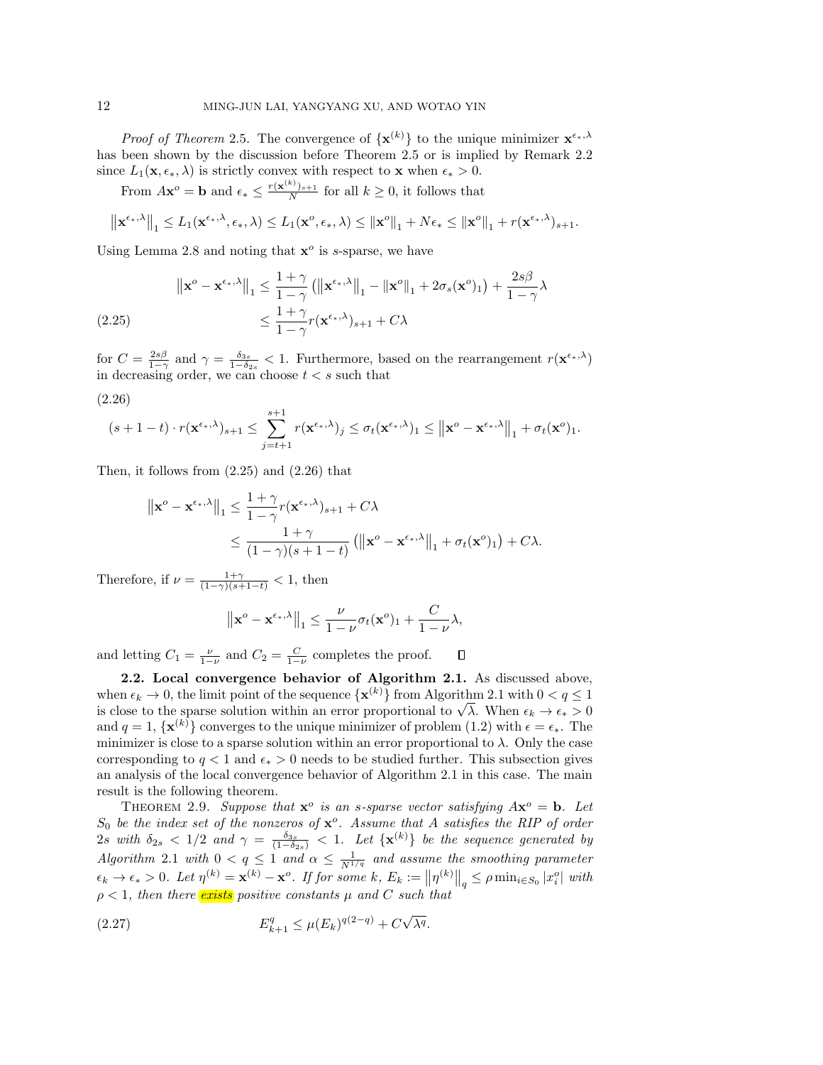*Proof of Theorem* 2.5. The convergence of $\{\mathbf{x}^{(k)}\}$ to the unique minimizer $\mathbf{x}^{\epsilon_*,\lambda}$ has been shown by the discussion before Theorem 2.5 or is implied by Remark 2.2 since $L_1(\mathbf{x}, \epsilon_*, \lambda)$ is strictly convex with respect to $\mathbf{x}$ when $\epsilon_* > 0$.

From $A\mathbf{x}^o = \mathbf{b}$ and $\epsilon_* \le \frac{r(\mathbf{x}^{(k)})_{s+1}}{N}$ for all $k \ge 0$, it follows that

$$\left\|\mathbf{x}^{\epsilon_*,\lambda}\right\|_1 \le L_1(\mathbf{x}^{\epsilon_*,\lambda}, \epsilon_*, \lambda) \le L_1(\mathbf{x}^o, \epsilon_*, \lambda) \le \|\mathbf{x}^o\|_1 + N\epsilon_* \le \|\mathbf{x}^o\|_1 + r(\mathbf{x}^{\epsilon_*,\lambda})_{s+1}.$$

Using Lemma 2.8 and noting that $\mathbf{x}^o$ is $s$-sparse, we have

$$\begin{aligned}\left\|\mathbf{x}^o - \mathbf{x}^{\epsilon_*,\lambda}\right\|_1 &\le \frac{1+\gamma}{1-\gamma}\left(\left\|\mathbf{x}^{\epsilon_*,\lambda}\right\|_1 - \|\mathbf{x}^o\|_1 + 2\sigma_s(\mathbf{x}^o)_1\right) + \frac{2s\beta}{1-\gamma}\lambda \\ &\le \frac{1+\gamma}{1-\gamma} r(\mathbf{x}^{\epsilon_*,\lambda})_{s+1} + C\lambda \end{aligned} \tag{2.25}$$

for $C = \frac{2s\beta}{1-\gamma}$ and $\gamma = \frac{\delta_{3s}}{1-\delta_{2s}} < 1$. Furthermore, based on the rearrangement $r(\mathbf{x}^{\epsilon_*,\lambda})$ in decreasing order, we can choose $t < s$ such that

$$(s+1-t)\cdot r(\mathbf{x}^{\epsilon_*,\lambda})_{s+1} \le \sum_{j=t+1}^{s+1} r(\mathbf{x}^{\epsilon_*,\lambda})_j \le \sigma_t(\mathbf{x}^{\epsilon_*,\lambda})_1 \le \left\|\mathbf{x}^o - \mathbf{x}^{\epsilon_*,\lambda}\right\|_1 + \sigma_t(\mathbf{x}^o)_1. \tag{2.26}$$

Then, it follows from (2.25) and (2.26) that

$$\begin{aligned}\left\|\mathbf{x}^o - \mathbf{x}^{\epsilon_*,\lambda}\right\|_1 &\le \frac{1+\gamma}{1-\gamma} r(\mathbf{x}^{\epsilon_*,\lambda})_{s+1} + C\lambda \\ &\le \frac{1+\gamma}{(1-\gamma)(s+1-t)}\left(\left\|\mathbf{x}^o - \mathbf{x}^{\epsilon_*,\lambda}\right\|_1 + \sigma_t(\mathbf{x}^o)_1\right) + C\lambda.\end{aligned}$$

Therefore, if $\nu = \frac{1+\gamma}{(1-\gamma)(s+1-t)} < 1$, then

$$\left\|\mathbf{x}^o - \mathbf{x}^{\epsilon_*,\lambda}\right\|_1 \le \frac{\nu}{1-\nu}\sigma_t(\mathbf{x}^o)_1 + \frac{C}{1-\nu}\lambda,$$

and letting $C_1 = \frac{\nu}{1-\nu}$ and $C_2 = \frac{C}{1-\nu}$ completes the proof. ∎

**2.2. Local convergence behavior of Algorithm 2.1.** As discussed above, when $\epsilon_k \to 0$, the limit point of the sequence $\{\mathbf{x}^{(k)}\}$ from Algorithm 2.1 with $0 < q \le 1$ is close to the sparse solution within an error proportional to $\sqrt{\lambda}$. When $\epsilon_k \to \epsilon_* > 0$ and $q = 1$, $\{\mathbf{x}^{(k)}\}$ converges to the unique minimizer of problem (1.2) with $\epsilon = \epsilon_*$. The minimizer is close to a sparse solution within an error proportional to $\lambda$. Only the case corresponding to $q < 1$ and $\epsilon_* > 0$ needs to be studied further. This subsection gives an analysis of the local convergence behavior of Algorithm 2.1 in this case. The main result is the following theorem.

Theorem 2.9. *Suppose that $\mathbf{x}^o$ is an $s$-sparse vector satisfying $A\mathbf{x}^o = \mathbf{b}$. Let $S_0$ be the index set of the nonzeros of $\mathbf{x}^o$. Assume that $A$ satisfies the RIP of order $2s$ with $\delta_{2s} < 1/2$ and $\gamma = \frac{\delta_{3s}}{(1-\delta_{2s})} < 1$. Let $\{\mathbf{x}^{(k)}\}$ be the sequence generated by Algorithm 2.1 with $0 < q \le 1$ and $\alpha \le \frac{1}{N^{1/q}}$ and assume the smoothing parameter $\epsilon_k \to \epsilon_* > 0$. Let $\eta^{(k)} = \mathbf{x}^{(k)} - \mathbf{x}^o$. If for some $k$, $E_k := \left\|\eta^{(k)}\right\|_q \le \rho \min_{i \in S_0} |x_i^o|$ with $\rho < 1$, then there exists positive constants $\mu$ and $C$ such that*

$$E_{k+1}^q \le \mu (E_k)^{q(2-q)} + C\sqrt{\lambda^q}. \tag{2.27}$$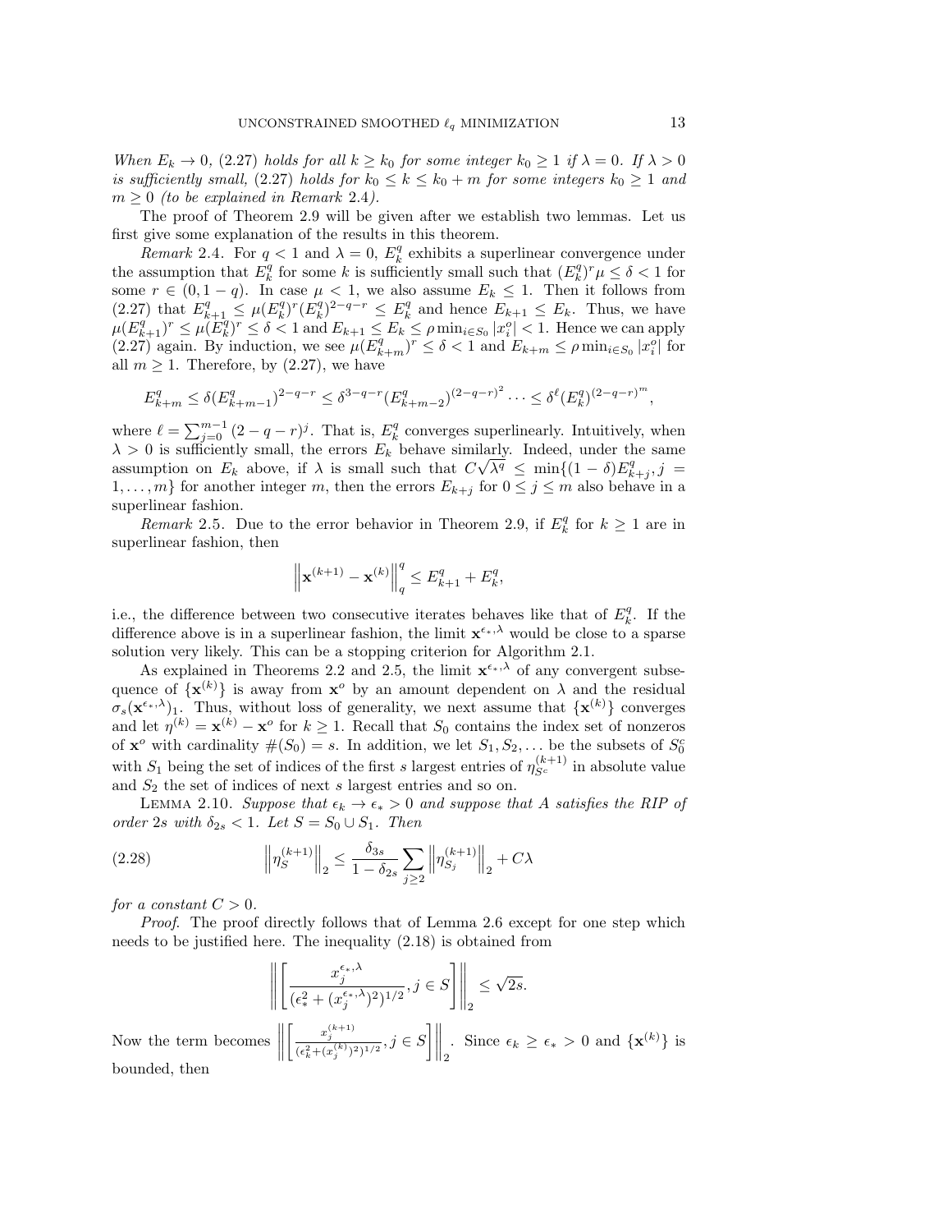*When $E_k \to 0$, (2.27) holds for all $k \geq k_0$ for some integer $k_0 \geq 1$ if $\lambda = 0$. If $\lambda > 0$ is sufficiently small, (2.27) holds for $k_0 \leq k \leq k_0 + m$ for some integers $k_0 \geq 1$ and $m \geq 0$ (to be explained in Remark 2.4).*

The proof of Theorem 2.9 will be given after we establish two lemmas. Let us first give some explanation of the results in this theorem.

*Remark* 2.4. For $q < 1$ and $\lambda = 0$, $E_k^q$ exhibits a superlinear convergence under the assumption that $E_k^q$ for some $k$ is sufficiently small such that $(E_k^q)^r \mu \leq \delta < 1$ for some $r \in (0, 1-q)$. In case $\mu < 1$, we also assume $E_k \leq 1$. Then it follows from (2.27) that $E_{k+1}^q \leq \mu (E_k^q)^r (E_k^q)^{2-q-r} \leq E_k^q$ and hence $E_{k+1} \leq E_k$. Thus, we have $\mu (E_{k+1}^q)^r \leq \mu (E_k^q)^r \leq \delta < 1$ and $E_{k+1} \leq E_k \leq \rho \min_{i \in S_0} |x_i^o| < 1$. Hence we can apply (2.27) again. By induction, we see $\mu (E_{k+m}^q)^r \leq \delta < 1$ and $E_{k+m} \leq \rho \min_{i \in S_0} |x_i^o|$ for all $m \geq 1$. Therefore, by (2.27), we have

$$E_{k+m}^q \leq \delta (E_{k+m-1}^q)^{2-q-r} \leq \delta^{3-q-r} (E_{k+m-2}^q)^{(2-q-r)^2} \cdots \leq \delta^{\ell} (E_k^q)^{(2-q-r)^m},$$

where $\ell = \sum_{j=0}^{m-1} (2-q-r)^j$. That is, $E_k^q$ converges superlinearly. Intuitively, when $\lambda > 0$ is sufficiently small, the errors $E_k$ behave similarly. Indeed, under the same assumption on $E_k$ above, if $\lambda$ is small such that $C\sqrt{\lambda^q} \leq \min\{(1-\delta)E_{k+j}^q, j = 1, \ldots, m\}$ for another integer $m$, then the errors $E_{k+j}$ for $0 \leq j \leq m$ also behave in a superlinear fashion.

*Remark* 2.5. Due to the error behavior in Theorem 2.9, if $E_k^q$ for $k \geq 1$ are in superlinear fashion, then

$$\left\| \mathbf{x}^{(k+1)} - \mathbf{x}^{(k)} \right\|_q^q \leq E_{k+1}^q + E_k^q,$$

i.e., the difference between two consecutive iterates behaves like that of $E_k^q$. If the difference above is in a superlinear fashion, the limit $\mathbf{x}^{\epsilon_*, \lambda}$ would be close to a sparse solution very likely. This can be a stopping criterion for Algorithm 2.1.

As explained in Theorems 2.2 and 2.5, the limit $\mathbf{x}^{\epsilon_*, \lambda}$ of any convergent subsequence of $\{\mathbf{x}^{(k)}\}$ is away from $\mathbf{x}^o$ by an amount dependent on $\lambda$ and the residual $\sigma_s(\mathbf{x}^{\epsilon_*, \lambda})_1$. Thus, without loss of generality, we next assume that $\{\mathbf{x}^{(k)}\}$ converges and let $\eta^{(k)} = \mathbf{x}^{(k)} - \mathbf{x}^o$ for $k \geq 1$. Recall that $S_0$ contains the index set of nonzeros of $\mathbf{x}^o$ with cardinality $\#(S_0) = s$. In addition, we let $S_1, S_2, \ldots$ be the subsets of $S_0^c$ with $S_1$ being the set of indices of the first $s$ largest entries of $\eta_{S^c}^{(k+1)}$ in absolute value and $S_2$ the set of indices of next $s$ largest entries and so on.

Lemma 2.10. *Suppose that $\epsilon_k \to \epsilon_* > 0$ and suppose that $A$ satisfies the RIP of order $2s$ with $\delta_{2s} < 1$. Let $S = S_0 \cup S_1$. Then*

$$\left\| \eta_S^{(k+1)} \right\|_2 \leq \frac{\delta_{3s}}{1 - \delta_{2s}} \sum_{j \geq 2} \left\| \eta_{S_j}^{(k+1)} \right\|_2 + C\lambda \tag{2.28}$$

*for a constant $C > 0$.*

*Proof*. The proof directly follows that of Lemma 2.6 except for one step which needs to be justified here. The inequality (2.18) is obtained from

$$\left\| \left[ \frac{x_j^{\epsilon_*, \lambda}}{(\epsilon_*^2 + (x_j^{\epsilon_*, \lambda})^2)^{1/2}}, j \in S \right] \right\|_2 \leq \sqrt{2s}.$$

Now the term becomes $\left\| \left[ \frac{x_j^{(k+1)}}{(\epsilon_k^2 + (x_j^{(k)})^2)^{1/2}}, j \in S \right] \right\|_2$. Since $\epsilon_k \geq \epsilon_* > 0$ and $\{\mathbf{x}^{(k)}\}$ is bounded, then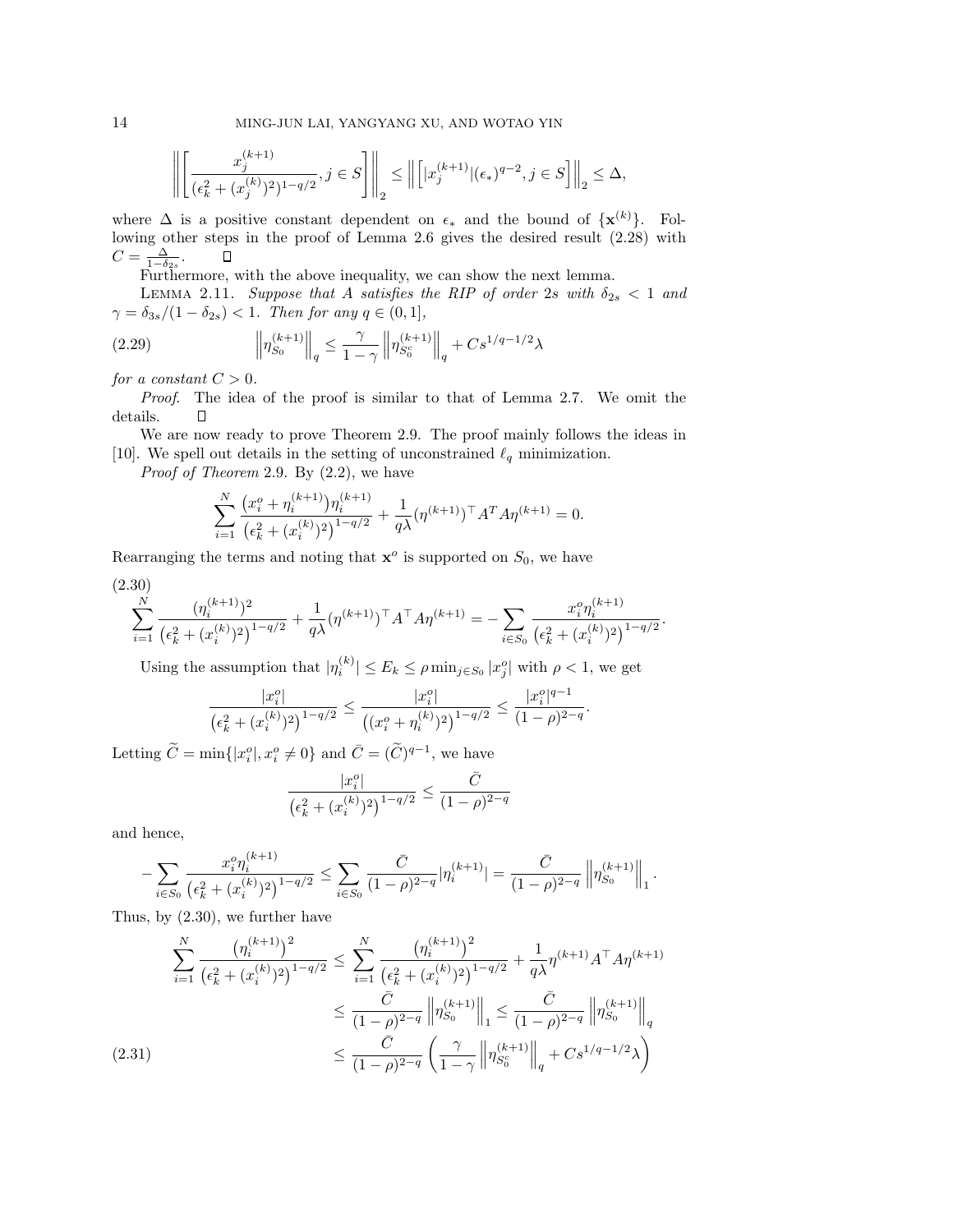$$\left\| \left[ \frac{x_j^{(k+1)}}{(\epsilon_k^2 + (x_j^{(k)})^2)^{1-q/2}}, j \in S \right] \right\|_2 \leq \left\| \left[ |x_j^{(k+1)}| (\epsilon_*)^{q-2}, j \in S \right] \right\|_2 \leq \Delta,$$

where $\Delta$ is a positive constant dependent on $\epsilon_*$ and the bound of $\{\mathbf{x}^{(k)}\}$. Following other steps in the proof of Lemma 2.6 gives the desired result (2.28) with $C = \frac{\Delta}{1-\delta_{2s}}$. □

Furthermore, with the above inequality, we can show the next lemma.

LEMMA 2.11. *Suppose that $A$ satisfies the RIP of order $2s$ with $\delta_{2s} < 1$ and $\gamma = \delta_{3s}/(1-\delta_{2s}) < 1$. Then for any $q \in (0, 1]$,*

$$\left\| \eta_{S_0}^{(k+1)} \right\|_q \leq \frac{\gamma}{1-\gamma} \left\| \eta_{S_0^c}^{(k+1)} \right\|_q + C s^{1/q - 1/2} \lambda \tag{2.29}$$

*for a constant $C > 0$.*

*Proof.* The idea of the proof is similar to that of Lemma 2.7. We omit the details. □

We are now ready to prove Theorem 2.9. The proof mainly follows the ideas in [10]. We spell out details in the setting of unconstrained $\ell_q$ minimization.

*Proof of Theorem* 2.9. By (2.2), we have

$$\sum_{i=1}^N \frac{\left(x_i^o + \eta_i^{(k+1)}\right)\eta_i^{(k+1)}}{\left(\epsilon_k^2 + (x_i^{(k)})^2\right)^{1-q/2}} + \frac{1}{q\lambda} (\eta^{(k+1)})^\top A^T A \eta^{(k+1)} = 0.$$

Rearranging the terms and noting that $\mathbf{x}^o$ is supported on $S_0$, we have

$$\sum_{i=1}^N \frac{(\eta_i^{(k+1)})^2}{\left(\epsilon_k^2 + (x_i^{(k)})^2\right)^{1-q/2}} + \frac{1}{q\lambda} (\eta^{(k+1)})^\top A^\top A \eta^{(k+1)} = -\sum_{i \in S_0} \frac{x_i^o \eta_i^{(k+1)}}{\left(\epsilon_k^2 + (x_i^{(k)})^2\right)^{1-q/2}}. \tag{2.30}$$

Using the assumption that $|\eta_i^{(k)}| \leq E_k \leq \rho \min_{j \in S_0} |x_j^o|$ with $\rho < 1$, we get

$$\frac{|x_i^o|}{\left(\epsilon_k^2 + (x_i^{(k)})^2\right)^{1-q/2}} \leq \frac{|x_i^o|}{\left((x_i^o + \eta_i^{(k)})^2\right)^{1-q/2}} \leq \frac{|x_i^o|^{q-1}}{(1-\rho)^{2-q}}.$$

Letting $\widetilde{C} = \min\{|x_i^o|, x_i^o \neq 0\}$ and $\bar{C} = (\widetilde{C})^{q-1}$, we have

$$\frac{|x_i^o|}{\left(\epsilon_k^2 + (x_i^{(k)})^2\right)^{1-q/2}} \leq \frac{\bar{C}}{(1-\rho)^{2-q}}$$

and hence,

$$-\sum_{i \in S_0} \frac{x_i^o \eta_i^{(k+1)}}{\left(\epsilon_k^2 + (x_i^{(k)})^2\right)^{1-q/2}} \leq \sum_{i \in S_0} \frac{\bar{C}}{(1-\rho)^{2-q}} |\eta_i^{(k+1)}| = \frac{\bar{C}}{(1-\rho)^{2-q}} \left\| \eta_{S_0}^{(k+1)} \right\|_1.$$

Thus, by (2.30), we further have

$$\begin{aligned}
\sum_{i=1}^N \frac{\left(\eta_i^{(k+1)}\right)^2}{\left(\epsilon_k^2 + (x_i^{(k)})^2\right)^{1-q/2}} &\leq \sum_{i=1}^N \frac{\left(\eta_i^{(k+1)}\right)^2}{\left(\epsilon_k^2 + (x_i^{(k)})^2\right)^{1-q/2}} + \frac{1}{q\lambda} \eta^{(k+1)} A^\top A \eta^{(k+1)} \\
&\leq \frac{\bar{C}}{(1-\rho)^{2-q}} \left\| \eta_{S_0}^{(k+1)} \right\|_1 \leq \frac{\bar{C}}{(1-\rho)^{2-q}} \left\| \eta_{S_0}^{(k+1)} \right\|_q \\
&\leq \frac{\bar{C}}{(1-\rho)^{2-q}} \left( \frac{\gamma}{1-\gamma} \left\| \eta_{S_0^c}^{(k+1)} \right\|_q + C s^{1/q-1/2} \lambda \right)
\end{aligned} \tag{2.31}$$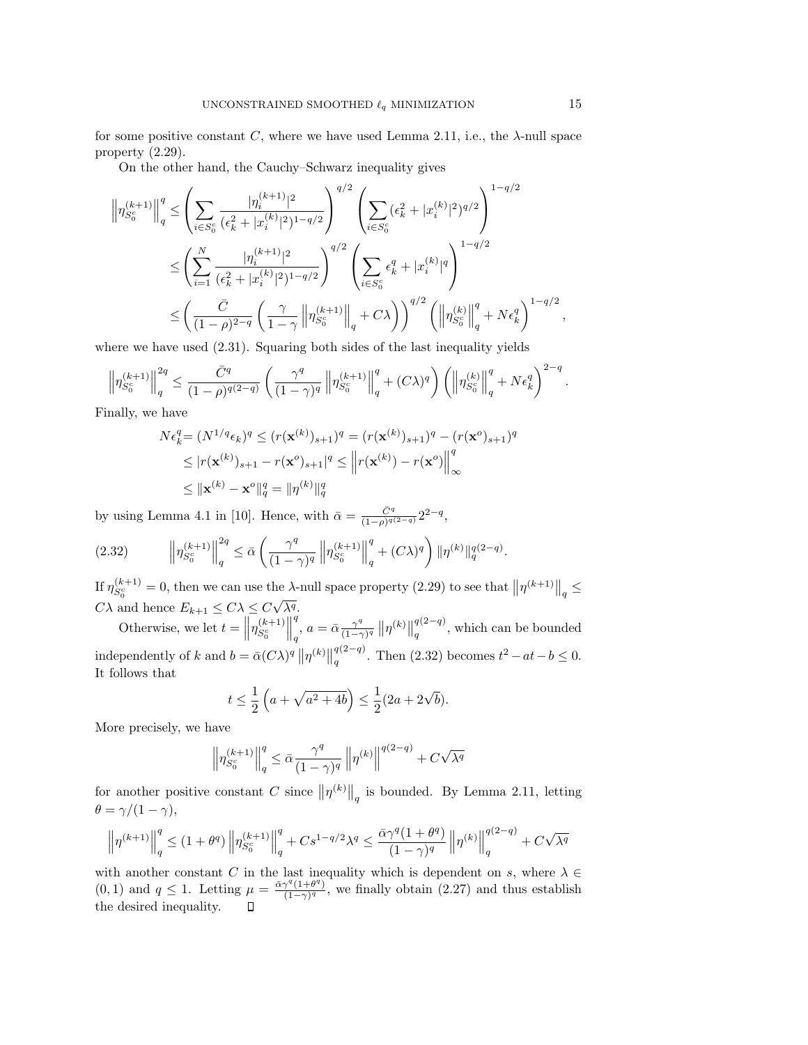for some positive constant $C$, where we have used Lemma 2.11, i.e., the $\lambda$-null space property (2.29).

On the other hand, the Cauchy–Schwarz inequality gives

$$
\begin{aligned}
\left\|\eta_{S_0^c}^{(k+1)}\right\|_q^q &\leq \left(\sum_{i\in S_0^c} \frac{|\eta_i^{(k+1)}|^2}{(\epsilon_k^2+|x_i^{(k)}|^2)^{1-q/2}}\right)^{q/2} \left(\sum_{i\in S_0^c} (\epsilon_k^2+|x_i^{(k)}|^2)^{q/2}\right)^{1-q/2} \\
&\leq \left(\sum_{i=1}^N \frac{|\eta_i^{(k+1)}|^2}{(\epsilon_k^2+|x_i^{(k)}|^2)^{1-q/2}}\right)^{q/2} \left(\sum_{i\in S_0^c} \epsilon_k^q+|x_i^{(k)}|^q\right)^{1-q/2} \\
&\leq \left(\frac{\bar{C}}{(1-\rho)^{2-q}}\left(\frac{\gamma}{1-\gamma}\left\|\eta_{S_0^c}^{(k+1)}\right\|_q + C\lambda\right)\right)^{q/2} \left(\left\|\eta_{S_0^c}^{(k)}\right\|_q^q + N\epsilon_k^q\right)^{1-q/2},
\end{aligned}
$$

where we have used (2.31). Squaring both sides of the last inequality yields

$$
\left\|\eta_{S_0^c}^{(k+1)}\right\|_q^{2q} \leq \frac{\bar{C}^q}{(1-\rho)^{q(2-q)}}\left(\frac{\gamma^q}{(1-\gamma)^q}\left\|\eta_{S_0^c}^{(k+1)}\right\|_q^q + (C\lambda)^q\right)\left(\left\|\eta_{S_0^c}^{(k)}\right\|_q^q + N\epsilon_k^q\right)^{2-q}.
$$

Finally, we have

$$
\begin{aligned}
N\epsilon_k^q &= (N^{1/q}\epsilon_k)^q \leq (r(\mathbf{x}^{(k)})_{s+1})^q = (r(\mathbf{x}^{(k)})_{s+1})^q - (r(\mathbf{x}^o)_{s+1})^q \\
&\leq |r(\mathbf{x}^{(k)})_{s+1} - r(\mathbf{x}^o)_{s+1}|^q \leq \left\|r(\mathbf{x}^{(k)}) - r(\mathbf{x}^o)\right\|_\infty^q \\
&\leq \|\mathbf{x}^{(k)} - \mathbf{x}^o\|_q^q = \|\eta^{(k)}\|_q^q
\end{aligned}
$$

by using Lemma 4.1 in [10]. Hence, with $\bar{\alpha} = \frac{\bar{C}^q}{(1-\rho)^{q(2-q)}}2^{2-q}$,

$$
\left\|\eta_{S_0^c}^{(k+1)}\right\|_q^{2q} \leq \bar{\alpha}\left(\frac{\gamma^q}{(1-\gamma)^q}\left\|\eta_{S_0^c}^{(k+1)}\right\|_q^q + (C\lambda)^q\right)\|\eta^{(k)}\|_q^{q(2-q)}. \tag{2.32}
$$

If $\eta_{S_0^c}^{(k+1)} = 0$, then we can use the $\lambda$-null space property (2.29) to see that $\left\|\eta^{(k+1)}\right\|_q \leq C\lambda$ and hence $E_{k+1} \leq C\lambda \leq C\sqrt{\lambda^q}$.

Otherwise, we let $t = \left\|\eta_{S_0^c}^{(k+1)}\right\|_q^q$, $a = \bar{\alpha}\frac{\gamma^q}{(1-\gamma)^q}\left\|\eta^{(k)}\right\|_q^{q(2-q)}$, which can be bounded independently of $k$ and $b = \bar{\alpha}(C\lambda)^q\left\|\eta^{(k)}\right\|_q^{q(2-q)}$. Then (2.32) becomes $t^2 - at - b \leq 0$. It follows that

$$
t \leq \frac{1}{2}\left(a + \sqrt{a^2+4b}\right) \leq \frac{1}{2}(2a + 2\sqrt{b}).
$$

More precisely, we have

$$
\left\|\eta_{S_0^c}^{(k+1)}\right\|_q^q \leq \bar{\alpha}\frac{\gamma^q}{(1-\gamma)^q}\left\|\eta^{(k)}\right\|^{q(2-q)} + C\sqrt{\lambda^q}
$$

for another positive constant $C$ since $\left\|\eta^{(k)}\right\|_q$ is bounded. By Lemma 2.11, letting $\theta = \gamma/(1-\gamma)$,

$$
\left\|\eta^{(k+1)}\right\|_q^q \leq (1+\theta^q)\left\|\eta_{S_0^c}^{(k+1)}\right\|_q^q + Cs^{1-q/2}\lambda^q \leq \frac{\bar{\alpha}\gamma^q(1+\theta^q)}{(1-\gamma)^q}\left\|\eta^{(k)}\right\|_q^{q(2-q)} + C\sqrt{\lambda^q}
$$

with another constant $C$ in the last inequality which is dependent on $s$, where $\lambda \in (0,1)$ and $q \leq 1$. Letting $\mu = \frac{\bar{\alpha}\gamma^q(1+\theta^q)}{(1-\gamma)^q}$, we finally obtain (2.27) and thus establish the desired inequality. $\square$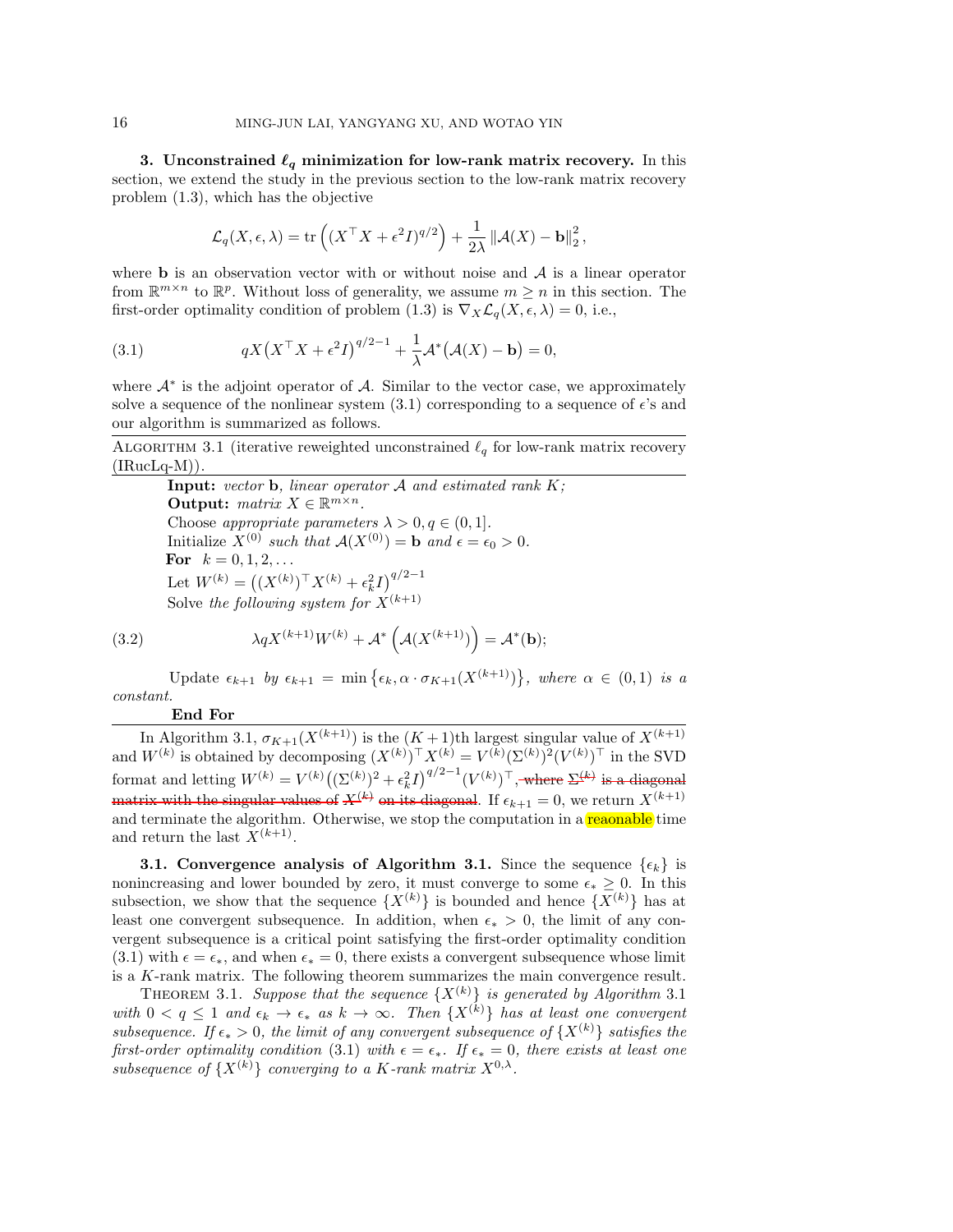## 3. Unconstrained $\ell_q$ minimization for low-rank matrix recovery.

In this section, we extend the study in the previous section to the low-rank matrix recovery problem (1.3), which has the objective

$$\mathcal{L}_q(X, \epsilon, \lambda) = \operatorname{tr}\left((X^\top X + \epsilon^2 I)^{q/2}\right) + \frac{1}{2\lambda}\|\mathcal{A}(X) - \mathbf{b}\|_2^2,$$

where $\mathbf{b}$ is an observation vector with or without noise and $\mathcal{A}$ is a linear operator from $\mathbb{R}^{m\times n}$ to $\mathbb{R}^p$. Without loss of generality, we assume $m \geq n$ in this section. The first-order optimality condition of problem (1.3) is $\nabla_X \mathcal{L}_q(X, \epsilon, \lambda) = 0$, i.e.,

$$qX\big(X^\top X + \epsilon^2 I\big)^{q/2-1} + \frac{1}{\lambda}\mathcal{A}^*\big(\mathcal{A}(X) - \mathbf{b}\big) = 0, \tag{3.1}$$

where $\mathcal{A}^*$ is the adjoint operator of $\mathcal{A}$. Similar to the vector case, we approximately solve a sequence of the nonlinear system (3.1) corresponding to a sequence of $\epsilon$'s and our algorithm is summarized as follows.

---

Algorithm 3.1 (iterative reweighted unconstrained $\ell_q$ for low-rank matrix recovery (IRucLq-M)).

---

**Input:** *vector* $\mathbf{b}$, *linear operator* $\mathcal{A}$ *and estimated rank* $K$;
**Output:** *matrix* $X \in \mathbb{R}^{m\times n}$.
Choose *appropriate parameters* $\lambda > 0, q \in (0, 1]$.
Initialize $X^{(0)}$ *such that* $\mathcal{A}(X^{(0)}) = \mathbf{b}$ *and* $\epsilon = \epsilon_0 > 0$.
**For** $k = 0, 1, 2, \ldots$
Let $W^{(k)} = \big((X^{(k)})^\top X^{(k)} + \epsilon_k^2 I\big)^{q/2-1}$
Solve *the following system for* $X^{(k+1)}$

$$\lambda q X^{(k+1)} W^{(k)} + \mathcal{A}^*\left(\mathcal{A}(X^{(k+1)})\right) = \mathcal{A}^*(\mathbf{b}); \tag{3.2}$$

Update $\epsilon_{k+1}$ *by* $\epsilon_{k+1} = \min\left\{\epsilon_k, \alpha \cdot \sigma_{K+1}(X^{(k+1)})\right\}$, *where* $\alpha \in (0, 1)$ *is a constant.*
**End For**

---

In Algorithm 3.1, $\sigma_{K+1}(X^{(k+1)})$ is the $(K+1)$th largest singular value of $X^{(k+1)}$ and $W^{(k)}$ is obtained by decomposing $(X^{(k)})^\top X^{(k)} = V^{(k)}(\Sigma^{(k)})^2(V^{(k)})^\top$ in the SVD format and letting $W^{(k)} = V^{(k)}\big((\Sigma^{(k)})^2 + \epsilon_k^2 I\big)^{q/2-1}(V^{(k)})^\top$~~, where $\Sigma^{(k)}$ is a diagonal matrix with the singular values of $X^{(k)}$ on its diagonal~~. If $\epsilon_{k+1} = 0$, we return $X^{(k+1)}$ and terminate the algorithm. Otherwise, we stop the computation in a reasonable time and return the last $X^{(k+1)}$.

### 3.1. Convergence analysis of Algorithm 3.1.

Since the sequence $\{\epsilon_k\}$ is nonincreasing and lower bounded by zero, it must converge to some $\epsilon_* \geq 0$. In this subsection, we show that the sequence $\{X^{(k)}\}$ is bounded and hence $\{X^{(k)}\}$ has at least one convergent subsequence. In addition, when $\epsilon_* > 0$, the limit of any convergent subsequence is a critical point satisfying the first-order optimality condition (3.1) with $\epsilon = \epsilon_*$, and when $\epsilon_* = 0$, there exists a convergent subsequence whose limit is a $K$-rank matrix. The following theorem summarizes the main convergence result.

Theorem 3.1. *Suppose that the sequence $\{X^{(k)}\}$ is generated by Algorithm 3.1 with $0 < q \leq 1$ and $\epsilon_k \to \epsilon_*$ as $k \to \infty$. Then $\{X^{(k)}\}$ has at least one convergent subsequence. If $\epsilon_* > 0$, the limit of any convergent subsequence of $\{X^{(k)}\}$ satisfies the first-order optimality condition (3.1) with $\epsilon = \epsilon_*$. If $\epsilon_* = 0$, there exists at least one subsequence of $\{X^{(k)}\}$ converging to a $K$-rank matrix $X^{0,\lambda}$.*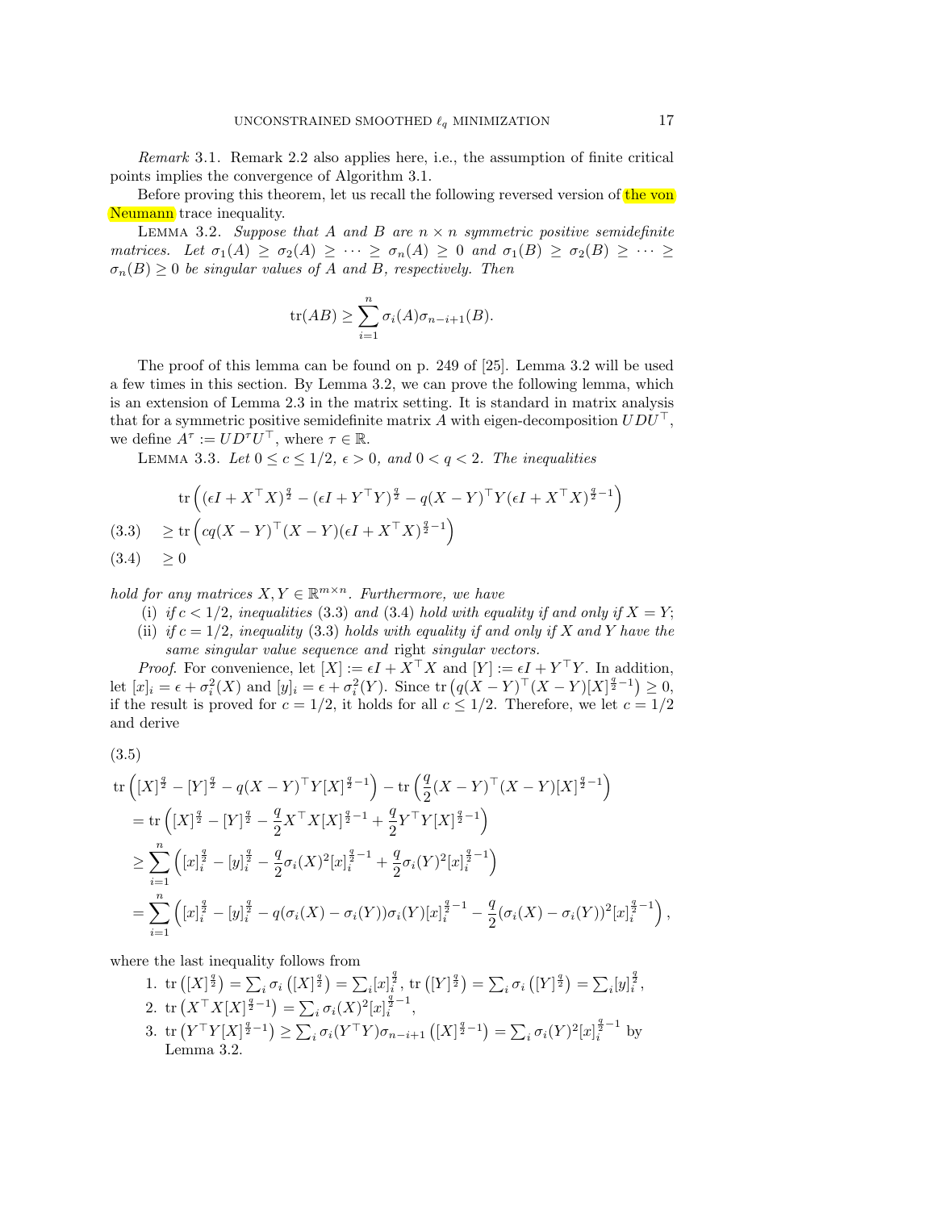*Remark* 3.1. Remark 2.2 also applies here, i.e., the assumption of finite critical points implies the convergence of Algorithm 3.1.

Before proving this theorem, let us recall the following reversed version of the von Neumann trace inequality.

LEMMA 3.2. *Suppose that $A$ and $B$ are $n \times n$ symmetric positive semidefinite matrices. Let $\sigma_1(A) \geq \sigma_2(A) \geq \cdots \geq \sigma_n(A) \geq 0$ and $\sigma_1(B) \geq \sigma_2(B) \geq \cdots \geq \sigma_n(B) \geq 0$ be singular values of $A$ and $B$, respectively. Then*

$$\operatorname{tr}(AB) \geq \sum_{i=1}^{n} \sigma_i(A)\sigma_{n-i+1}(B).$$

The proof of this lemma can be found on p. 249 of [25]. Lemma 3.2 will be used a few times in this section. By Lemma 3.2, we can prove the following lemma, which is an extension of Lemma 2.3 in the matrix setting. It is standard in matrix analysis that for a symmetric positive semidefinite matrix $A$ with eigen-decomposition $UDU^\top$, we define $A^\tau := UD^\tau U^\top$, where $\tau \in \mathbb{R}$.

LEMMA 3.3. *Let $0 \leq c \leq 1/2$, $\epsilon > 0$, and $0 < q < 2$. The inequalities*

$$\begin{aligned}
&\operatorname{tr}\left((\epsilon I + X^\top X)^{\frac{q}{2}} - (\epsilon I + Y^\top Y)^{\frac{q}{2}} - q(X-Y)^\top Y(\epsilon I + X^\top X)^{\frac{q}{2}-1}\right) \\
&\geq \operatorname{tr}\left(cq(X-Y)^\top(X-Y)(\epsilon I + X^\top X)^{\frac{q}{2}-1}\right) \qquad (3.3)\\
&\geq 0 \qquad (3.4)
\end{aligned}$$

*hold for any matrices $X, Y \in \mathbb{R}^{m\times n}$. Furthermore, we have*

(i) *if $c < 1/2$, inequalities (3.3) and (3.4) hold with equality if and only if $X = Y$;*

(ii) *if $c = 1/2$, inequality (3.3) holds with equality if and only if $X$ and $Y$ have the same singular value sequence and* right *singular vectors.*

*Proof*. For convenience, let $[X] := \epsilon I + X^\top X$ and $[Y] := \epsilon I + Y^\top Y$. In addition, let $[x]_i = \epsilon + \sigma_i^2(X)$ and $[y]_i = \epsilon + \sigma_i^2(Y)$. Since $\operatorname{tr}\left(q(X-Y)^\top(X-Y)[X]^{\frac{q}{2}-1}\right) \geq 0$, if the result is proved for $c = 1/2$, it holds for all $c \leq 1/2$. Therefore, we let $c = 1/2$ and derive

$$\begin{aligned}
&\operatorname{tr}\left([X]^{\frac{q}{2}} - [Y]^{\frac{q}{2}} - q(X-Y)^\top Y[X]^{\frac{q}{2}-1}\right) - \operatorname{tr}\left(\frac{q}{2}(X-Y)^\top(X-Y)[X]^{\frac{q}{2}-1}\right) \qquad (3.5)\\
&= \operatorname{tr}\left([X]^{\frac{q}{2}} - [Y]^{\frac{q}{2}} - \frac{q}{2}X^\top X[X]^{\frac{q}{2}-1} + \frac{q}{2}Y^\top Y[X]^{\frac{q}{2}-1}\right)\\
&\geq \sum_{i=1}^{n}\left([x]_i^{\frac{q}{2}} - [y]_i^{\frac{q}{2}} - \frac{q}{2}\sigma_i(X)^2[x]_i^{\frac{q}{2}-1} + \frac{q}{2}\sigma_i(Y)^2[x]_i^{\frac{q}{2}-1}\right)\\
&= \sum_{i=1}^{n}\left([x]_i^{\frac{q}{2}} - [y]_i^{\frac{q}{2}} - q(\sigma_i(X)-\sigma_i(Y))\sigma_i(Y)[x]_i^{\frac{q}{2}-1} - \frac{q}{2}(\sigma_i(X)-\sigma_i(Y))^2[x]_i^{\frac{q}{2}-1}\right),
\end{aligned}$$

where the last inequality follows from

1. $\operatorname{tr}\left([X]^{\frac{q}{2}}\right) = \sum_i \sigma_i\left([X]^{\frac{q}{2}}\right) = \sum_i [x]_i^{\frac{q}{2}}$, $\operatorname{tr}\left([Y]^{\frac{q}{2}}\right) = \sum_i \sigma_i\left([Y]^{\frac{q}{2}}\right) = \sum_i [y]_i^{\frac{q}{2}}$,
2. $\operatorname{tr}\left(X^\top X[X]^{\frac{q}{2}-1}\right) = \sum_i \sigma_i(X)^2[x]_i^{\frac{q}{2}-1}$,
3. $\operatorname{tr}\left(Y^\top Y[X]^{\frac{q}{2}-1}\right) \geq \sum_i \sigma_i(Y^\top Y)\sigma_{n-i+1}\left([X]^{\frac{q}{2}-1}\right) = \sum_i \sigma_i(Y)^2[x]_i^{\frac{q}{2}-1}$ by Lemma 3.2.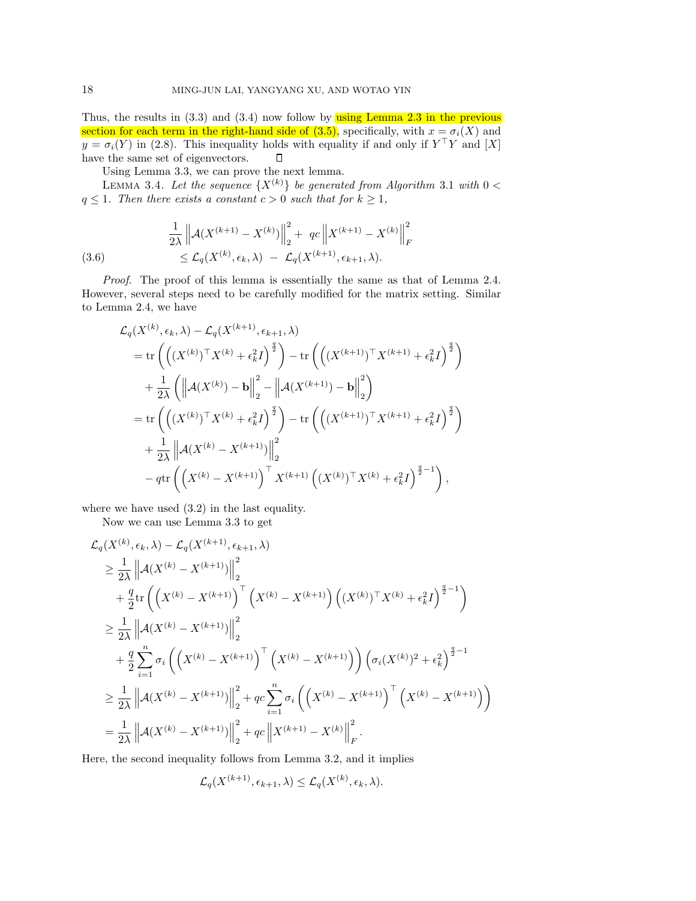Thus, the results in (3.3) and (3.4) now follow by using Lemma 2.3 in the previous section for each term in the right-hand side of (3.5), specifically, with $x = \sigma_i(X)$ and $y = \sigma_i(Y)$ in (2.8). This inequality holds with equality if and only if $Y^\top Y$ and $[X]$ have the same set of eigenvectors. $\square$

Using Lemma 3.3, we can prove the next lemma.

Lemma 3.4. *Let the sequence $\{X^{(k)}\}$ be generated from Algorithm 3.1 with $0 < q \leq 1$. Then there exists a constant $c > 0$ such that for $k \geq 1$,*

$$
\begin{aligned}
&\frac{1}{2\lambda}\left\|\mathcal{A}(X^{(k+1)} - X^{(k)})\right\|_2^2 + \ qc\left\|X^{(k+1)} - X^{(k)}\right\|_F^2 \\
&\leq \mathcal{L}_q(X^{(k)}, \epsilon_k, \lambda) \ - \ \mathcal{L}_q(X^{(k+1)}, \epsilon_{k+1}, \lambda).
\end{aligned} \tag{3.6}
$$

*Proof.* The proof of this lemma is essentially the same as that of Lemma 2.4. However, several steps need to be carefully modified for the matrix setting. Similar to Lemma 2.4, we have

$$
\begin{aligned}
&\mathcal{L}_q(X^{(k)}, \epsilon_k, \lambda) - \mathcal{L}_q(X^{(k+1)}, \epsilon_{k+1}, \lambda) \\
&= \operatorname{tr}\left(\left((X^{(k)})^\top X^{(k)} + \epsilon_k^2 I\right)^{\frac{q}{2}}\right) - \operatorname{tr}\left(\left((X^{(k+1)})^\top X^{(k+1)} + \epsilon_k^2 I\right)^{\frac{q}{2}}\right) \\
&\quad + \frac{1}{2\lambda}\left(\left\|\mathcal{A}(X^{(k)}) - \mathbf{b}\right\|_2^2 - \left\|\mathcal{A}(X^{(k+1)}) - \mathbf{b}\right\|_2^2\right) \\
&= \operatorname{tr}\left(\left((X^{(k)})^\top X^{(k)} + \epsilon_k^2 I\right)^{\frac{q}{2}}\right) - \operatorname{tr}\left(\left((X^{(k+1)})^\top X^{(k+1)} + \epsilon_k^2 I\right)^{\frac{q}{2}}\right) \\
&\quad + \frac{1}{2\lambda}\left\|\mathcal{A}(X^{(k)} - X^{(k+1)})\right\|_2^2 \\
&\quad - q\operatorname{tr}\left(\left(X^{(k)} - X^{(k+1)}\right)^\top X^{(k+1)}\left((X^{(k)})^\top X^{(k)} + \epsilon_k^2 I\right)^{\frac{q}{2}-1}\right),
\end{aligned}
$$

where we have used (3.2) in the last equality.

Now we can use Lemma 3.3 to get

$$
\begin{aligned}
&\mathcal{L}_q(X^{(k)}, \epsilon_k, \lambda) - \mathcal{L}_q(X^{(k+1)}, \epsilon_{k+1}, \lambda) \\
&\geq \frac{1}{2\lambda}\left\|\mathcal{A}(X^{(k)} - X^{(k+1)})\right\|_2^2 \\
&\quad + \frac{q}{2}\operatorname{tr}\left(\left(X^{(k)} - X^{(k+1)}\right)^\top\left(X^{(k)} - X^{(k+1)}\right)\left((X^{(k)})^\top X^{(k)} + \epsilon_k^2 I\right)^{\frac{q}{2}-1}\right) \\
&\geq \frac{1}{2\lambda}\left\|\mathcal{A}(X^{(k)} - X^{(k+1)})\right\|_2^2 \\
&\quad + \frac{q}{2}\sum_{i=1}^n \sigma_i\left(\left(X^{(k)} - X^{(k+1)}\right)^\top\left(X^{(k)} - X^{(k+1)}\right)\right)\left(\sigma_i(X^{(k)})^2 + \epsilon_k^2\right)^{\frac{q}{2}-1} \\
&\geq \frac{1}{2\lambda}\left\|\mathcal{A}(X^{(k)} - X^{(k+1)})\right\|_2^2 + qc\sum_{i=1}^n \sigma_i\left(\left(X^{(k)} - X^{(k+1)}\right)^\top\left(X^{(k)} - X^{(k+1)}\right)\right) \\
&= \frac{1}{2\lambda}\left\|\mathcal{A}(X^{(k)} - X^{(k+1)})\right\|_2^2 + qc\left\|X^{(k+1)} - X^{(k)}\right\|_F^2.
\end{aligned}
$$

Here, the second inequality follows from Lemma 3.2, and it implies

$$
\mathcal{L}_q(X^{(k+1)}, \epsilon_{k+1}, \lambda) \leq \mathcal{L}_q(X^{(k)}, \epsilon_k, \lambda).
$$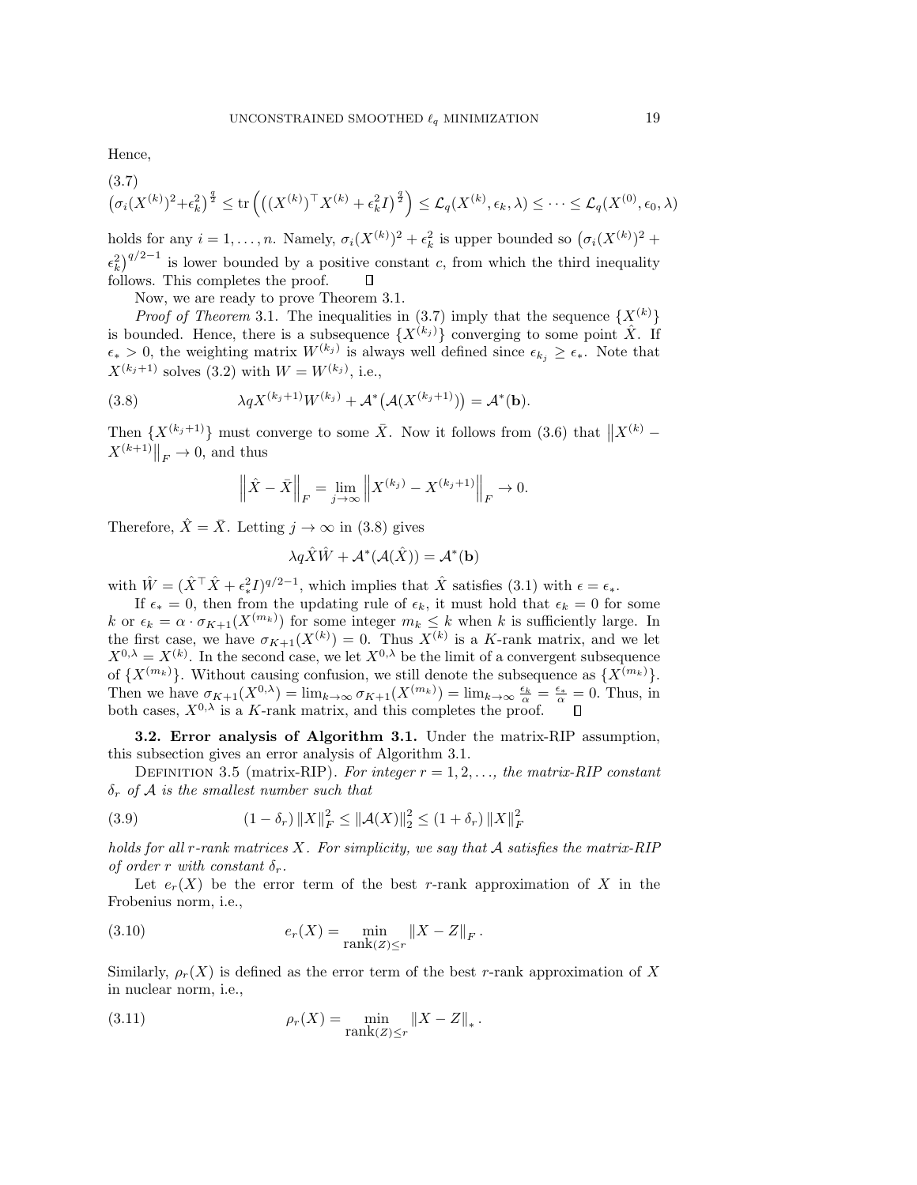Hence,

(3.7)

$$\left(\sigma_i(X^{(k)})^2+\epsilon_k^2\right)^{\frac{q}{2}} \leq \operatorname{tr}\left(\left((X^{(k)})^\top X^{(k)} + \epsilon_k^2 I\right)^{\frac{q}{2}}\right) \leq \mathcal{L}_q(X^{(k)}, \epsilon_k, \lambda) \leq \cdots \leq \mathcal{L}_q(X^{(0)}, \epsilon_0, \lambda)$$

holds for any $i = 1, \ldots, n$. Namely, $\sigma_i(X^{(k)})^2 + \epsilon_k^2$ is upper bounded so $\big(\sigma_i(X^{(k)})^2 + \epsilon_k^2\big)^{q/2-1}$ is lower bounded by a positive constant $c$, from which the third inequality follows. This completes the proof. $\square$

Now, we are ready to prove Theorem 3.1.

*Proof of Theorem* 3.1. The inequalities in (3.7) imply that the sequence $\{X^{(k)}\}$ is bounded. Hence, there is a subsequence $\{X^{(k_j)}\}$ converging to some point $\hat{X}$. If $\epsilon_* > 0$, the weighting matrix $W^{(k_j)}$ is always well defined since $\epsilon_{k_j} \geq \epsilon_*$. Note that $X^{(k_j+1)}$ solves (3.2) with $W = W^{(k_j)}$, i.e.,

$$\lambda q X^{(k_j+1)} W^{(k_j)} + \mathcal{A}^*\big(\mathcal{A}(X^{(k_j+1)})\big) = \mathcal{A}^*(\mathbf{b}). \tag{3.8}$$

Then $\{X^{(k_j+1)}\}$ must converge to some $\bar{X}$. Now it follows from (3.6) that $\left\|X^{(k)} - X^{(k+1)}\right\|_F \to 0$, and thus

$$\left\|\hat{X} - \bar{X}\right\|_F = \lim_{j\to\infty} \left\|X^{(k_j)} - X^{(k_j+1)}\right\|_F \to 0.$$

Therefore, $\hat{X} = \bar{X}$. Letting $j \to \infty$ in (3.8) gives

$$\lambda q \hat{X}\hat{W} + \mathcal{A}^*(\mathcal{A}(\hat{X})) = \mathcal{A}^*(\mathbf{b})$$

with $\hat{W} = (\hat{X}^\top \hat{X} + \epsilon_*^2 I)^{q/2-1}$, which implies that $\hat{X}$ satisfies (3.1) with $\epsilon = \epsilon_*$.

If $\epsilon_* = 0$, then from the updating rule of $\epsilon_k$, it must hold that $\epsilon_k = 0$ for some $k$ or $\epsilon_k = \alpha \cdot \sigma_{K+1}(X^{(m_k)})$ for some integer $m_k \leq k$ when $k$ is sufficiently large. In the first case, we have $\sigma_{K+1}(X^{(k)}) = 0$. Thus $X^{(k)}$ is a $K$-rank matrix, and we let $X^{0,\lambda} = X^{(k)}$. In the second case, we let $X^{0,\lambda}$ be the limit of a convergent subsequence of $\{X^{(m_k)}\}$. Without causing confusion, we still denote the subsequence as $\{X^{(m_k)}\}$. Then we have $\sigma_{K+1}(X^{0,\lambda}) = \lim_{k\to\infty} \sigma_{K+1}(X^{(m_k)}) = \lim_{k\to\infty} \frac{\epsilon_k}{\alpha} = \frac{\epsilon_*}{\alpha} = 0$. Thus, in both cases, $X^{0,\lambda}$ is a $K$-rank matrix, and this completes the proof. $\square$

### 3.2. Error analysis of Algorithm 3.1.

Under the matrix-RIP assumption, this subsection gives an error analysis of Algorithm 3.1.

Definition 3.5 (matrix-RIP). *For integer $r = 1, 2, \ldots$, the matrix-RIP constant $\delta_r$ of $\mathcal{A}$ is the smallest number such that*

$$(1-\delta_r)\left\|X\right\|_F^2 \leq \left\|\mathcal{A}(X)\right\|_2^2 \leq (1+\delta_r)\left\|X\right\|_F^2 \tag{3.9}$$

*holds for all $r$-rank matrices $X$. For simplicity, we say that $\mathcal{A}$ satisfies the matrix-RIP of order $r$ with constant $\delta_r$.*

Let $e_r(X)$ be the error term of the best $r$-rank approximation of $X$ in the Frobenius norm, i.e.,

$$e_r(X) = \min_{\operatorname{rank}(Z)\leq r} \left\|X - Z\right\|_F. \tag{3.10}$$

Similarly, $\rho_r(X)$ is defined as the error term of the best $r$-rank approximation of $X$ in nuclear norm, i.e.,

$$\rho_r(X) = \min_{\operatorname{rank}(Z)\leq r} \left\|X - Z\right\|_*. \tag{3.11}$$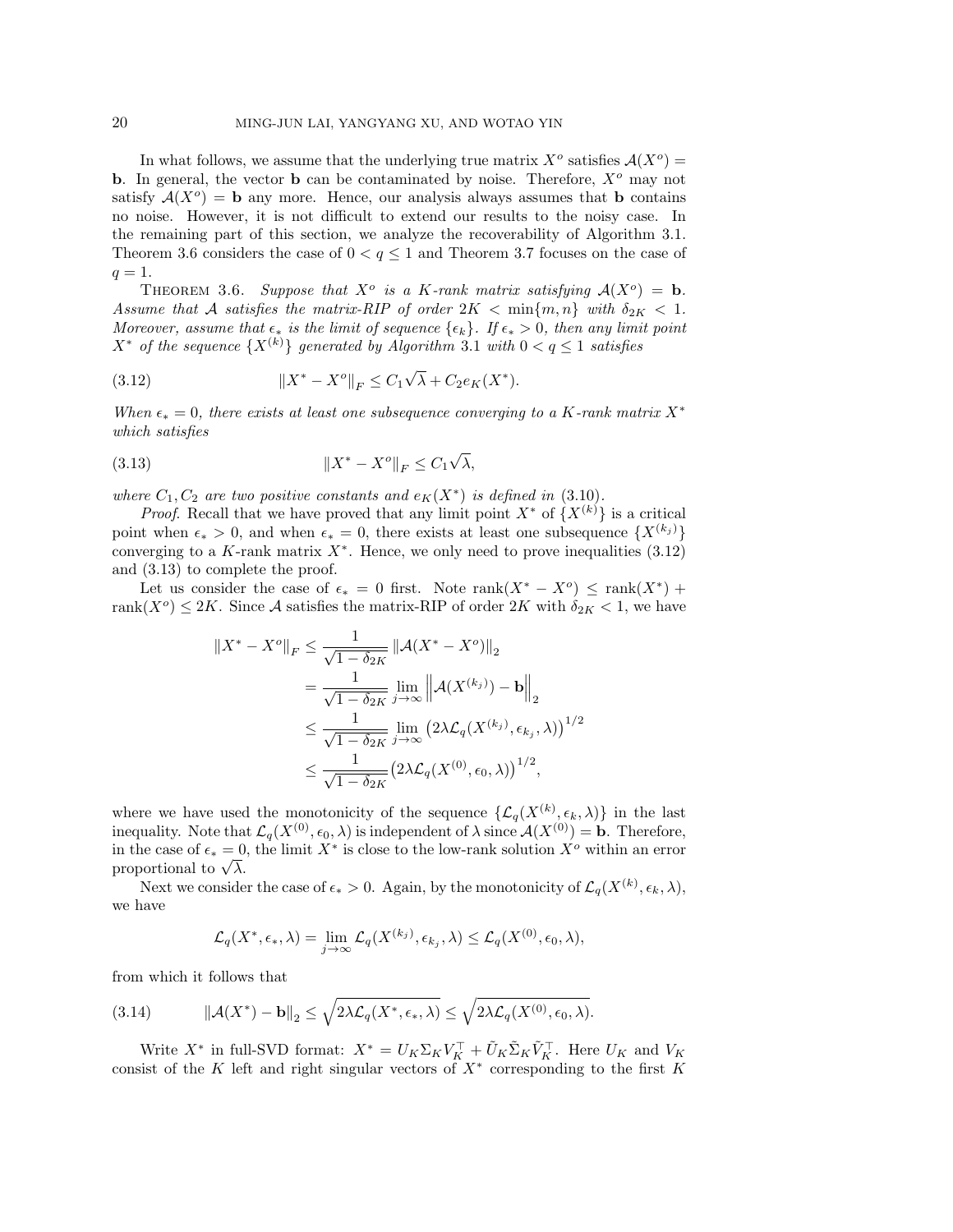In what follows, we assume that the underlying true matrix $X^o$ satisfies $\mathcal{A}(X^o) = \mathbf{b}$. In general, the vector $\mathbf{b}$ can be contaminated by noise. Therefore, $X^o$ may not satisfy $\mathcal{A}(X^o) = \mathbf{b}$ any more. Hence, our analysis always assumes that $\mathbf{b}$ contains no noise. However, it is not difficult to extend our results to the noisy case. In the remaining part of this section, we analyze the recoverability of Algorithm 3.1. Theorem 3.6 considers the case of $0 < q \leq 1$ and Theorem 3.7 focuses on the case of $q = 1$.

THEOREM 3.6. *Suppose that $X^o$ is a $K$-rank matrix satisfying $\mathcal{A}(X^o) = \mathbf{b}$. Assume that $\mathcal{A}$ satisfies the matrix-RIP of order $2K < \min\{m, n\}$ with $\delta_{2K} < 1$. Moreover, assume that $\epsilon_*$ is the limit of sequence $\{\epsilon_k\}$. If $\epsilon_* > 0$, then any limit point $X^*$ of the sequence $\{X^{(k)}\}$ generated by Algorithm 3.1 with $0 < q \leq 1$ satisfies*

$$\|X^* - X^o\|_F \leq C_1\sqrt{\lambda} + C_2 e_K(X^*). \tag{3.12}$$

*When $\epsilon_* = 0$, there exists at least one subsequence converging to a $K$-rank matrix $X^*$ which satisfies*

$$\|X^* - X^o\|_F \leq C_1\sqrt{\lambda}, \tag{3.13}$$

*where $C_1, C_2$ are two positive constants and $e_K(X^*)$ is defined in* (3.10).

*Proof.* Recall that we have proved that any limit point $X^*$ of $\{X^{(k)}\}$ is a critical point when $\epsilon_* > 0$, and when $\epsilon_* = 0$, there exists at least one subsequence $\{X^{(k_j)}\}$ converging to a $K$-rank matrix $X^*$. Hence, we only need to prove inequalities (3.12) and (3.13) to complete the proof.

Let us consider the case of $\epsilon_* = 0$ first. Note $\text{rank}(X^* - X^o) \leq \text{rank}(X^*) + \text{rank}(X^o) \leq 2K$. Since $\mathcal{A}$ satisfies the matrix-RIP of order $2K$ with $\delta_{2K} < 1$, we have

$$\begin{aligned}
\|X^* - X^o\|_F &\leq \frac{1}{\sqrt{1-\delta_{2K}}}\|\mathcal{A}(X^* - X^o)\|_2 \\
&= \frac{1}{\sqrt{1-\delta_{2K}}}\lim_{j\to\infty}\left\|\mathcal{A}(X^{(k_j)}) - \mathbf{b}\right\|_2 \\
&\leq \frac{1}{\sqrt{1-\delta_{2K}}}\lim_{j\to\infty}\left(2\lambda\mathcal{L}_q(X^{(k_j)}, \epsilon_{k_j}, \lambda)\right)^{1/2} \\
&\leq \frac{1}{\sqrt{1-\delta_{2K}}}\left(2\lambda\mathcal{L}_q(X^{(0)}, \epsilon_0, \lambda)\right)^{1/2},
\end{aligned}$$

where we have used the monotonicity of the sequence $\{\mathcal{L}_q(X^{(k)}, \epsilon_k, \lambda)\}$ in the last inequality. Note that $\mathcal{L}_q(X^{(0)}, \epsilon_0, \lambda)$ is independent of $\lambda$ since $\mathcal{A}(X^{(0)}) = \mathbf{b}$. Therefore, in the case of $\epsilon_* = 0$, the limit $X^*$ is close to the low-rank solution $X^o$ within an error proportional to $\sqrt{\lambda}$.

Next we consider the case of $\epsilon_* > 0$. Again, by the monotonicity of $\mathcal{L}_q(X^{(k)}, \epsilon_k, \lambda)$, we have

$$\mathcal{L}_q(X^*, \epsilon_*, \lambda) = \lim_{j\to\infty}\mathcal{L}_q(X^{(k_j)}, \epsilon_{k_j}, \lambda) \leq \mathcal{L}_q(X^{(0)}, \epsilon_0, \lambda),$$

from which it follows that

$$\|\mathcal{A}(X^*) - \mathbf{b}\|_2 \leq \sqrt{2\lambda\mathcal{L}_q(X^*, \epsilon_*, \lambda)} \leq \sqrt{2\lambda\mathcal{L}_q(X^{(0)}, \epsilon_0, \lambda)}. \tag{3.14}$$

Write $X^*$ in full-SVD format: $X^* = U_K\Sigma_K V_K^\top + \tilde{U}_K\tilde{\Sigma}_K\tilde{V}_K^\top$. Here $U_K$ and $V_K$ consist of the $K$ left and right singular vectors of $X^*$ corresponding to the first $K$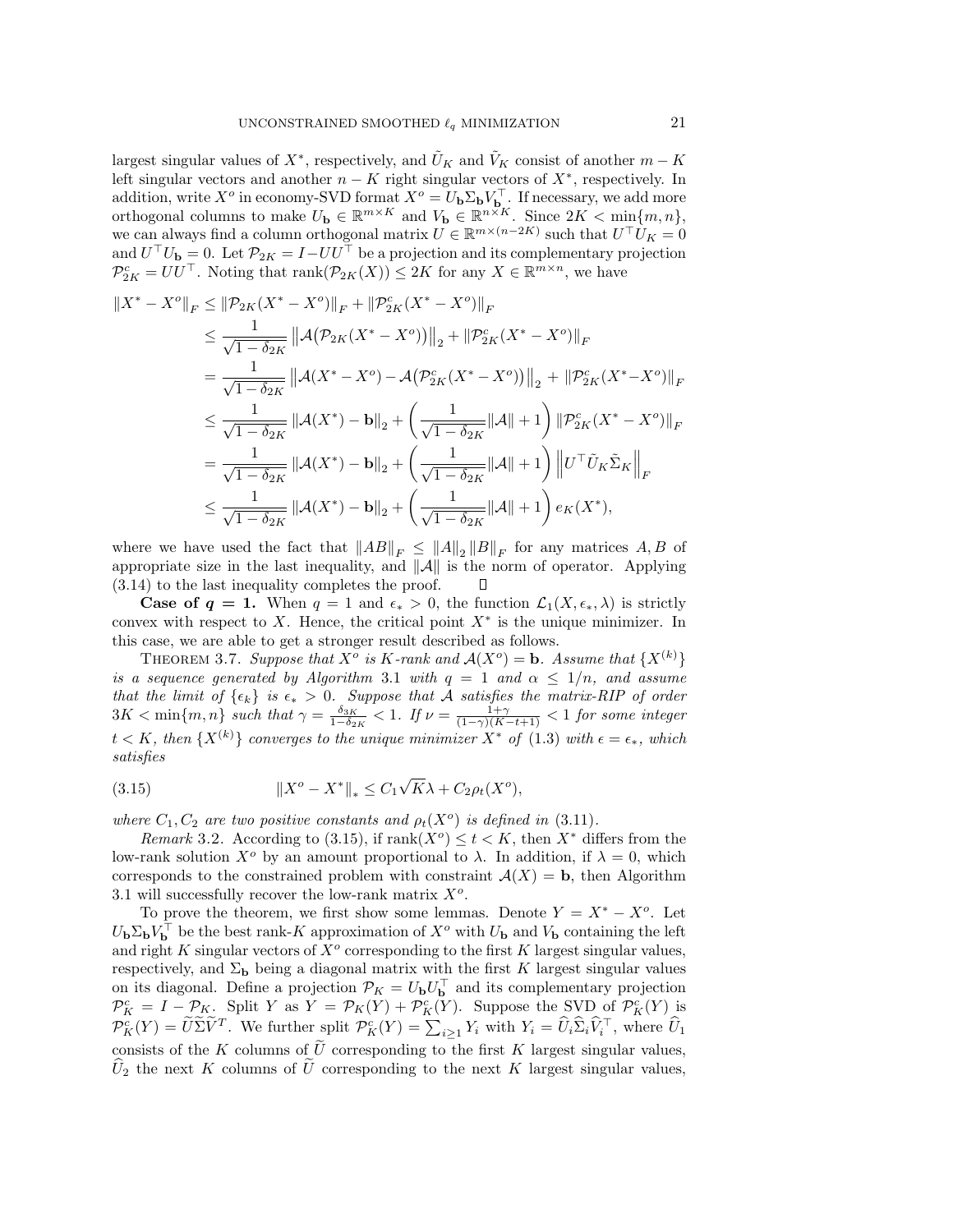largest singular values of $X^*$, respectively, and $\tilde{U}_K$ and $\tilde{V}_K$ consist of another $m-K$ left singular vectors and another $n-K$ right singular vectors of $X^*$, respectively. In addition, write $X^o$ in economy-SVD format $X^o = U_{\mathbf{b}}\Sigma_{\mathbf{b}}V_{\mathbf{b}}^\top$. If necessary, we add more orthogonal columns to make $U_{\mathbf{b}} \in \mathbb{R}^{m\times K}$ and $V_{\mathbf{b}} \in \mathbb{R}^{n\times K}$. Since $2K < \min\{m,n\}$, we can always find a column orthogonal matrix $U \in \mathbb{R}^{m\times(n-2K)}$ such that $U^\top U_K = 0$ and $U^\top U_{\mathbf{b}} = 0$. Let $\mathcal{P}_{2K} = I - UU^\top$ be a projection and its complementary projection $\mathcal{P}_{2K}^c = UU^\top$. Noting that $\mathrm{rank}(\mathcal{P}_{2K}(X)) \le 2K$ for any $X \in \mathbb{R}^{m\times n}$, we have

$$
\begin{aligned}
\|X^* - X^o\|_F &\le \|\mathcal{P}_{2K}(X^*-X^o)\|_F + \|\mathcal{P}_{2K}^c(X^*-X^o)\|_F \\
&\le \frac{1}{\sqrt{1-\delta_{2K}}}\left\|\mathcal{A}\big(\mathcal{P}_{2K}(X^*-X^o)\big)\right\|_2 + \|\mathcal{P}_{2K}^c(X^*-X^o)\|_F \\
&= \frac{1}{\sqrt{1-\delta_{2K}}}\left\|\mathcal{A}(X^*-X^o) - \mathcal{A}\big(\mathcal{P}_{2K}^c(X^*-X^o)\big)\right\|_2 + \|\mathcal{P}_{2K}^c(X^*-X^o)\|_F \\
&\le \frac{1}{\sqrt{1-\delta_{2K}}}\|\mathcal{A}(X^*) - \mathbf{b}\|_2 + \left(\frac{1}{\sqrt{1-\delta_{2K}}}\|\mathcal{A}\| + 1\right)\|\mathcal{P}_{2K}^c(X^*-X^o)\|_F \\
&= \frac{1}{\sqrt{1-\delta_{2K}}}\|\mathcal{A}(X^*) - \mathbf{b}\|_2 + \left(\frac{1}{\sqrt{1-\delta_{2K}}}\|\mathcal{A}\| + 1\right)\left\|U^\top \tilde{U}_K\tilde{\Sigma}_K\right\|_F \\
&\le \frac{1}{\sqrt{1-\delta_{2K}}}\|\mathcal{A}(X^*) - \mathbf{b}\|_2 + \left(\frac{1}{\sqrt{1-\delta_{2K}}}\|\mathcal{A}\| + 1\right)e_K(X^*),
\end{aligned}
$$

where we have used the fact that $\|AB\|_F \le \|A\|_2\|B\|_F$ for any matrices $A, B$ of appropriate size in the last inequality, and $\|\mathcal{A}\|$ is the norm of operator. Applying (3.14) to the last inequality completes the proof. $\square$

**Case of $q = 1$.** When $q = 1$ and $\epsilon_* > 0$, the function $\mathcal{L}_1(X, \epsilon_*, \lambda)$ is strictly convex with respect to $X$. Hence, the critical point $X^*$ is the unique minimizer. In this case, we are able to get a stronger result described as follows.

THEOREM 3.7. *Suppose that $X^o$ is $K$-rank and $\mathcal{A}(X^o) = \mathbf{b}$. Assume that $\{X^{(k)}\}$ is a sequence generated by Algorithm 3.1 with $q = 1$ and $\alpha \le 1/n$, and assume that the limit of $\{\epsilon_k\}$ is $\epsilon_* > 0$. Suppose that $\mathcal{A}$ satisfies the matrix-RIP of order $3K < \min\{m,n\}$ such that $\gamma = \frac{\delta_{3K}}{1-\delta_{2K}} < 1$. If $\nu = \frac{1+\gamma}{(1-\gamma)(K-t+1)} < 1$ for some integer $t < K$, then $\{X^{(k)}\}$ converges to the unique minimizer $X^*$ of (1.3) with $\epsilon = \epsilon_*$, which satisfies*

$$
\|X^o - X^*\|_* \le C_1\sqrt{K}\lambda + C_2\rho_t(X^o), \tag{3.15}
$$

*where $C_1, C_2$ are two positive constants and $\rho_t(X^o)$ is defined in (3.11).*

*Remark* 3.2. According to (3.15), if $\mathrm{rank}(X^o) \le t < K$, then $X^*$ differs from the low-rank solution $X^o$ by an amount proportional to $\lambda$. In addition, if $\lambda = 0$, which corresponds to the constrained problem with constraint $\mathcal{A}(X) = \mathbf{b}$, then Algorithm 3.1 will successfully recover the low-rank matrix $X^o$.

To prove the theorem, we first show some lemmas. Denote $Y = X^* - X^o$. Let $U_{\mathbf{b}}\Sigma_{\mathbf{b}}V_{\mathbf{b}}^\top$ be the best rank-$K$ approximation of $X^o$ with $U_{\mathbf{b}}$ and $V_{\mathbf{b}}$ containing the left and right $K$ singular vectors of $X^o$ corresponding to the first $K$ largest singular values, respectively, and $\Sigma_{\mathbf{b}}$ being a diagonal matrix with the first $K$ largest singular values on its diagonal. Define a projection $\mathcal{P}_K = U_{\mathbf{b}}U_{\mathbf{b}}^\top$ and its complementary projection $\mathcal{P}_K^c = I - \mathcal{P}_K$. Split $Y$ as $Y = \mathcal{P}_K(Y) + \mathcal{P}_K^c(Y)$. Suppose the SVD of $\mathcal{P}_K^c(Y)$ is $\mathcal{P}_K^c(Y) = \widetilde{U}\widetilde{\Sigma}\widetilde{V}^T$. We further split $\mathcal{P}_K^c(Y) = \sum_{i\ge 1} Y_i$ with $Y_i = \widehat{U}_i\widehat{\Sigma}_i\widehat{V}_i^\top$, where $\widehat{U}_1$ consists of the $K$ columns of $\widetilde{U}$ corresponding to the first $K$ largest singular values, $\widehat{U}_2$ the next $K$ columns of $\widetilde{U}$ corresponding to the next $K$ largest singular values,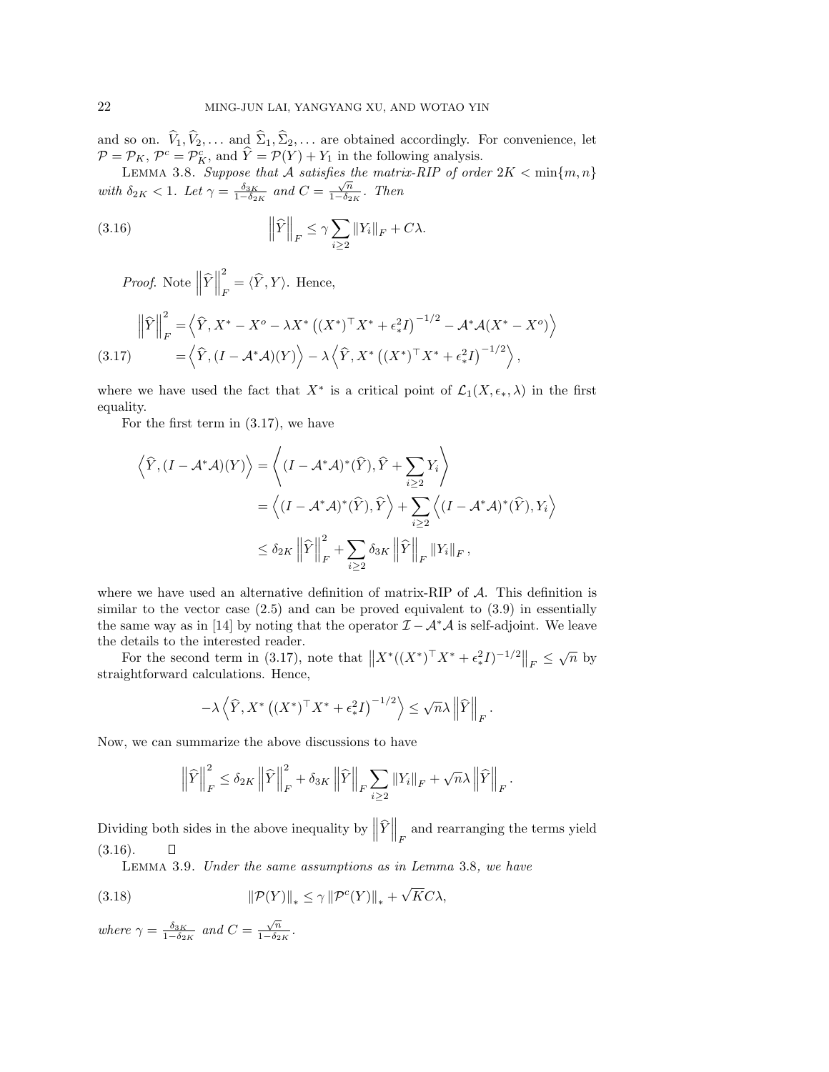and so on. $\widehat{V}_1, \widehat{V}_2, \ldots$ and $\widehat{\Sigma}_1, \widehat{\Sigma}_2, \ldots$ are obtained accordingly. For convenience, let $\mathcal{P} = \mathcal{P}_K$, $\mathcal{P}^c = \mathcal{P}_K^c$, and $\widehat{Y} = \mathcal{P}(Y) + Y_1$ in the following analysis.

Lemma 3.8. *Suppose that $\mathcal{A}$ satisfies the matrix-RIP of order $2K < \min\{m, n\}$ with $\delta_{2K} < 1$. Let $\gamma = \frac{\delta_{3K}}{1-\delta_{2K}}$ and $C = \frac{\sqrt{n}}{1-\delta_{2K}}$. Then*

$$\left\|\widehat{Y}\right\|_F \leq \gamma \sum_{i \geq 2} \|Y_i\|_F + C\lambda. \tag{3.16}$$

*Proof.* Note $\left\|\widehat{Y}\right\|_F^2 = \langle \widehat{Y}, Y \rangle$. Hence,

$$\begin{aligned}
\left\|\widehat{Y}\right\|_F^2 &= \left\langle \widehat{Y}, X^* - X^o - \lambda X^* \left((X^*)^\top X^* + \epsilon_*^2 I\right)^{-1/2} - \mathcal{A}^*\mathcal{A}(X^* - X^o) \right\rangle \\
&= \left\langle \widehat{Y}, (I - \mathcal{A}^*\mathcal{A})(Y) \right\rangle - \lambda \left\langle \widehat{Y}, X^* \left((X^*)^\top X^* + \epsilon_*^2 I\right)^{-1/2} \right\rangle,
\end{aligned} \tag{3.17}$$

where we have used the fact that $X^*$ is a critical point of $\mathcal{L}_1(X, \epsilon_*, \lambda)$ in the first equality.

For the first term in (3.17), we have

$$\begin{aligned}
\left\langle \widehat{Y}, (I - \mathcal{A}^*\mathcal{A})(Y) \right\rangle &= \left\langle (I - \mathcal{A}^*\mathcal{A})^*(\widehat{Y}), \widehat{Y} + \sum_{i \geq 2} Y_i \right\rangle \\
&= \left\langle (I - \mathcal{A}^*\mathcal{A})^*(\widehat{Y}), \widehat{Y} \right\rangle + \sum_{i \geq 2} \left\langle (I - \mathcal{A}^*\mathcal{A})^*(\widehat{Y}), Y_i \right\rangle \\
&\leq \delta_{2K} \left\|\widehat{Y}\right\|_F^2 + \sum_{i \geq 2} \delta_{3K} \left\|\widehat{Y}\right\|_F \|Y_i\|_F,
\end{aligned}$$

where we have used an alternative definition of matrix-RIP of $\mathcal{A}$. This definition is similar to the vector case (2.5) and can be proved equivalent to (3.9) in essentially the same way as in [14] by noting that the operator $\mathcal{I} - \mathcal{A}^*\mathcal{A}$ is self-adjoint. We leave the details to the interested reader.

For the second term in (3.17), note that $\left\|X^*((X^*)^\top X^* + \epsilon_*^2 I)^{-1/2}\right\|_F \leq \sqrt{n}$ by straightforward calculations. Hence,

$$-\lambda \left\langle \widehat{Y}, X^* \left((X^*)^\top X^* + \epsilon_*^2 I\right)^{-1/2} \right\rangle \leq \sqrt{n}\lambda \left\|\widehat{Y}\right\|_F.$$

Now, we can summarize the above discussions to have

$$\left\|\widehat{Y}\right\|_F^2 \leq \delta_{2K} \left\|\widehat{Y}\right\|_F^2 + \delta_{3K} \left\|\widehat{Y}\right\|_F \sum_{i \geq 2} \|Y_i\|_F + \sqrt{n}\lambda \left\|\widehat{Y}\right\|_F.$$

Dividing both sides in the above inequality by $\left\|\widehat{Y}\right\|_F$ and rearranging the terms yield (3.16). ∎

Lemma 3.9. *Under the same assumptions as in Lemma 3.8, we have*

$$\|\mathcal{P}(Y)\|_* \leq \gamma \|\mathcal{P}^c(Y)\|_* + \sqrt{K} C\lambda, \tag{3.18}$$

*where $\gamma = \frac{\delta_{3K}}{1-\delta_{2K}}$ and $C = \frac{\sqrt{n}}{1-\delta_{2K}}$.*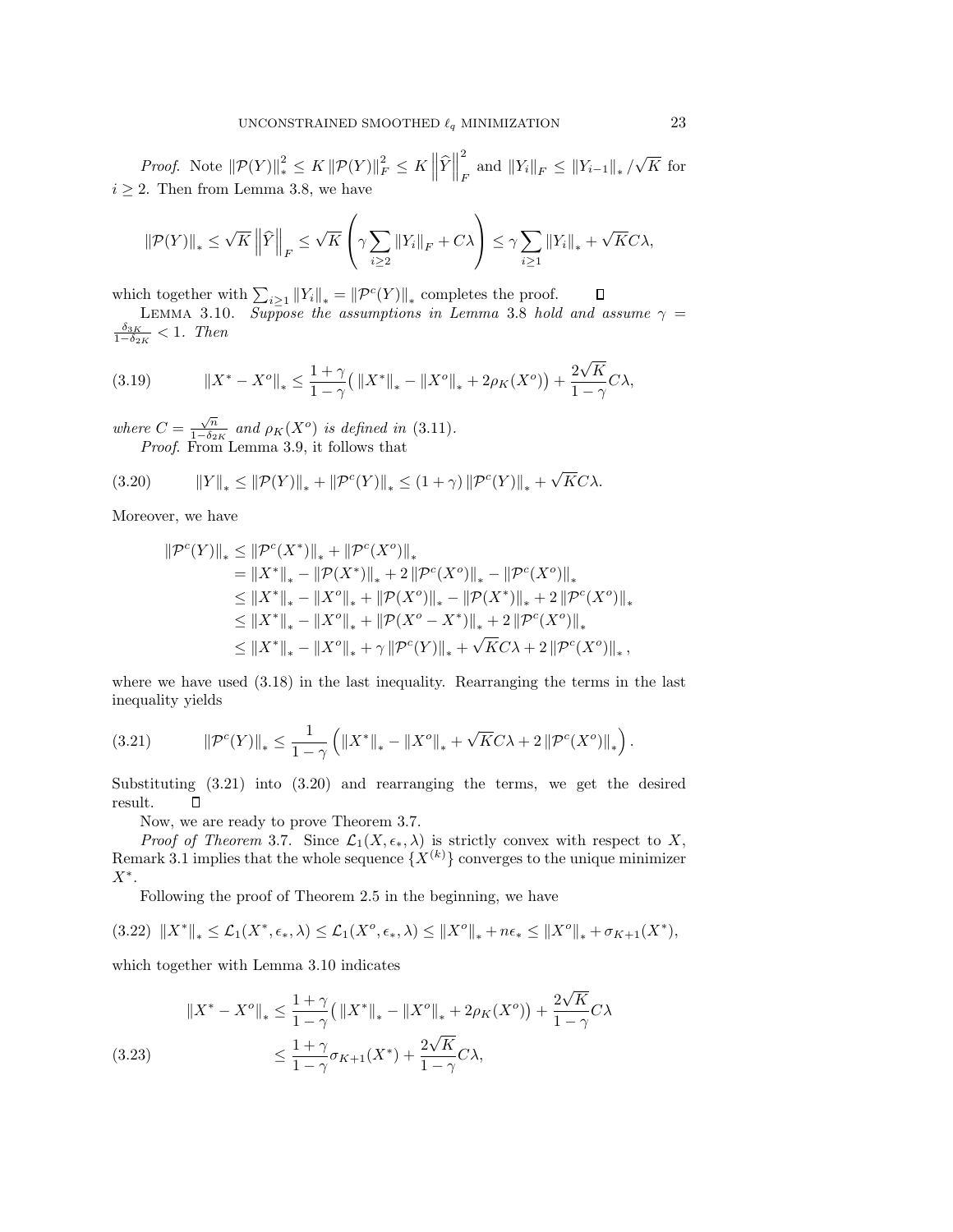*Proof.* Note $\|\mathcal{P}(Y)\|_*^2 \leq K \|\mathcal{P}(Y)\|_F^2 \leq K \left\|\widehat{Y}\right\|_F^2$ and $\|Y_i\|_F \leq \|Y_{i-1}\|_* / \sqrt{K}$ for $i \geq 2$. Then from Lemma 3.8, we have

$$\|\mathcal{P}(Y)\|_* \leq \sqrt{K} \left\|\widehat{Y}\right\|_F \leq \sqrt{K} \left( \gamma \sum_{i \geq 2} \|Y_i\|_F + C\lambda \right) \leq \gamma \sum_{i \geq 1} \|Y_i\|_* + \sqrt{K} C\lambda,$$

which together with $\sum_{i \geq 1} \|Y_i\|_* = \|\mathcal{P}^c(Y)\|_*$ completes the proof. □

LEMMA 3.10. *Suppose the assumptions in Lemma* 3.8 *hold and assume* $\gamma = \frac{\delta_{3K}}{1-\delta_{2K}} < 1$. *Then*

$$\|X^* - X^o\|_* \leq \frac{1+\gamma}{1-\gamma} \big( \|X^*\|_* - \|X^o\|_* + 2\rho_K(X^o) \big) + \frac{2\sqrt{K}}{1-\gamma} C\lambda, \tag{3.19}$$

*where* $C = \frac{\sqrt{n}}{1-\delta_{2K}}$ *and* $\rho_K(X^o)$ *is defined in* (3.11).

*Proof.* From Lemma 3.9, it follows that

$$\|Y\|_* \leq \|\mathcal{P}(Y)\|_* + \|\mathcal{P}^c(Y)\|_* \leq (1+\gamma) \|\mathcal{P}^c(Y)\|_* + \sqrt{K} C\lambda. \tag{3.20}$$

Moreover, we have

$$\begin{aligned}
\|\mathcal{P}^c(Y)\|_* &\leq \|\mathcal{P}^c(X^*)\|_* + \|\mathcal{P}^c(X^o)\|_* \\
&= \|X^*\|_* - \|\mathcal{P}(X^*)\|_* + 2\|\mathcal{P}^c(X^o)\|_* - \|\mathcal{P}^c(X^o)\|_* \\
&\leq \|X^*\|_* - \|X^o\|_* + \|\mathcal{P}(X^o)\|_* - \|\mathcal{P}(X^*)\|_* + 2\|\mathcal{P}^c(X^o)\|_* \\
&\leq \|X^*\|_* - \|X^o\|_* + \|\mathcal{P}(X^o - X^*)\|_* + 2\|\mathcal{P}^c(X^o)\|_* \\
&\leq \|X^*\|_* - \|X^o\|_* + \gamma \|\mathcal{P}^c(Y)\|_* + \sqrt{K} C\lambda + 2\|\mathcal{P}^c(X^o)\|_*,
\end{aligned}$$

where we have used (3.18) in the last inequality. Rearranging the terms in the last inequality yields

$$\|\mathcal{P}^c(Y)\|_* \leq \frac{1}{1-\gamma} \left( \|X^*\|_* - \|X^o\|_* + \sqrt{K} C\lambda + 2\|\mathcal{P}^c(X^o)\|_* \right). \tag{3.21}$$

Substituting (3.21) into (3.20) and rearranging the terms, we get the desired result. □

Now, we are ready to prove Theorem 3.7.

*Proof of Theorem* 3.7. Since $\mathcal{L}_1(X, \epsilon_*, \lambda)$ is strictly convex with respect to $X$, Remark 3.1 implies that the whole sequence $\{X^{(k)}\}$ converges to the unique minimizer $X^*$.

Following the proof of Theorem 2.5 in the beginning, we have

$$\|X^*\|_* \leq \mathcal{L}_1(X^*, \epsilon_*, \lambda) \leq \mathcal{L}_1(X^o, \epsilon_*, \lambda) \leq \|X^o\|_* + n\epsilon_* \leq \|X^o\|_* + \sigma_{K+1}(X^*), \tag{3.22}$$

which together with Lemma 3.10 indicates

$$\begin{aligned}
\|X^* - X^o\|_* &\leq \frac{1+\gamma}{1-\gamma} \big( \|X^*\|_* - \|X^o\|_* + 2\rho_K(X^o) \big) + \frac{2\sqrt{K}}{1-\gamma} C\lambda \\
&\leq \frac{1+\gamma}{1-\gamma} \sigma_{K+1}(X^*) + \frac{2\sqrt{K}}{1-\gamma} C\lambda,
\end{aligned} \tag{3.23}$$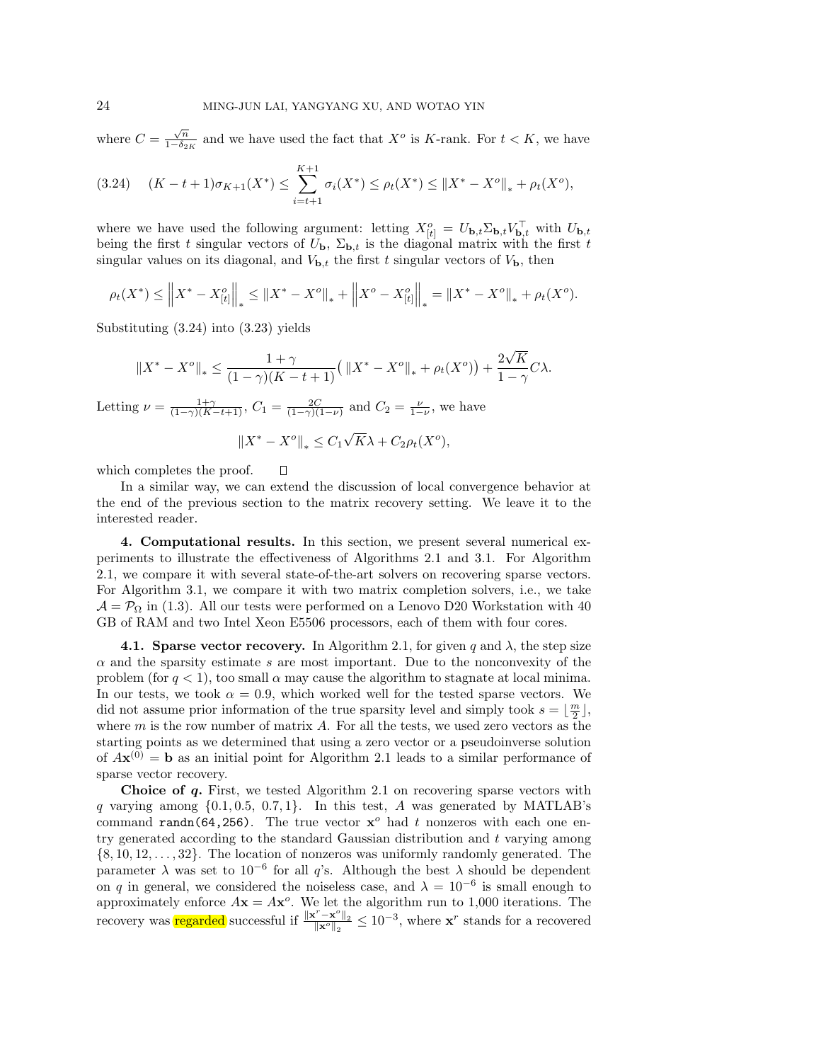where $C = \frac{\sqrt{n}}{1-\delta_{2K}}$ and we have used the fact that $X^o$ is $K$-rank. For $t < K$, we have

$$(K-t+1)\sigma_{K+1}(X^*) \leq \sum_{i=t+1}^{K+1} \sigma_i(X^*) \leq \rho_t(X^*) \leq \|X^* - X^o\|_* + \rho_t(X^o), \tag{3.24}$$

where we have used the following argument: letting $X^o_{[t]} = U_{\mathbf{b},t}\Sigma_{\mathbf{b},t}V_{\mathbf{b},t}^\top$ with $U_{\mathbf{b},t}$ being the first $t$ singular vectors of $U_{\mathbf{b}}$, $\Sigma_{\mathbf{b},t}$ is the diagonal matrix with the first $t$ singular values on its diagonal, and $V_{\mathbf{b},t}$ the first $t$ singular vectors of $V_{\mathbf{b}}$, then

$$\rho_t(X^*) \leq \left\|X^* - X^o_{[t]}\right\|_* \leq \|X^* - X^o\|_* + \left\|X^o - X^o_{[t]}\right\|_* = \|X^* - X^o\|_* + \rho_t(X^o).$$

Substituting (3.24) into (3.23) yields

$$\|X^* - X^o\|_* \leq \frac{1+\gamma}{(1-\gamma)(K-t+1)}\big(\|X^* - X^o\|_* + \rho_t(X^o)\big) + \frac{2\sqrt{K}}{1-\gamma}C\lambda.$$

Letting $\nu = \frac{1+\gamma}{(1-\gamma)(K-t+1)}$, $C_1 = \frac{2C}{(1-\gamma)(1-\nu)}$ and $C_2 = \frac{\nu}{1-\nu}$, we have

$$\|X^* - X^o\|_* \leq C_1\sqrt{K}\lambda + C_2\rho_t(X^o),$$

which completes the proof. □

In a similar way, we can extend the discussion of local convergence behavior at the end of the previous section to the matrix recovery setting. We leave it to the interested reader.

## 4. Computational results.

In this section, we present several numerical experiments to illustrate the effectiveness of Algorithms 2.1 and 3.1. For Algorithm 2.1, we compare it with several state-of-the-art solvers on recovering sparse vectors. For Algorithm 3.1, we compare it with two matrix completion solvers, i.e., we take $\mathcal{A} = \mathcal{P}_\Omega$ in (1.3). All our tests were performed on a Lenovo D20 Workstation with 40 GB of RAM and two Intel Xeon E5506 processors, each of them with four cores.

### 4.1. Sparse vector recovery.

In Algorithm 2.1, for given $q$ and $\lambda$, the step size $\alpha$ and the sparsity estimate $s$ are most important. Due to the nonconvexity of the problem (for $q < 1$), too small $\alpha$ may cause the algorithm to stagnate at local minima. In our tests, we took $\alpha = 0.9$, which worked well for the tested sparse vectors. We did not assume prior information of the true sparsity level and simply took $s = \lfloor \frac{m}{2} \rfloor$, where $m$ is the row number of matrix $A$. For all the tests, we used zero vectors as the starting points as we determined that using a zero vector or a pseudoinverse solution of $A\mathbf{x}^{(0)} = \mathbf{b}$ as an initial point for Algorithm 2.1 leads to a similar performance of sparse vector recovery.

**Choice of $q$.** First, we tested Algorithm 2.1 on recovering sparse vectors with $q$ varying among $\{0.1, 0.5, 0.7, 1\}$. In this test, $A$ was generated by MATLAB's command `randn(64,256)`. The true vector $\mathbf{x}^o$ had $t$ nonzeros with each one entry generated according to the standard Gaussian distribution and $t$ varying among $\{8, 10, 12, \ldots, 32\}$. The location of nonzeros was uniformly randomly generated. The parameter $\lambda$ was set to $10^{-6}$ for all $q$'s. Although the best $\lambda$ should be dependent on $q$ in general, we considered the noiseless case, and $\lambda = 10^{-6}$ is small enough to approximately enforce $A\mathbf{x} = A\mathbf{x}^o$. We let the algorithm run to 1,000 iterations. The recovery was regarded successful if $\frac{\|\mathbf{x}^r - \mathbf{x}^o\|_2}{\|\mathbf{x}^o\|_2} \leq 10^{-3}$, where $\mathbf{x}^r$ stands for a recovered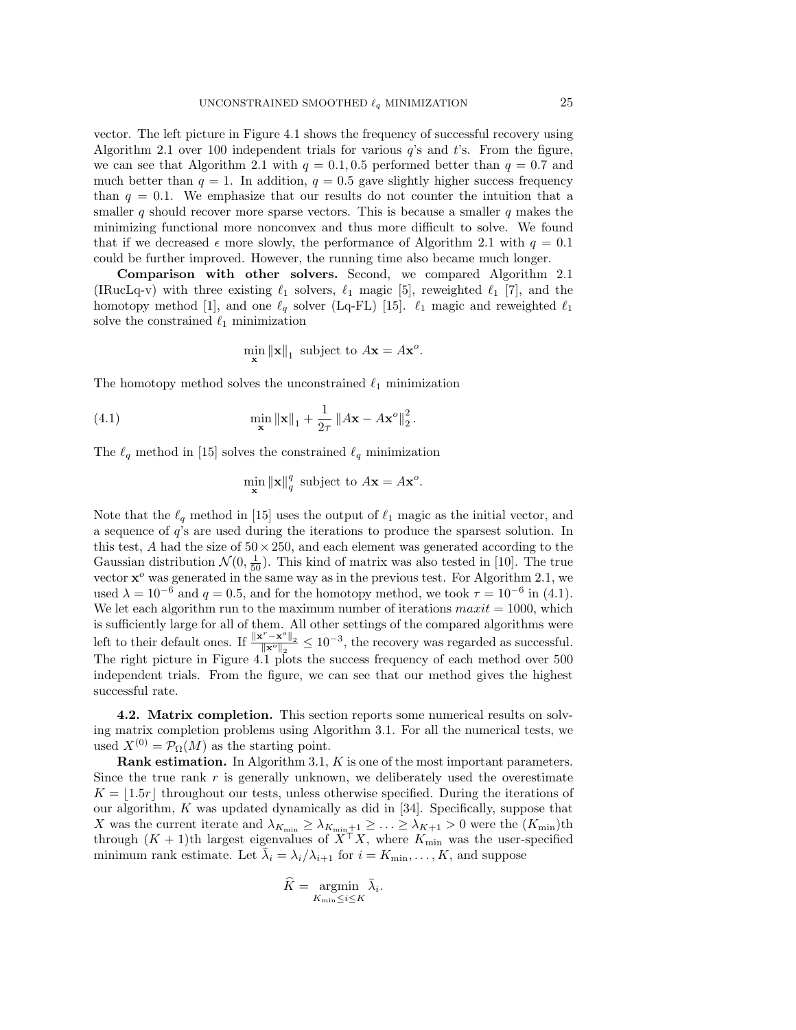vector. The left picture in Figure 4.1 shows the frequency of successful recovery using Algorithm 2.1 over 100 independent trials for various $q$'s and $t$'s. From the figure, we can see that Algorithm 2.1 with $q = 0.1, 0.5$ performed better than $q = 0.7$ and much better than $q = 1$. In addition, $q = 0.5$ gave slightly higher success frequency than $q = 0.1$. We emphasize that our results do not counter the intuition that a smaller $q$ should recover more sparse vectors. This is because a smaller $q$ makes the minimizing functional more nonconvex and thus more difficult to solve. We found that if we decreased $\epsilon$ more slowly, the performance of Algorithm 2.1 with $q = 0.1$ could be further improved. However, the running time also became much longer.

**Comparison with other solvers.** Second, we compared Algorithm 2.1 (IRucLq-v) with three existing $\ell_1$ solvers, $\ell_1$ magic [5], reweighted $\ell_1$ [7], and the homotopy method [1], and one $\ell_q$ solver (Lq-FL) [15]. $\ell_1$ magic and reweighted $\ell_1$ solve the constrained $\ell_1$ minimization

$$\min_{\mathbf{x}} \|\mathbf{x}\|_1 \text{ subject to } A\mathbf{x} = A\mathbf{x}^o.$$

The homotopy method solves the unconstrained $\ell_1$ minimization

$$\min_{\mathbf{x}} \|\mathbf{x}\|_1 + \frac{1}{2\tau}\|A\mathbf{x} - A\mathbf{x}^o\|_2^2. \tag{4.1}$$

The $\ell_q$ method in [15] solves the constrained $\ell_q$ minimization

$$\min_{\mathbf{x}} \|\mathbf{x}\|_q^q \text{ subject to } A\mathbf{x} = A\mathbf{x}^o.$$

Note that the $\ell_q$ method in [15] uses the output of $\ell_1$ magic as the initial vector, and a sequence of $q$'s are used during the iterations to produce the sparsest solution. In this test, $A$ had the size of $50 \times 250$, and each element was generated according to the Gaussian distribution $\mathcal{N}(0, \frac{1}{50})$. This kind of matrix was also tested in [10]. The true vector $\mathbf{x}^o$ was generated in the same way as in the previous test. For Algorithm 2.1, we used $\lambda = 10^{-6}$ and $q = 0.5$, and for the homotopy method, we took $\tau = 10^{-6}$ in (4.1). We let each algorithm run to the maximum number of iterations $maxit = 1000$, which is sufficiently large for all of them. All other settings of the compared algorithms were left to their default ones. If $\frac{\|\mathbf{x}^r - \mathbf{x}^o\|_2}{\|\mathbf{x}^o\|_2} \leq 10^{-3}$, the recovery was regarded as successful. The right picture in Figure 4.1 plots the success frequency of each method over 500 independent trials. From the figure, we can see that our method gives the highest successful rate.

**4.2. Matrix completion.** This section reports some numerical results on solving matrix completion problems using Algorithm 3.1. For all the numerical tests, we used $X^{(0)} = \mathcal{P}_\Omega(M)$ as the starting point.

**Rank estimation.** In Algorithm 3.1, $K$ is one of the most important parameters. Since the true rank $r$ is generally unknown, we deliberately used the overestimate $K = \lfloor 1.5r \rfloor$ throughout our tests, unless otherwise specified. During the iterations of our algorithm, $K$ was updated dynamically as did in [34]. Specifically, suppose that $X$ was the current iterate and $\lambda_{K_{\min}} \geq \lambda_{K_{\min}+1} \geq \ldots \geq \lambda_{K+1} > 0$ were the ($K_{\min}$)th through $(K+1)$th largest eigenvalues of $X^\top X$, where $K_{\min}$ was the user-specified minimum rank estimate. Let $\bar{\lambda}_i = \lambda_i / \lambda_{i+1}$ for $i = K_{\min}, \ldots, K$, and suppose

$$\widehat{K} = \operatorname*{argmin}_{K_{\min} \leq i \leq K} \bar{\lambda}_i.$$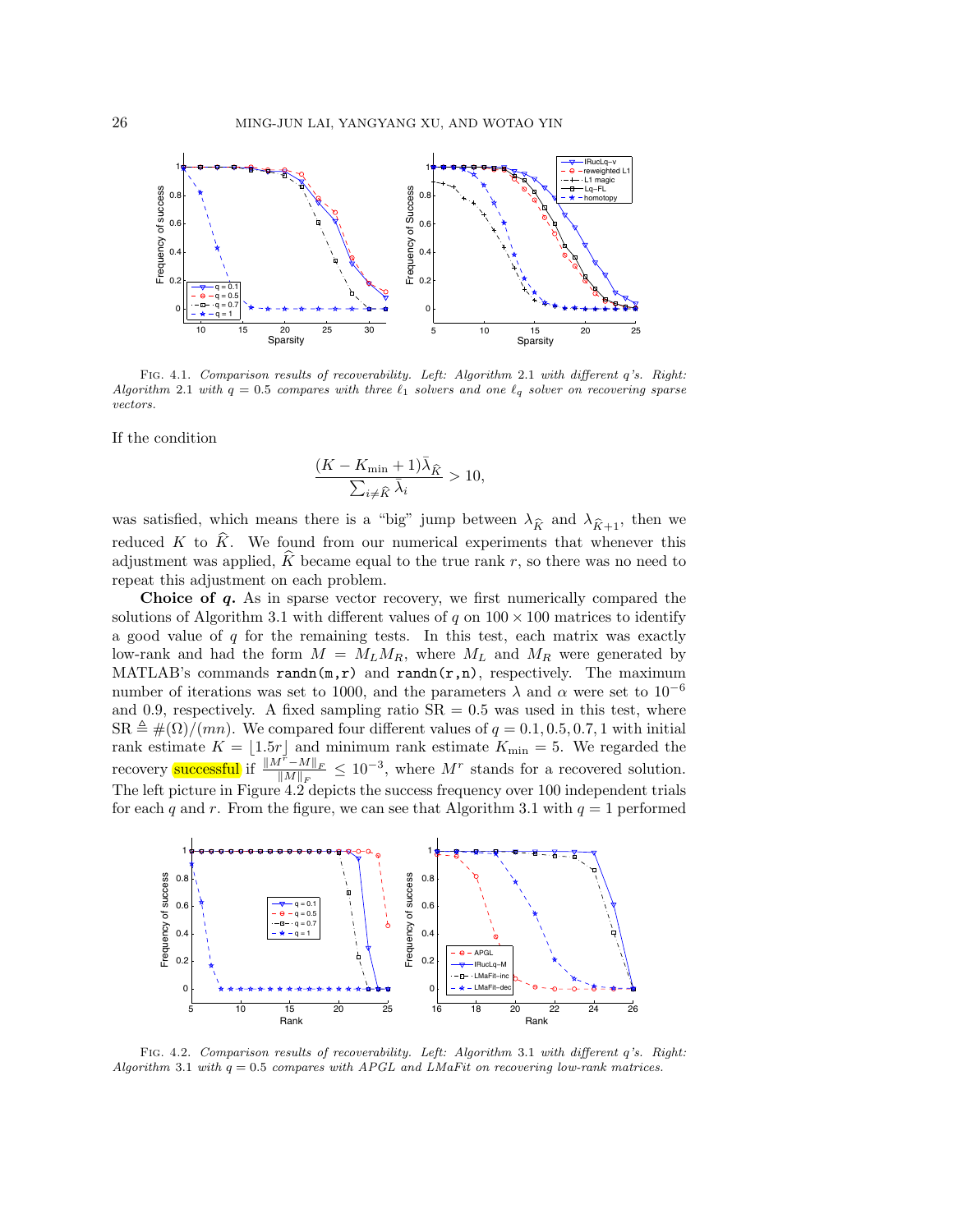FIG. 4.1. *Comparison results of recoverability. Left: Algorithm* 2.1 *with different q's. Right: Algorithm* 2.1 *with $q = 0.5$ compares with three $\ell_1$ solvers and one $\ell_q$ solver on recovering sparse vectors.*

If the condition

$$\frac{(K - K_{\min} + 1)\bar{\lambda}_{\widehat{K}}}{\sum_{i \neq \widehat{K}} \bar{\lambda}_i} > 10,$$

was satisfied, which means there is a "big" jump between $\lambda_{\widehat{K}}$ and $\lambda_{\widehat{K}+1}$, then we reduced $K$ to $\widehat{K}$. We found from our numerical experiments that whenever this adjustment was applied, $\widehat{K}$ became equal to the true rank $r$, so there was no need to repeat this adjustment on each problem.

**Choice of $q$.** As in sparse vector recovery, we first numerically compared the solutions of Algorithm 3.1 with different values of $q$ on $100 \times 100$ matrices to identify a good value of $q$ for the remaining tests. In this test, each matrix was exactly low-rank and had the form $M = M_L M_R$, where $M_L$ and $M_R$ were generated by MATLAB's commands `randn(m,r)` and `randn(r,n)`, respectively. The maximum number of iterations was set to 1000, and the parameters $\lambda$ and $\alpha$ were set to $10^{-6}$ and 0.9, respectively. A fixed sampling ratio SR = 0.5 was used in this test, where $\text{SR} \triangleq \#(\Omega)/(mn)$. We compared four different values of $q = 0.1, 0.5, 0.7, 1$ with initial rank estimate $K = \lfloor 1.5r \rfloor$ and minimum rank estimate $K_{\min} = 5$. We regarded the recovery successful if $\frac{\|M^r - M\|_F}{\|M\|_F} \leq 10^{-3}$, where $M^r$ stands for a recovered solution. The left picture in Figure 4.2 depicts the success frequency over 100 independent trials for each $q$ and $r$. From the figure, we can see that Algorithm 3.1 with $q = 1$ performed

FIG. 4.2. *Comparison results of recoverability. Left: Algorithm* 3.1 *with different q's. Right: Algorithm* 3.1 *with $q = 0.5$ compares with APGL and LMaFit on recovering low-rank matrices.*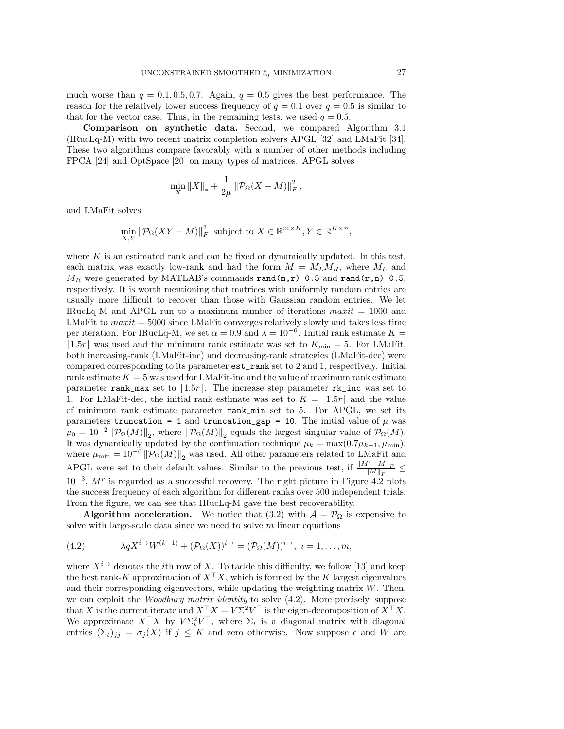much worse than $q = 0.1, 0.5, 0.7$. Again, $q = 0.5$ gives the best performance. The reason for the relatively lower success frequency of $q = 0.1$ over $q = 0.5$ is similar to that for the vector case. Thus, in the remaining tests, we used $q = 0.5$.

**Comparison on synthetic data.** Second, we compared Algorithm 3.1 (IRucLq-M) with two recent matrix completion solvers APGL [32] and LMaFit [34]. These two algorithms compare favorably with a number of other methods including FPCA [24] and OptSpace [20] on many types of matrices. APGL solves

$$\min_X \|X\|_* + \frac{1}{2\mu} \|\mathcal{P}_\Omega(X - M)\|_F^2,$$

and LMaFit solves

$$\min_{X,Y} \|\mathcal{P}_\Omega(XY - M)\|_F^2 \text{ subject to } X \in \mathbb{R}^{m\times K}, Y \in \mathbb{R}^{K\times n},$$

where $K$ is an estimated rank and can be fixed or dynamically updated. In this test, each matrix was exactly low-rank and had the form $M = M_L M_R$, where $M_L$ and $M_R$ were generated by MATLAB's commands `rand(m,r)-0.5` and `rand(r,n)-0.5`, respectively. It is worth mentioning that matrices with uniformly random entries are usually more difficult to recover than those with Gaussian random entries. We let IRucLq-M and APGL run to a maximum number of iterations $maxit = 1000$ and LMaFit to $maxit = 5000$ since LMaFit converges relatively slowly and takes less time per iteration. For IRucLq-M, we set $\alpha = 0.9$ and $\lambda = 10^{-6}$. Initial rank estimate $K = \lfloor 1.5r \rfloor$ was used and the minimum rank estimate was set to $K_{\min} = 5$. For LMaFit, both increasing-rank (LMaFit-inc) and decreasing-rank strategies (LMaFit-dec) were compared corresponding to its parameter `est_rank` set to 2 and 1, respectively. Initial rank estimate $K = 5$ was used for LMaFit-inc and the value of maximum rank estimate parameter `rank_max` set to $\lfloor 1.5r \rfloor$. The increase step parameter `rk_inc` was set to 1. For LMaFit-dec, the initial rank estimate was set to $K = \lfloor 1.5r \rfloor$ and the value of minimum rank estimate parameter `rank_min` set to 5. For APGL, we set its parameters `truncation = 1` and `truncation_gap = 10`. The initial value of $\mu$ was $\mu_0 = 10^{-2} \|\mathcal{P}_\Omega(M)\|_2$, where $\|\mathcal{P}_\Omega(M)\|_2$ equals the largest singular value of $\mathcal{P}_\Omega(M)$. It was dynamically updated by the continuation technique $\mu_k = \max(0.7\mu_{k-1}, \mu_{\min})$, where $\mu_{\min} = 10^{-6} \|\mathcal{P}_\Omega(M)\|_2$ was used. All other parameters related to LMaFit and APGL were set to their default values. Similar to the previous test, if $\frac{\|M^r - M\|_F}{\|M\|_F} \le 10^{-3}$, $M^r$ is regarded as a successful recovery. The right picture in Figure 4.2 plots the success frequency of each algorithm for different ranks over 500 independent trials. From the figure, we can see that IRucLq-M gave the best recoverability.

**Algorithm acceleration.** We notice that (3.2) with $\mathcal{A} = \mathcal{P}_\Omega$ is expensive to solve with large-scale data since we need to solve $m$ linear equations

$$\lambda q X^{i\to} W^{(k-1)} + (\mathcal{P}_\Omega(X))^{i\to} = (\mathcal{P}_\Omega(M))^{i\to}, \; i = 1, \ldots, m, \tag{4.2}$$

where $X^{i\to}$ denotes the $i$th row of $X$. To tackle this difficulty, we follow [13] and keep the best rank-$K$ approximation of $X^\top X$, which is formed by the $K$ largest eigenvalues and their corresponding eigenvectors, while updating the weighting matrix $W$. Then, we can exploit the *Woodbury matrix identity* to solve (4.2). More precisely, suppose that $X$ is the current iterate and $X^\top X = V\Sigma^2 V^\top$ is the eigen-decomposition of $X^\top X$. We approximate $X^\top X$ by $V\Sigma_t^2 V^\top$, where $\Sigma_t$ is a diagonal matrix with diagonal entries $(\Sigma_t)_{jj} = \sigma_j(X)$ if $j \le K$ and zero otherwise. Now suppose $\epsilon$ and $W$ are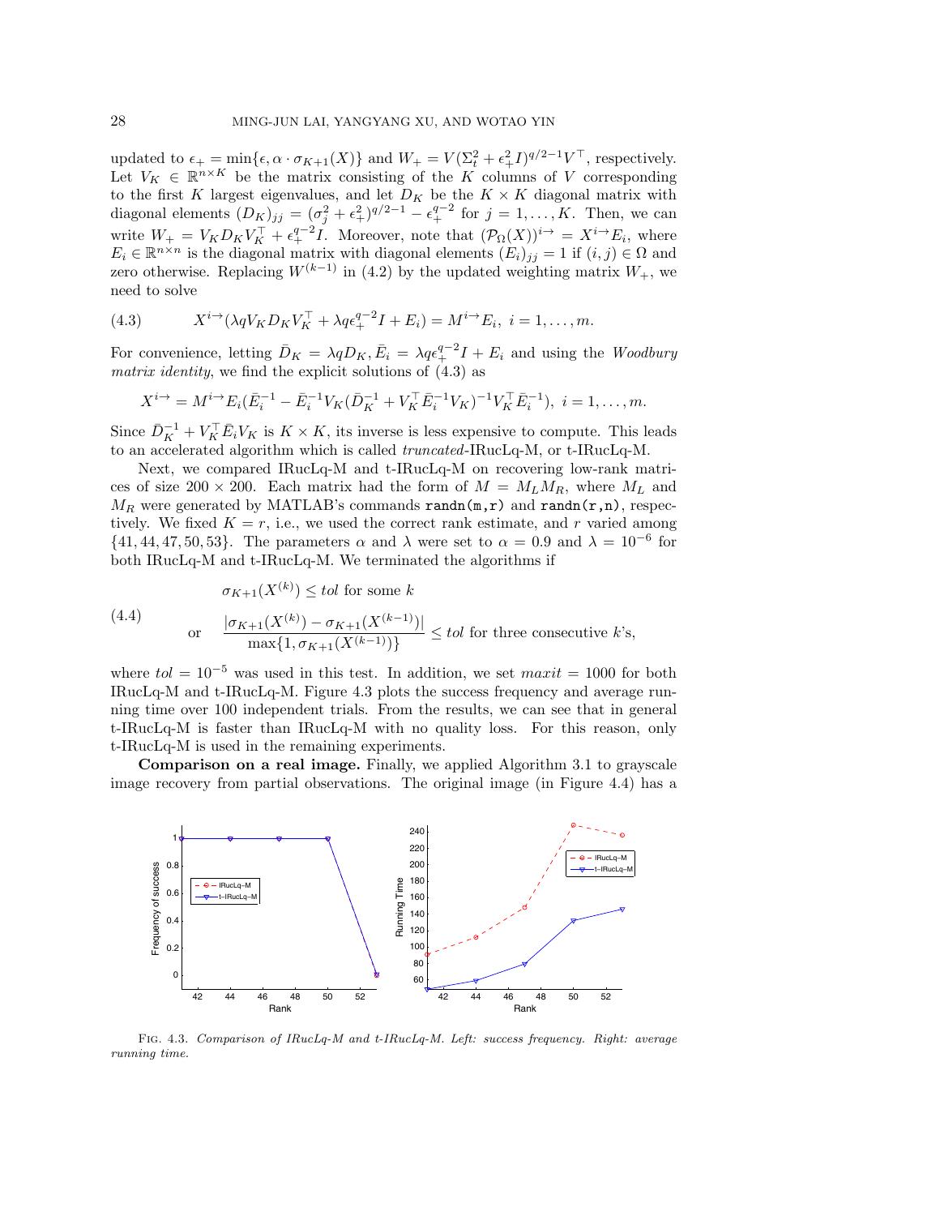updated to $\epsilon_+ = \min\{\epsilon, \alpha \cdot \sigma_{K+1}(X)\}$ and $W_+ = V(\Sigma_t^2 + \epsilon_+^2 I)^{q/2-1}V^\top$, respectively. Let $V_K \in \mathbb{R}^{n\times K}$ be the matrix consisting of the $K$ columns of $V$ corresponding to the first $K$ largest eigenvalues, and let $D_K$ be the $K \times K$ diagonal matrix with diagonal elements $(D_K)_{jj} = (\sigma_j^2 + \epsilon_+^2)^{q/2-1} - \epsilon_+^{q-2}$ for $j = 1, \ldots, K$. Then, we can write $W_+ = V_K D_K V_K^\top + \epsilon_+^{q-2} I$. Moreover, note that $(\mathcal{P}_\Omega(X))^{i\to} = X^{i\to}E_i$, where $E_i \in \mathbb{R}^{n\times n}$ is the diagonal matrix with diagonal elements $(E_i)_{jj} = 1$ if $(i,j) \in \Omega$ and zero otherwise. Replacing $W^{(k-1)}$ in (4.2) by the updated weighting matrix $W_+$, we need to solve

$$X^{i\to}(\lambda q V_K D_K V_K^\top + \lambda q \epsilon_+^{q-2} I + E_i) = M^{i\to}E_i, \; i = 1, \ldots, m. \tag{4.3}$$

For convenience, letting $\bar{D}_K = \lambda q D_K, \bar{E}_i = \lambda q \epsilon_+^{q-2} I + E_i$ and using the *Woodbury matrix identity*, we find the explicit solutions of (4.3) as

$$X^{i\to} = M^{i\to}E_i(\bar{E}_i^{-1} - \bar{E}_i^{-1}V_K(\bar{D}_K^{-1} + V_K^\top \bar{E}_i^{-1} V_K)^{-1} V_K^\top \bar{E}_i^{-1}), \; i = 1, \ldots, m.$$

Since $\bar{D}_K^{-1} + V_K^\top \bar{E}_i V_K$ is $K \times K$, its inverse is less expensive to compute. This leads to an accelerated algorithm which is called *truncated*-IRucLq-M, or t-IRucLq-M.

Next, we compared IRucLq-M and t-IRucLq-M on recovering low-rank matrices of size $200 \times 200$. Each matrix had the form of $M = M_L M_R$, where $M_L$ and $M_R$ were generated by MATLAB's commands `randn(m,r)` and `randn(r,n)`, respectively. We fixed $K = r$, i.e., we used the correct rank estimate, and $r$ varied among $\{41, 44, 47, 50, 53\}$. The parameters $\alpha$ and $\lambda$ were set to $\alpha = 0.9$ and $\lambda = 10^{-6}$ for both IRucLq-M and t-IRucLq-M. We terminated the algorithms if

$$\begin{aligned} &\sigma_{K+1}(X^{(k)}) \le tol \text{ for some } k \\ \text{or} \quad &\frac{|\sigma_{K+1}(X^{(k)}) - \sigma_{K+1}(X^{(k-1)})|}{\max\{1, \sigma_{K+1}(X^{(k-1)})\}} \le tol \text{ for three consecutive } k\text{'s}, \end{aligned} \tag{4.4}$$

where $tol = 10^{-5}$ was used in this test. In addition, we set $maxit = 1000$ for both IRucLq-M and t-IRucLq-M. Figure 4.3 plots the success frequency and average running time over 100 independent trials. From the results, we can see that in general t-IRucLq-M is faster than IRucLq-M with no quality loss. For this reason, only t-IRucLq-M is used in the remaining experiments.

**Comparison on a real image.** Finally, we applied Algorithm 3.1 to grayscale image recovery from partial observations. The original image (in Figure 4.4) has a

Fig. 4.3. *Comparison of IRucLq-M and t-IRucLq-M. Left: success frequency. Right: average running time.*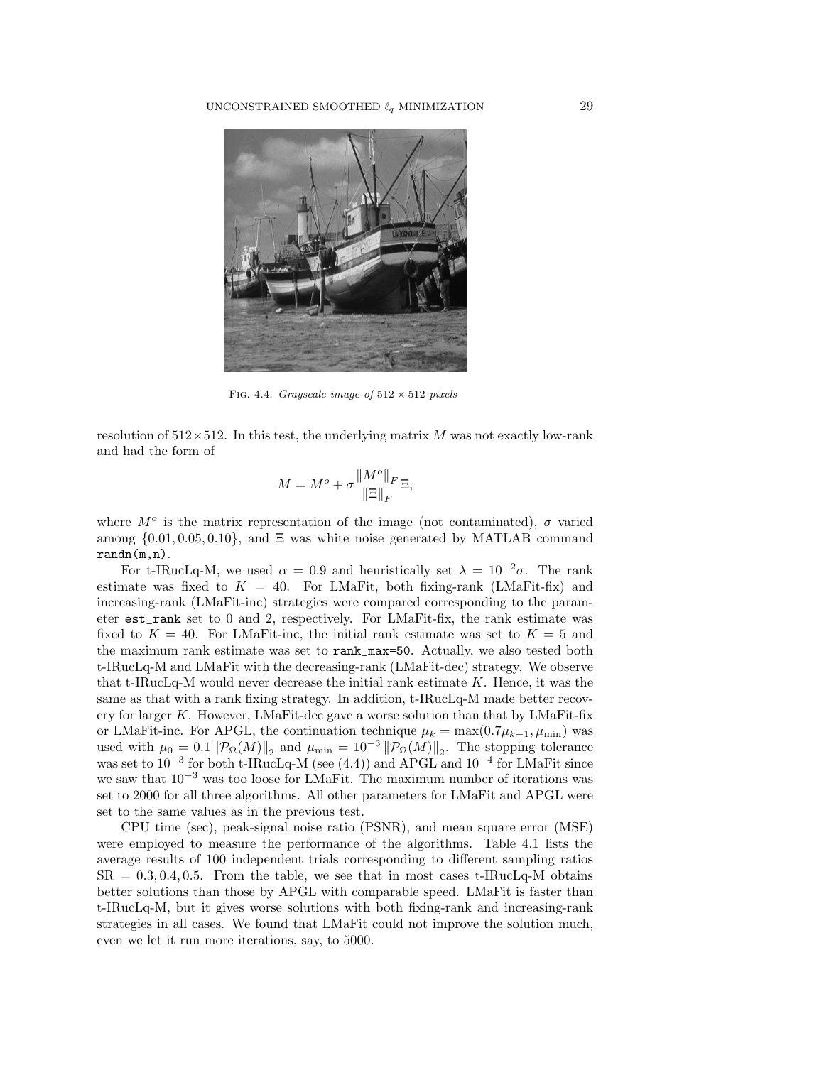Fig. 4.4. *Grayscale image of $512 \times 512$ pixels*

resolution of $512\times512$. In this test, the underlying matrix $M$ was not exactly low-rank and had the form of

$$M = M^o + \sigma \frac{\|M^o\|_F}{\|\Xi\|_F}\Xi,$$

where $M^o$ is the matrix representation of the image (not contaminated), $\sigma$ varied among $\{0.01, 0.05, 0.10\}$, and $\Xi$ was white noise generated by MATLAB command `randn(m,n)`.

For t-IRucLq-M, we used $\alpha = 0.9$ and heuristically set $\lambda = 10^{-2}\sigma$. The rank estimate was fixed to $K = 40$. For LMaFit, both fixing-rank (LMaFit-fix) and increasing-rank (LMaFit-inc) strategies were compared corresponding to the parameter `est_rank` set to 0 and 2, respectively. For LMaFit-fix, the rank estimate was fixed to $K = 40$. For LMaFit-inc, the initial rank estimate was set to $K = 5$ and the maximum rank estimate was set to `rank_max=50`. Actually, we also tested both t-IRucLq-M and LMaFit with the decreasing-rank (LMaFit-dec) strategy. We observe that t-IRucLq-M would never decrease the initial rank estimate $K$. Hence, it was the same as that with a rank fixing strategy. In addition, t-IRucLq-M made better recovery for larger $K$. However, LMaFit-dec gave a worse solution than that by LMaFit-fix or LMaFit-inc. For APGL, the continuation technique $\mu_k = \max(0.7\mu_{k-1}, \mu_{\min})$ was used with $\mu_0 = 0.1\left\|\mathcal{P}_\Omega(M)\right\|_2$ and $\mu_{\min} = 10^{-3}\left\|\mathcal{P}_\Omega(M)\right\|_2$. The stopping tolerance was set to $10^{-3}$ for both t-IRucLq-M (see (4.4)) and APGL and $10^{-4}$ for LMaFit since we saw that $10^{-3}$ was too loose for LMaFit. The maximum number of iterations was set to 2000 for all three algorithms. All other parameters for LMaFit and APGL were set to the same values as in the previous test.

CPU time (sec), peak-signal noise ratio (PSNR), and mean square error (MSE) were employed to measure the performance of the algorithms. Table 4.1 lists the average results of 100 independent trials corresponding to different sampling ratios SR $= 0.3, 0.4, 0.5$. From the table, we see that in most cases t-IRucLq-M obtains better solutions than those by APGL with comparable speed. LMaFit is faster than t-IRucLq-M, but it gives worse solutions with both fixing-rank and increasing-rank strategies in all cases. We found that LMaFit could not improve the solution much, even we let it run more iterations, say, to 5000.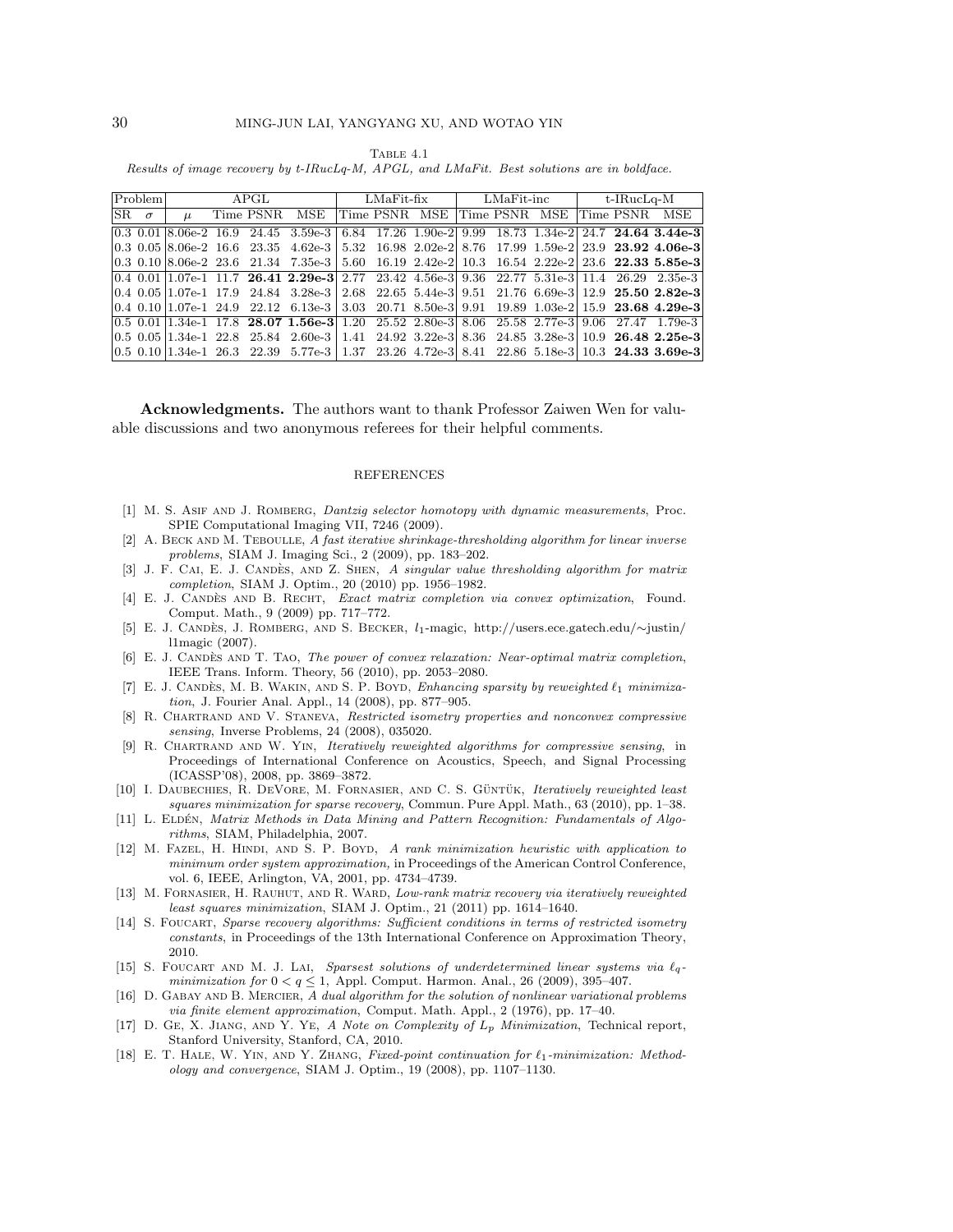Table 4.1

*Results of image recovery by t-IRucLq-M, APGL, and LMaFit. Best solutions are in boldface.*

| Problem | | APGL | | | | LMaFit-fix | | | LMaFit-inc | | | t-IRucLq-M | | |
|---|---|---|---|---|---|---|---|---|---|---|---|---|---|---|
| SR | $\sigma$ | $\mu$ | Time | PSNR | MSE | Time | PSNR | MSE | Time | PSNR | MSE | Time | PSNR | MSE |
| 0.3 | 0.01 | 8.06e-2 | 16.9 | 24.45 | 3.59e-3 | 6.84 | 17.26 | 1.90e-2 | 9.99 | 18.73 | 1.34e-2 | 24.7 | **24.64** | **3.44e-3** |
| 0.3 | 0.05 | 8.06e-2 | 16.6 | 23.35 | 4.62e-3 | 5.32 | 16.98 | 2.02e-2 | 8.76 | 17.99 | 1.59e-2 | 23.9 | **23.92** | **4.06e-3** |
| 0.3 | 0.10 | 8.06e-2 | 23.6 | 21.34 | 7.35e-3 | 5.60 | 16.19 | 2.42e-2 | 10.3 | 16.54 | 2.22e-2 | 23.6 | **22.33** | **5.85e-3** |
| 0.4 | 0.01 | 1.07e-1 | 11.7 | **26.41** | **2.29e-3** | 2.77 | 23.42 | 4.56e-3 | 9.36 | 22.77 | 5.31e-3 | 11.4 | 26.29 | 2.35e-3 |
| 0.4 | 0.05 | 1.07e-1 | 17.9 | 24.84 | 3.28e-3 | 2.68 | 22.65 | 5.44e-3 | 9.51 | 21.76 | 6.69e-3 | 12.9 | **25.50** | **2.82e-3** |
| 0.4 | 0.10 | 1.07e-1 | 24.9 | 22.12 | 6.13e-3 | 3.03 | 20.71 | 8.50e-3 | 9.91 | 19.89 | 1.03e-2 | 15.9 | **23.68** | **4.29e-3** |
| 0.5 | 0.01 | 1.34e-1 | 17.8 | **28.07** | **1.56e-3** | 1.20 | 25.52 | 2.80e-3 | 8.06 | 25.58 | 2.77e-3 | 9.06 | 27.47 | 1.79e-3 |
| 0.5 | 0.05 | 1.34e-1 | 22.8 | 25.84 | 2.60e-3 | 1.41 | 24.92 | 3.22e-3 | 8.36 | 24.85 | 3.28e-3 | 10.9 | **26.48** | **2.25e-3** |
| 0.5 | 0.10 | 1.34e-1 | 26.3 | 22.39 | 5.77e-3 | 1.37 | 23.26 | 4.72e-3 | 8.41 | 22.86 | 5.18e-3 | 10.3 | **24.33** | **3.69e-3** |

**Acknowledgments.** The authors want to thank Professor Zaiwen Wen for valuable discussions and two anonymous referees for their helpful comments.

## REFERENCES

[1] M. S. Asif and J. Romberg, *Dantzig selector homotopy with dynamic measurements*, Proc. SPIE Computational Imaging VII, 7246 (2009).

[2] A. Beck and M. Teboulle, *A fast iterative shrinkage-thresholding algorithm for linear inverse problems*, SIAM J. Imaging Sci., 2 (2009), pp. 183–202.

[3] J. F. Cai, E. J. Candès, and Z. Shen, *A singular value thresholding algorithm for matrix completion*, SIAM J. Optim., 20 (2010) pp. 1956–1982.

[4] E. J. Candès and B. Recht, *Exact matrix completion via convex optimization*, Found. Comput. Math., 9 (2009) pp. 717–772.

[5] E. J. Candès, J. Romberg, and S. Becker, $l_1$-magic, http://users.ece.gatech.edu/∼justin/l1magic (2007).

[6] E. J. Candès and T. Tao, *The power of convex relaxation: Near-optimal matrix completion*, IEEE Trans. Inform. Theory, 56 (2010), pp. 2053–2080.

[7] E. J. Candès, M. B. Wakin, and S. P. Boyd, *Enhancing sparsity by reweighted $\ell_1$ minimization*, J. Fourier Anal. Appl., 14 (2008), pp. 877–905.

[8] R. Chartrand and V. Staneva, *Restricted isometry properties and nonconvex compressive sensing*, Inverse Problems, 24 (2008), 035020.

[9] R. Chartrand and W. Yin, *Iteratively reweighted algorithms for compressive sensing*, in Proceedings of International Conference on Acoustics, Speech, and Signal Processing (ICASSP'08), 2008, pp. 3869–3872.

[10] I. Daubechies, R. DeVore, M. Fornasier, and C. S. Güntük, *Iteratively reweighted least squares minimization for sparse recovery*, Commun. Pure Appl. Math., 63 (2010), pp. 1–38.

[11] L. Eldén, *Matrix Methods in Data Mining and Pattern Recognition: Fundamentals of Algorithms*, SIAM, Philadelphia, 2007.

[12] M. Fazel, H. Hindi, and S. P. Boyd, *A rank minimization heuristic with application to minimum order system approximation,* in Proceedings of the American Control Conference, vol. 6, IEEE, Arlington, VA, 2001, pp. 4734–4739.

[13] M. Fornasier, H. Rauhut, and R. Ward, *Low-rank matrix recovery via iteratively reweighted least squares minimization*, SIAM J. Optim., 21 (2011) pp. 1614–1640.

[14] S. Foucart, *Sparse recovery algorithms: Sufficient conditions in terms of restricted isometry constants*, in Proceedings of the 13th International Conference on Approximation Theory, 2010.

[15] S. Foucart and M. J. Lai, *Sparsest solutions of underdetermined linear systems via $\ell_q$-minimization for $0 < q \leq 1$*, Appl. Comput. Harmon. Anal., 26 (2009), 395–407.

[16] D. Gabay and B. Mercier, *A dual algorithm for the solution of nonlinear variational problems via finite element approximation*, Comput. Math. Appl., 2 (1976), pp. 17–40.

[17] D. Ge, X. Jiang, and Y. Ye, *A Note on Complexity of $L_p$ Minimization*, Technical report, Stanford University, Stanford, CA, 2010.

[18] E. T. Hale, W. Yin, and Y. Zhang, *Fixed-point continuation for $\ell_1$-minimization: Methodology and convergence*, SIAM J. Optim., 19 (2008), pp. 1107–1130.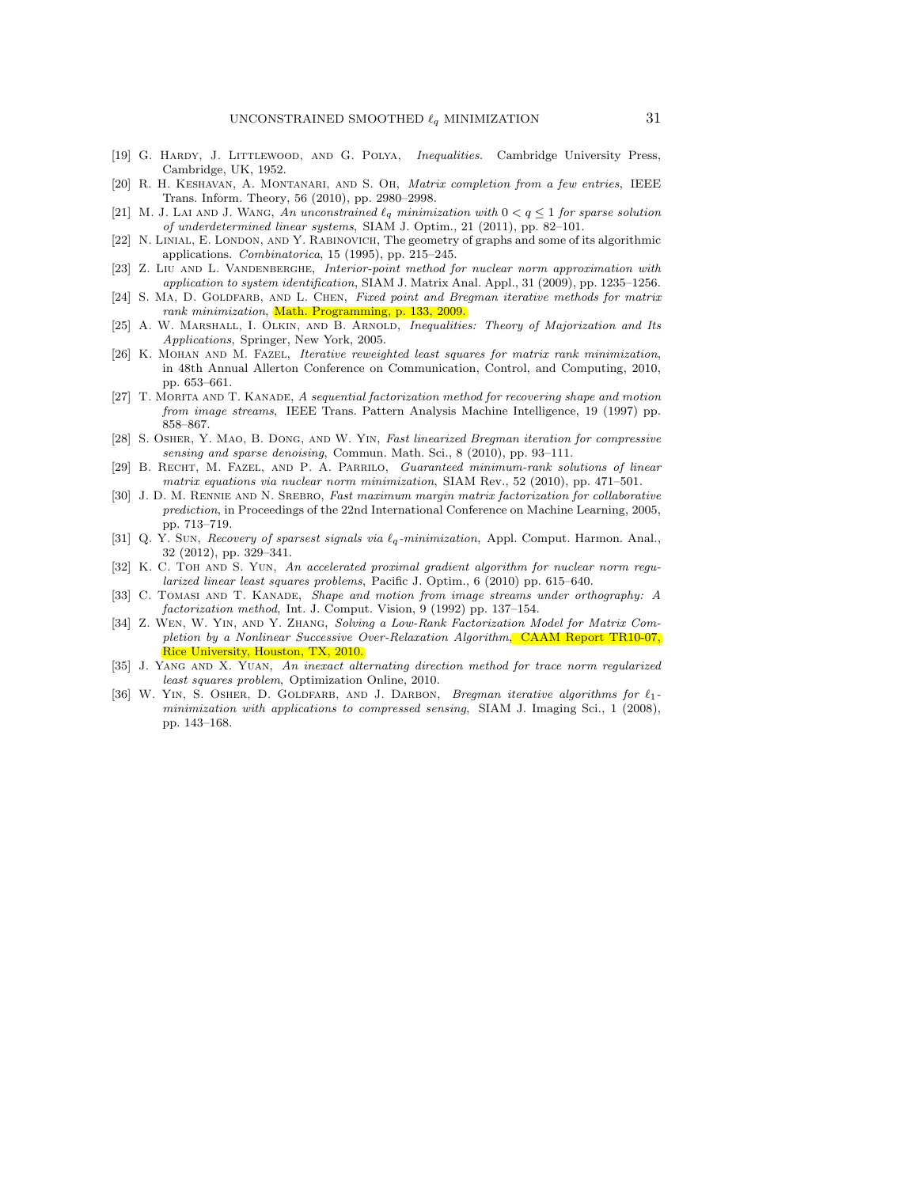[19] G. Hardy, J. Littlewood, and G. Polya, *Inequalities*. Cambridge University Press, Cambridge, UK, 1952.

[20] R. H. Keshavan, A. Montanari, and S. Oh, *Matrix completion from a few entries*, IEEE Trans. Inform. Theory, 56 (2010), pp. 2980–2998.

[21] M. J. Lai and J. Wang, *An unconstrained $\ell_q$ minimization with $0 < q \leq 1$ for sparse solution of underdetermined linear systems*, SIAM J. Optim., 21 (2011), pp. 82–101.

[22] N. Linial, E. London, and Y. Rabinovich, The geometry of graphs and some of its algorithmic applications. *Combinatorica*, 15 (1995), pp. 215–245.

[23] Z. Liu and L. Vandenberghe, *Interior-point method for nuclear norm approximation with application to system identification*, SIAM J. Matrix Anal. Appl., 31 (2009), pp. 1235–1256.

[24] S. Ma, D. Goldfarb, and L. Chen, *Fixed point and Bregman iterative methods for matrix rank minimization*, Math. Programming, p. 133, 2009.

[25] A. W. Marshall, I. Olkin, and B. Arnold, *Inequalities: Theory of Majorization and Its Applications*, Springer, New York, 2005.

[26] K. Mohan and M. Fazel, *Iterative reweighted least squares for matrix rank minimization*, in 48th Annual Allerton Conference on Communication, Control, and Computing, 2010, pp. 653–661.

[27] T. Morita and T. Kanade, *A sequential factorization method for recovering shape and motion from image streams*, IEEE Trans. Pattern Analysis Machine Intelligence, 19 (1997) pp. 858–867.

[28] S. Osher, Y. Mao, B. Dong, and W. Yin, *Fast linearized Bregman iteration for compressive sensing and sparse denoising*, Commun. Math. Sci., 8 (2010), pp. 93–111.

[29] B. Recht, M. Fazel, and P. A. Parrilo, *Guaranteed minimum-rank solutions of linear matrix equations via nuclear norm minimization*, SIAM Rev., 52 (2010), pp. 471–501.

[30] J. D. M. Rennie and N. Srebro, *Fast maximum margin matrix factorization for collaborative prediction*, in Proceedings of the 22nd International Conference on Machine Learning, 2005, pp. 713–719.

[31] Q. Y. Sun, *Recovery of sparsest signals via $\ell_q$-minimization*, Appl. Comput. Harmon. Anal., 32 (2012), pp. 329–341.

[32] K. C. Toh and S. Yun, *An accelerated proximal gradient algorithm for nuclear norm regularized linear least squares problems*, Pacific J. Optim., 6 (2010) pp. 615–640.

[33] C. Tomasi and T. Kanade, *Shape and motion from image streams under orthography: A factorization method*, Int. J. Comput. Vision, 9 (1992) pp. 137–154.

[34] Z. Wen, W. Yin, and Y. Zhang, *Solving a Low-Rank Factorization Model for Matrix Completion by a Nonlinear Successive Over-Relaxation Algorithm*, CAAM Report TR10-07, Rice University, Houston, TX, 2010.

[35] J. Yang and X. Yuan, *An inexact alternating direction method for trace norm regularized least squares problem*, Optimization Online, 2010.

[36] W. Yin, S. Osher, D. Goldfarb, and J. Darbon, *Bregman iterative algorithms for $\ell_1$-minimization with applications to compressed sensing*, SIAM J. Imaging Sci., 1 (2008), pp. 143–168.